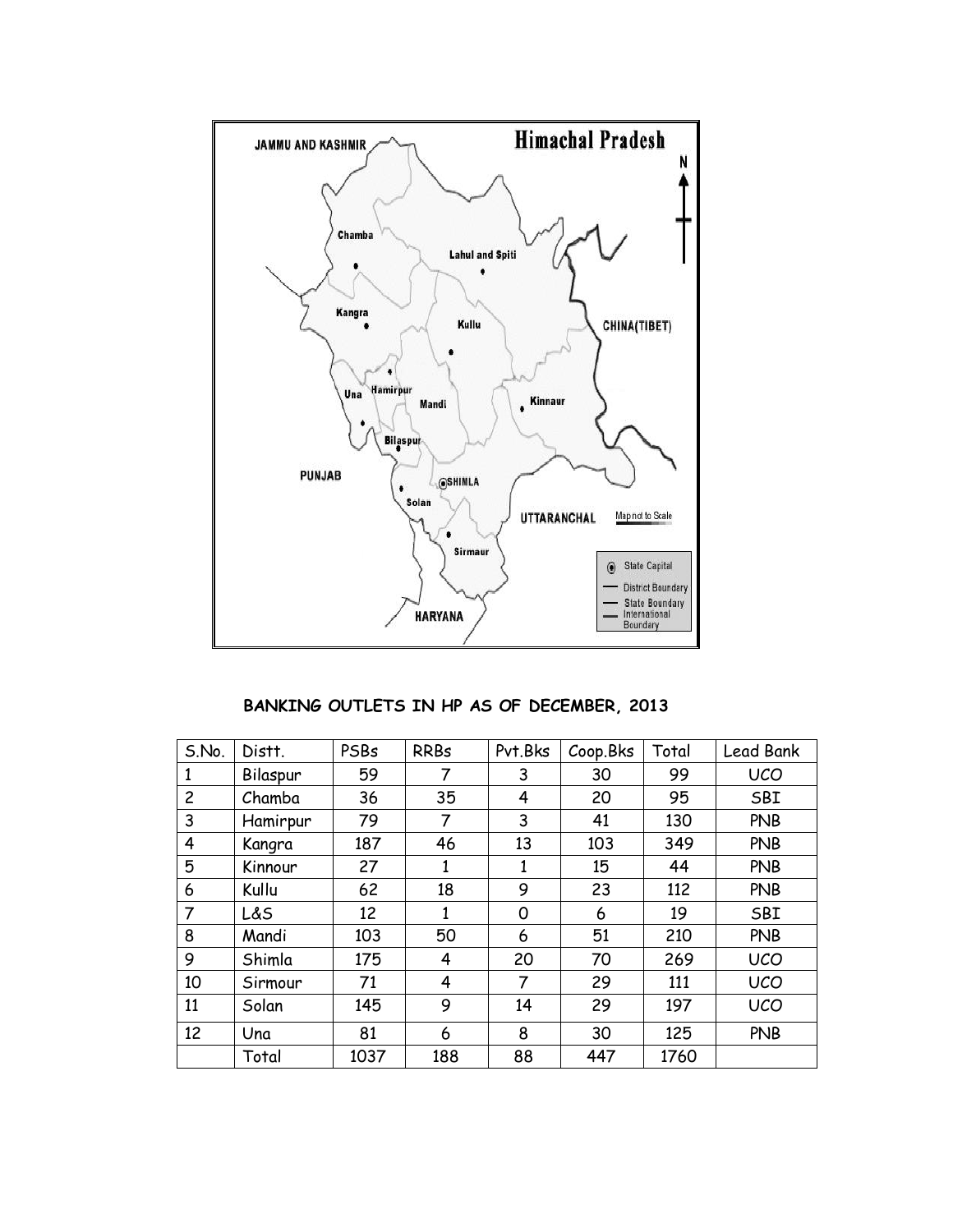**BANKING OUTLETS IN HP AS OF DECEMBER, 2013**

| S.No. | Distt. | PSBs | RRBs | Pvt.Bks | Coop.Bks | Total | Lead Bank |
|---|---|---|---|---|---|---|---|
| 1 | Bilaspur | 59 | 7 | 3 | 30 | 99 | UCO |
| 2 | Chamba | 36 | 35 | 4 | 20 | 95 | SBI |
| 3 | Hamirpur | 79 | 7 | 3 | 41 | 130 | PNB |
| 4 | Kangra | 187 | 46 | 13 | 103 | 349 | PNB |
| 5 | Kinnour | 27 | 1 | 1 | 15 | 44 | PNB |
| 6 | Kullu | 62 | 18 | 9 | 23 | 112 | PNB |
| 7 | L&S | 12 | 1 | 0 | 6 | 19 | SBI |
| 8 | Mandi | 103 | 50 | 6 | 51 | 210 | PNB |
| 9 | Shimla | 175 | 4 | 20 | 70 | 269 | UCO |
| 10 | Sirmour | 71 | 4 | 7 | 29 | 111 | UCO |
| 11 | Solan | 145 | 9 | 14 | 29 | 197 | UCO |
| 12 | Una | 81 | 6 | 8 | 30 | 125 | PNB |
| | Total | 1037 | 188 | 88 | 447 | 1760 | |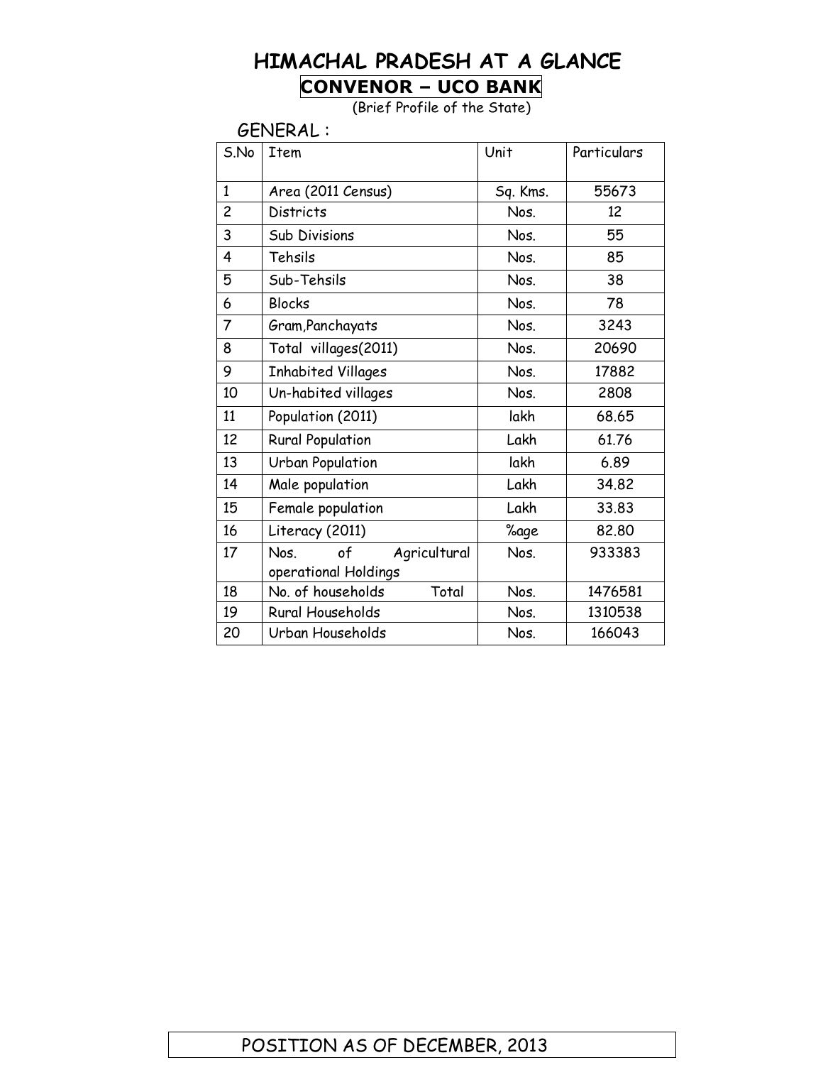# HIMACHAL PRADESH AT A GLANCE

## CONVENOR – UCO BANK

(Brief Profile of the State)

GENERAL :

| S.No | Item | Unit | Particulars |
|---|---|---|---|
| 1 | Area (2011 Census) | Sq. Kms. | 55673 |
| 2 | Districts | Nos. | 12 |
| 3 | Sub Divisions | Nos. | 55 |
| 4 | Tehsils | Nos. | 85 |
| 5 | Sub-Tehsils | Nos. | 38 |
| 6 | Blocks | Nos. | 78 |
| 7 | Gram,Panchayats | Nos. | 3243 |
| 8 | Total villages(2011) | Nos. | 20690 |
| 9 | Inhabited Villages | Nos. | 17882 |
| 10 | Un-habited villages | Nos. | 2808 |
| 11 | Population (2011) | lakh | 68.65 |
| 12 | Rural Population | Lakh | 61.76 |
| 13 | Urban Population | lakh | 6.89 |
| 14 | Male population | Lakh | 34.82 |
| 15 | Female population | Lakh | 33.83 |
| 16 | Literacy (2011) | %age | 82.80 |
| 17 | Nos. of Agricultural operational Holdings | Nos. | 933383 |
| 18 | No. of households Total | Nos. | 1476581 |
| 19 | Rural Households | Nos. | 1310538 |
| 20 | Urban Households | Nos. | 166043 |

POSITION AS OF DECEMBER, 2013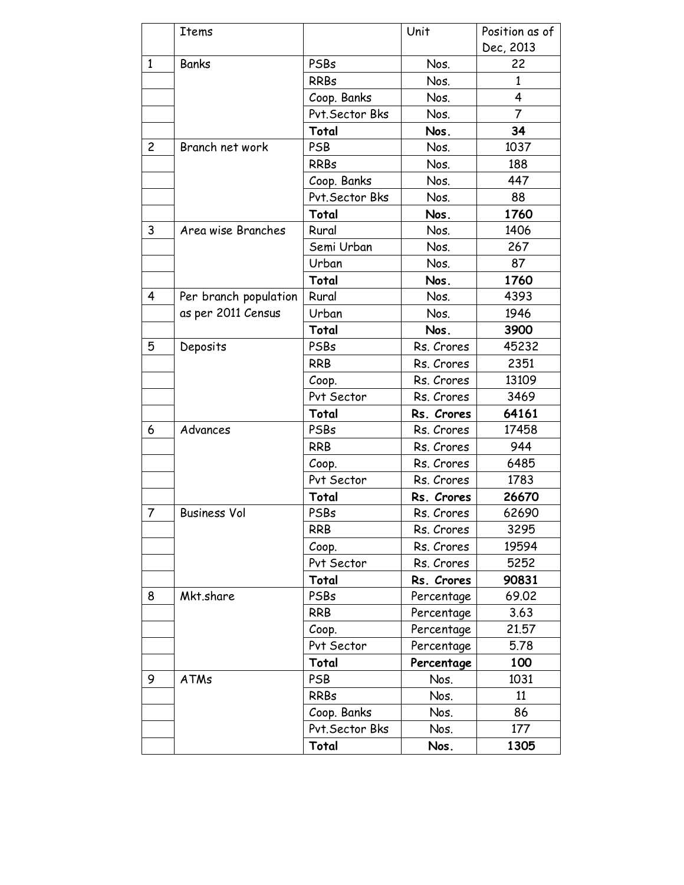|   | Items |   | Unit | Position as of Dec, 2013 |
|---|---|---|---|---|
| 1 | Banks | PSBs | Nos. | 22 |
|   |   | RRBs | Nos. | 1 |
|   |   | Coop. Banks | Nos. | 4 |
|   |   | Pvt.Sector Bks | Nos. | 7 |
|   |   | **Total** | **Nos.** | **34** |
| 2 | Branch net work | PSB | Nos. | 1037 |
|   |   | RRBs | Nos. | 188 |
|   |   | Coop. Banks | Nos. | 447 |
|   |   | Pvt.Sector Bks | Nos. | 88 |
|   |   | **Total** | **Nos.** | **1760** |
| 3 | Area wise Branches | Rural | Nos. | 1406 |
|   |   | Semi Urban | Nos. | 267 |
|   |   | Urban | Nos. | 87 |
|   |   | **Total** | **Nos.** | **1760** |
| 4 | Per branch population as per 2011 Census | Rural | Nos. | 4393 |
|   |   | Urban | Nos. | 1946 |
|   |   | **Total** | **Nos.** | **3900** |
| 5 | Deposits | PSBs | Rs. Crores | 45232 |
|   |   | RRB | Rs. Crores | 2351 |
|   |   | Coop. | Rs. Crores | 13109 |
|   |   | Pvt Sector | Rs. Crores | 3469 |
|   |   | **Total** | **Rs. Crores** | **64161** |
| 6 | Advances | PSBs | Rs. Crores | 17458 |
|   |   | RRB | Rs. Crores | 944 |
|   |   | Coop. | Rs. Crores | 6485 |
|   |   | Pvt Sector | Rs. Crores | 1783 |
|   |   | **Total** | **Rs. Crores** | **26670** |
| 7 | Business Vol | PSBs | Rs. Crores | 62690 |
|   |   | RRB | Rs. Crores | 3295 |
|   |   | Coop. | Rs. Crores | 19594 |
|   |   | Pvt Sector | Rs. Crores | 5252 |
|   |   | **Total** | **Rs. Crores** | **90831** |
| 8 | Mkt.share | PSBs | Percentage | 69.02 |
|   |   | RRB | Percentage | 3.63 |
|   |   | Coop. | Percentage | 21.57 |
|   |   | Pvt Sector | Percentage | 5.78 |
|   |   | **Total** | **Percentage** | **100** |
| 9 | ATMs | PSB | Nos. | 1031 |
|   |   | RRBs | Nos. | 11 |
|   |   | Coop. Banks | Nos. | 86 |
|   |   | Pvt.Sector Bks | Nos. | 177 |
|   |   | **Total** | **Nos.** | **1305** |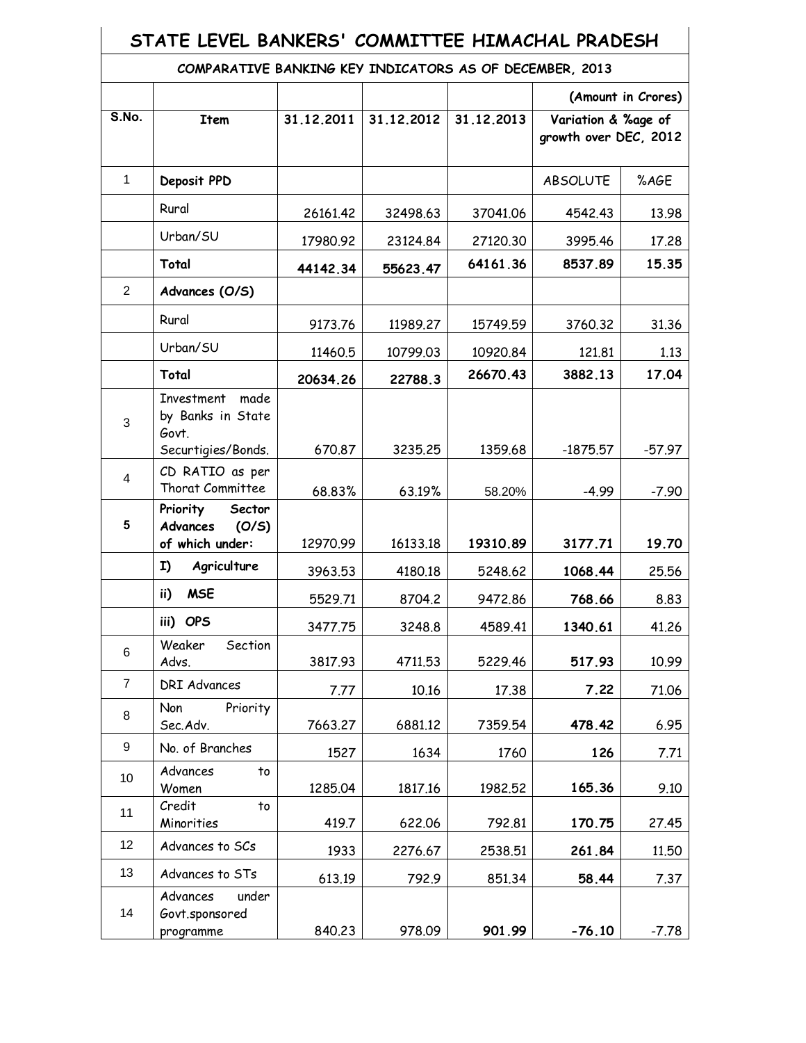# STATE LEVEL BANKERS' COMMITTEE HIMACHAL PRADESH

## COMPARATIVE BANKING KEY INDICATORS AS OF DECEMBER, 2013

| | | | | | (Amount in Crores) | |
|---|---|---|---|---|---|---|
| S.No. | Item | 31.12.2011 | 31.12.2012 | 31.12.2013 | Variation & %age of growth over DEC, 2012 | |
| 1 | **Deposit PPD** | | | | ABSOLUTE | %AGE |
| | Rural | 26161.42 | 32498.63 | 37041.06 | 4542.43 | 13.98 |
| | Urban/SU | 17980.92 | 23124.84 | 27120.30 | 3995.46 | 17.28 |
| | **Total** | **44142.34** | **55623.47** | **64161.36** | **8537.89** | **15.35** |
| 2 | **Advances (O/S)** | | | | | |
| | Rural | 9173.76 | 11989.27 | 15749.59 | 3760.32 | 31.36 |
| | Urban/SU | 11460.5 | 10799.03 | 10920.84 | 121.81 | 1.13 |
| | **Total** | **20634.26** | **22788.3** | **26670.43** | **3882.13** | **17.04** |
| 3 | Investment made by Banks in State Govt. Securtigies/Bonds. | 670.87 | 3235.25 | 1359.68 | -1875.57 | -57.97 |
| 4 | CD RATIO as per Thorat Committee | 68.83% | 63.19% | 58.20% | -4.99 | -7.90 |
| **5** | **Priority Sector Advances (O/S) of which under:** | 12970.99 | 16133.18 | **19310.89** | **3177.71** | **19.70** |
| | **I) Agriculture** | 3963.53 | 4180.18 | 5248.62 | **1068.44** | 25.56 |
| | **ii) MSE** | 5529.71 | 8704.2 | 9472.86 | **768.66** | 8.83 |
| | **iii) OPS** | 3477.75 | 3248.8 | 4589.41 | **1340.61** | 41.26 |
| 6 | Weaker Section Advs. | 3817.93 | 4711.53 | 5229.46 | **517.93** | 10.99 |
| 7 | DRI Advances | 7.77 | 10.16 | 17.38 | **7.22** | 71.06 |
| 8 | Non Priority Sec.Adv. | 7663.27 | 6881.12 | 7359.54 | **478.42** | 6.95 |
| 9 | No. of Branches | 1527 | 1634 | 1760 | **126** | 7.71 |
| 10 | Advances to Women | 1285.04 | 1817.16 | 1982.52 | **165.36** | 9.10 |
| 11 | Credit to Minorities | 419.7 | 622.06 | 792.81 | **170.75** | 27.45 |
| 12 | Advances to SCs | 1933 | 2276.67 | 2538.51 | **261.84** | 11.50 |
| 13 | Advances to STs | 613.19 | 792.9 | 851.34 | **58.44** | 7.37 |
| 14 | Advances under Govt.sponsored programme | 840.23 | 978.09 | **901.99** | **-76.10** | -7.78 |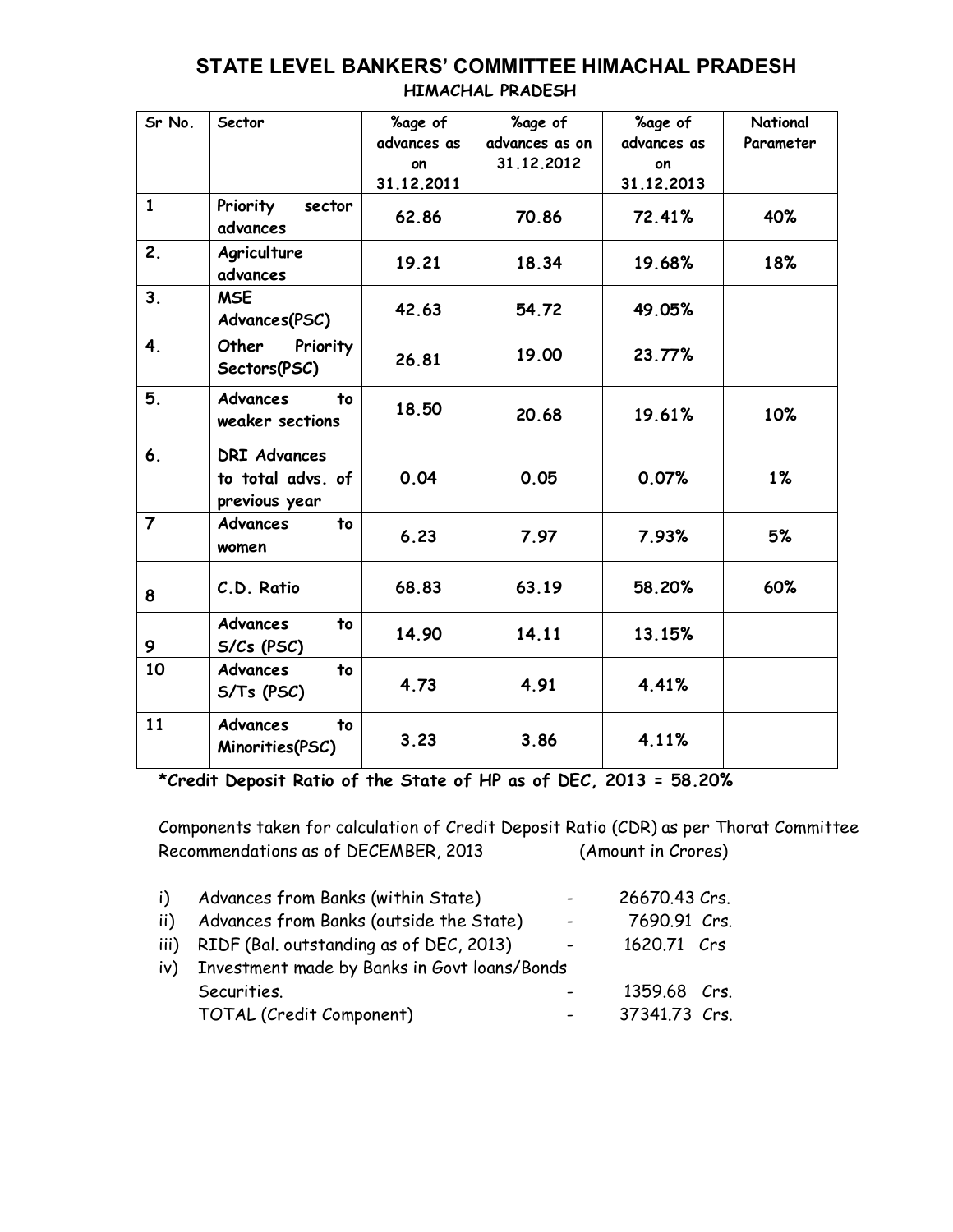# STATE LEVEL BANKERS' COMMITTEE HIMACHAL PRADESH

## HIMACHAL PRADESH

| Sr No. | Sector | %age of advances as on 31.12.2011 | %age of advances as on 31.12.2012 | %age of advances as on 31.12.2013 | National Parameter |
|---|---|---|---|---|---|
| 1 | Priority sector advances | 62.86 | 70.86 | 72.41% | 40% |
| 2. | Agriculture advances | 19.21 | 18.34 | 19.68% | 18% |
| 3. | MSE Advances(PSC) | 42.63 | 54.72 | 49.05% | |
| 4. | Other Priority Sectors(PSC) | 26.81 | 19.00 | 23.77% | |
| 5. | Advances to weaker sections | 18.50 | 20.68 | 19.61% | 10% |
| 6. | DRI Advances to total advs. of previous year | 0.04 | 0.05 | 0.07% | 1% |
| 7 | Advances to women | 6.23 | 7.97 | 7.93% | 5% |
| 8 | C.D. Ratio | 68.83 | 63.19 | 58.20% | 60% |
| 9 | Advances to S/Cs (PSC) | 14.90 | 14.11 | 13.15% | |
| 10 | Advances to S/Ts (PSC) | 4.73 | 4.91 | 4.41% | |
| 11 | Advances to Minorities(PSC) | 3.23 | 3.86 | 4.11% | |

**\*Credit Deposit Ratio of the State of HP as of DEC, 2013 = 58.20%**

Components taken for calculation of Credit Deposit Ratio (CDR) as per Thorat Committee Recommendations as of DECEMBER, 2013 (Amount in Crores)

| | | | |
|---|---|---|---|
| i) | Advances from Banks (within State) | - | 26670.43 Crs. |
| ii) | Advances from Banks (outside the State) | - | 7690.91 Crs. |
| iii) | RIDF (Bal. outstanding as of DEC, 2013) | - | 1620.71 Crs |
| iv) | Investment made by Banks in Govt loans/Bonds Securities. | - | 1359.68 Crs. |
| | TOTAL (Credit Component) | - | 37341.73 Crs. |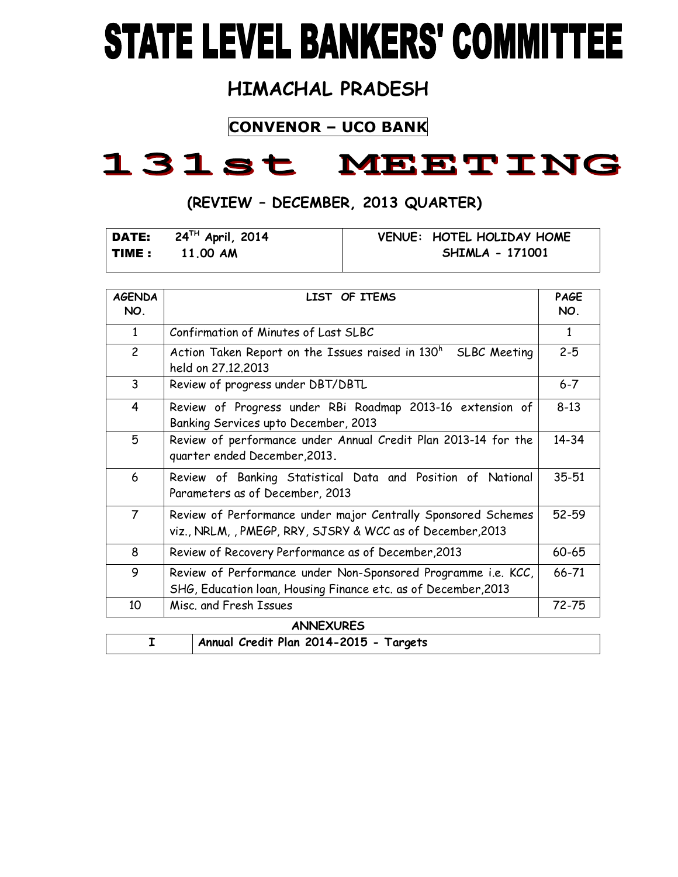# STATE LEVEL BANKERS' COMMITTEE

## HIMACHAL PRADESH

**CONVENOR – UCO BANK**

# 131st MEETING

### (REVIEW – DECEMBER, 2013 QUARTER)

| **DATE:** 24[TH] April, 2014 **TIME :** 11.00 AM | **VENUE:** HOTEL HOLIDAY HOME SHIMLA - 171001 |
|---|---|

| AGENDA NO. | LIST OF ITEMS | PAGE NO. |
|---|---|---|
| 1 | Confirmation of Minutes of Last SLBC | 1 |
| 2 | Action Taken Report on the Issues raised in 130[h] SLBC Meeting held on 27.12.2013 | 2-5 |
| 3 | Review of progress under DBT/DBTL | 6-7 |
| 4 | Review of Progress under RBi Roadmap 2013-16 extension of Banking Services upto December, 2013 | 8-13 |
| 5 | Review of performance under Annual Credit Plan 2013-14 for the quarter ended December,2013. | 14-34 |
| 6 | Review of Banking Statistical Data and Position of National Parameters as of December, 2013 | 35-51 |
| 7 | Review of Performance under major Centrally Sponsored Schemes viz., NRLM, , PMEGP, RRY, SJSRY & WCC as of December,2013 | 52-59 |
| 8 | Review of Recovery Performance as of December,2013 | 60-65 |
| 9 | Review of Performance under Non-Sponsored Programme i.e. KCC, SHG, Education loan, Housing Finance etc. as of December,2013 | 66-71 |
| 10 | Misc. and Fresh Issues | 72-75 |

**ANNEXURES**

| I | **Annual Credit Plan 2014-2015 - Targets** |
|---|---|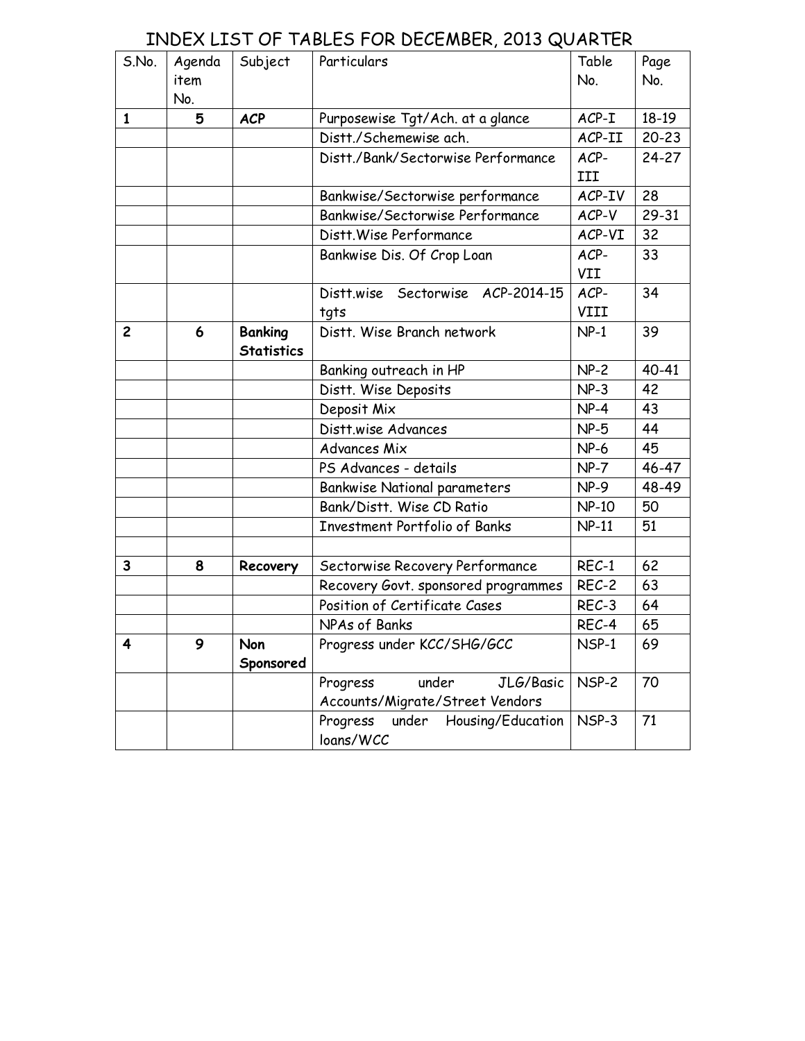# INDEX LIST OF TABLES FOR DECEMBER, 2013 QUARTER

| S.No. | Agenda item No. | Subject | Particulars | Table No. | Page No. |
|---|---|---|---|---|---|
| **1** | **5** | **ACP** | Purposewise Tgt/Ach. at a glance | ACP-I | 18-19 |
| | | | Distt./Schemewise ach. | ACP-II | 20-23 |
| | | | Distt./Bank/Sectorwise Performance | ACP-III | 24-27 |
| | | | Bankwise/Sectorwise performance | ACP-IV | 28 |
| | | | Bankwise/Sectorwise Performance | ACP-V | 29-31 |
| | | | Distt.Wise Performance | ACP-VI | 32 |
| | | | Bankwise Dis. Of Crop Loan | ACP-VII | 33 |
| | | | Distt.wise Sectorwise ACP-2014-15 tgts | ACP-VIII | 34 |
| **2** | **6** | **Banking Statistics** | Distt. Wise Branch network | NP-1 | 39 |
| | | | Banking outreach in HP | NP-2 | 40-41 |
| | | | Distt. Wise Deposits | NP-3 | 42 |
| | | | Deposit Mix | NP-4 | 43 |
| | | | Distt.wise Advances | NP-5 | 44 |
| | | | Advances Mix | NP-6 | 45 |
| | | | PS Advances - details | NP-7 | 46-47 |
| | | | Bankwise National parameters | NP-9 | 48-49 |
| | | | Bank/Distt. Wise CD Ratio | NP-10 | 50 |
| | | | Investment Portfolio of Banks | NP-11 | 51 |
| | | | | | |
| **3** | **8** | **Recovery** | Sectorwise Recovery Performance | REC-1 | 62 |
| | | | Recovery Govt. sponsored programmes | REC-2 | 63 |
| | | | Position of Certificate Cases | REC-3 | 64 |
| | | | NPAs of Banks | REC-4 | 65 |
| **4** | **9** | **Non Sponsored** | Progress under KCC/SHG/GCC | NSP-1 | 69 |
| | | | Progress under JLG/Basic Accounts/Migrate/Street Vendors | NSP-2 | 70 |
| | | | Progress under Housing/Education loans/WCC | NSP-3 | 71 |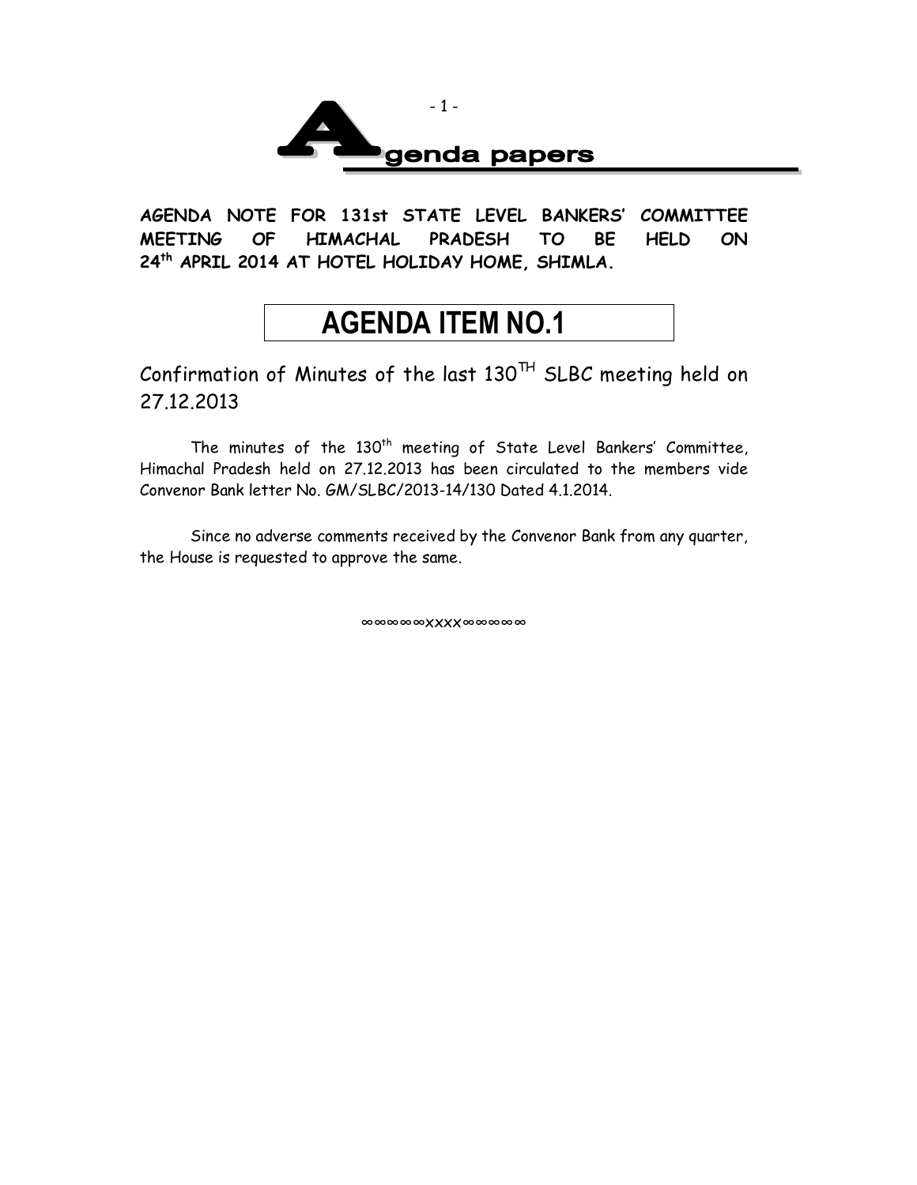# Agenda papers

**AGENDA NOTE FOR 131st STATE LEVEL BANKERS' COMMITTEE MEETING OF HIMACHAL PRADESH TO BE HELD ON 24th APRIL 2014 AT HOTEL HOLIDAY HOME, SHIMLA.**

## AGENDA ITEM NO.1

Confirmation of Minutes of the last 130TH SLBC meeting held on 27.12.2013

The minutes of the 130th meeting of State Level Bankers' Committee, Himachal Pradesh held on 27.12.2013 has been circulated to the members vide Convenor Bank letter No. GM/SLBC/2013-14/130 Dated 4.1.2014.

Since no adverse comments received by the Convenor Bank from any quarter, the House is requested to approve the same.

∞∞∞∞∞xxxx∞∞∞∞∞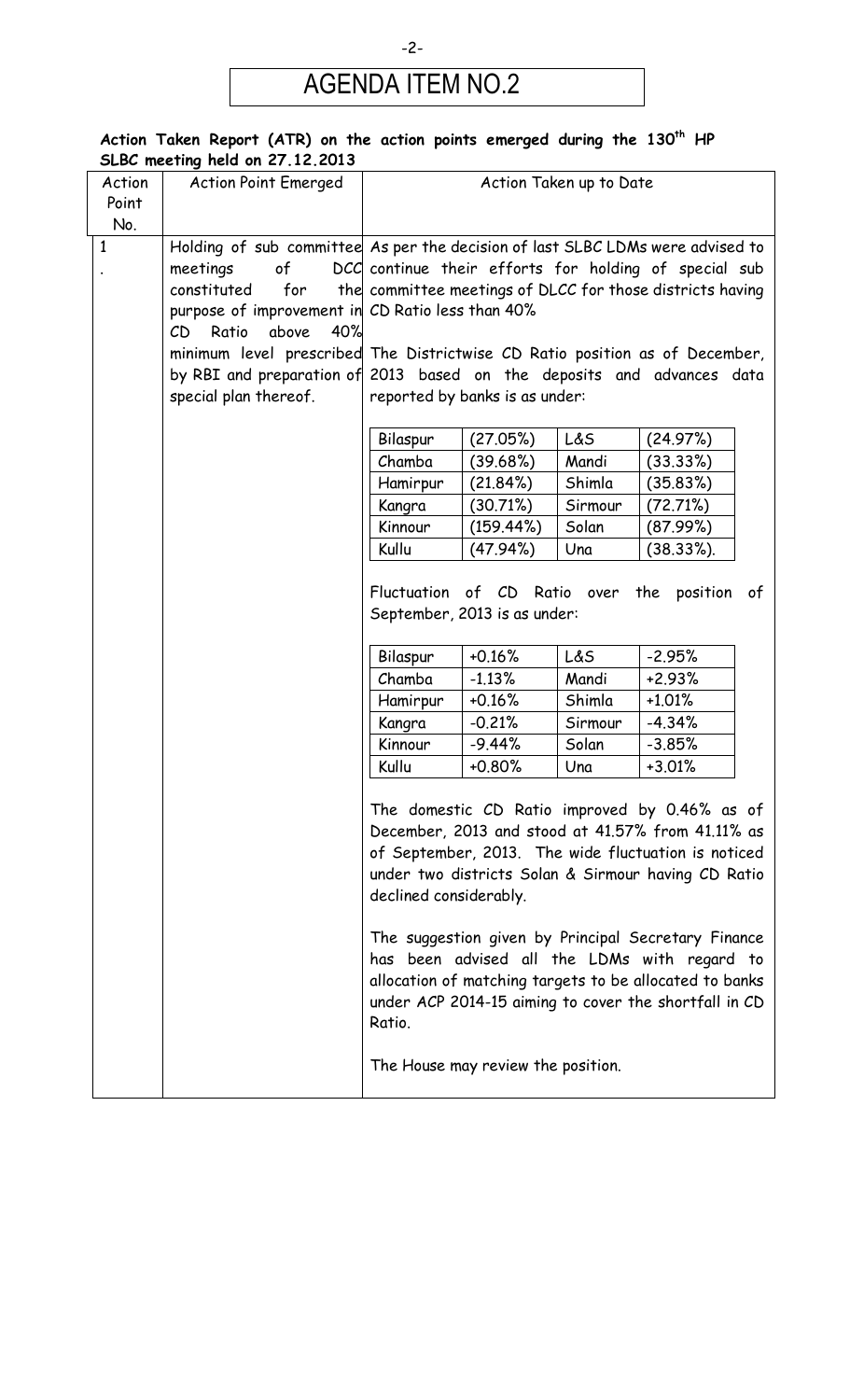# AGENDA ITEM NO.2

**Action Taken Report (ATR) on the action points emerged during the 130th HP SLBC meeting held on 27.12.2013**

| Action Point No. | Action Point Emerged | Action Taken up to Date |
|---|---|---|
| 1. | Holding of sub committee meetings of DCC constituted for the purpose of improvement in CD Ratio above 40% minimum level prescribed by RBI and preparation of special plan thereof. | As per the decision of last SLBC LDMs were advised to continue their efforts for holding of special sub committee meetings of DLCC for those districts having CD Ratio less than 40%<br><br>The Districtwise CD Ratio position as of December, 2013 based on the deposits and advances data reported by banks is as under:<br><br>Bilaspur (27.05%), L&S (24.97%)<br>Chamba (39.68%), Mandi (33.33%)<br>Hamirpur (21.84%), Shimla (35.83%)<br>Kangra (30.71%), Sirmour (72.71%)<br>Kinnour (159.44%), Solan (87.99%)<br>Kullu (47.94%), Una (38.33%).<br><br>Fluctuation of CD Ratio over the position of September, 2013 is as under:<br><br>Bilaspur +0.16%, L&S -2.95%<br>Chamba -1.13%, Mandi +2.93%<br>Hamirpur +0.16%, Shimla +1.01%<br>Kangra -0.21%, Sirmour -4.34%<br>Kinnour -9.44%, Solan -3.85%<br>Kullu +0.80%, Una +3.01%<br><br>The domestic CD Ratio improved by 0.46% as of December, 2013 and stood at 41.57% from 41.11% as of September, 2013. The wide fluctuation is noticed under two districts Solan & Sirmour having CD Ratio declined considerably.<br><br>The suggestion given by Principal Secretary Finance has been advised all the LDMs with regard to allocation of matching targets to be allocated to banks under ACP 2014-15 aiming to cover the shortfall in CD Ratio.<br><br>The House may review the position. |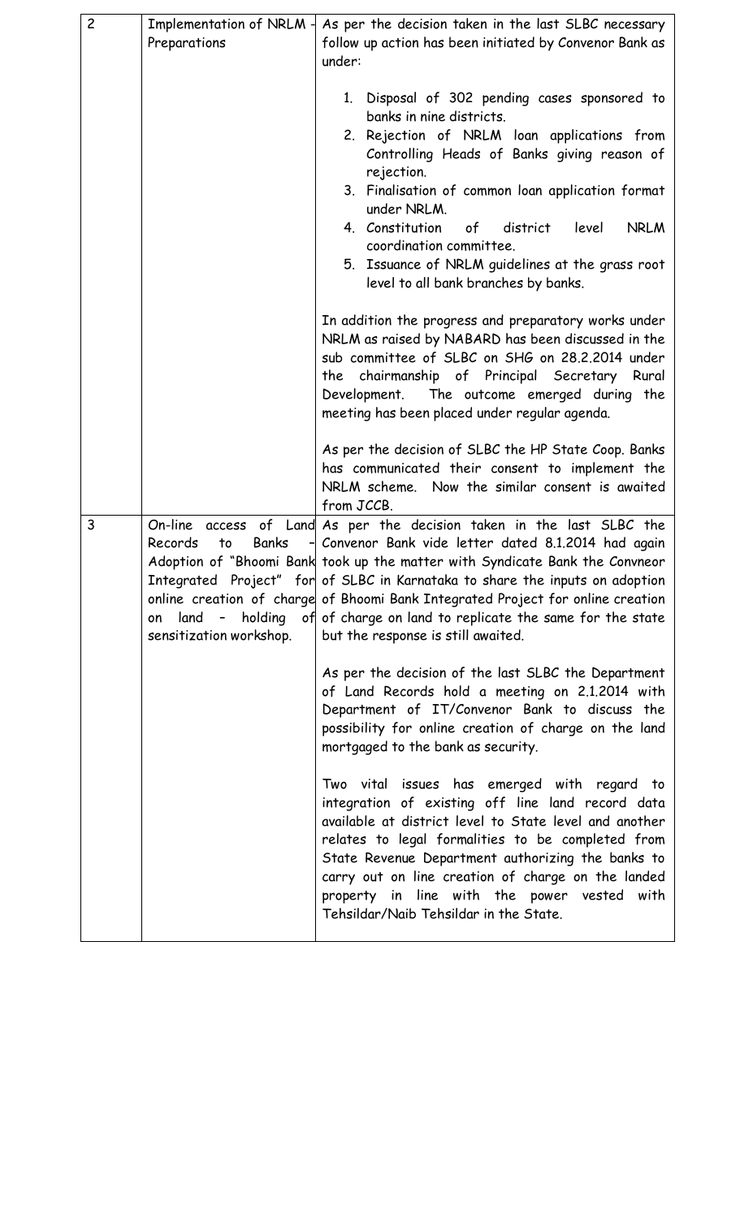| 2 | Implementation of NRLM - Preparations | As per the decision taken in the last SLBC necessary follow up action has been initiated by Convenor Bank as under:<br><br>1. Disposal of 302 pending cases sponsored to banks in nine districts.<br>2. Rejection of NRLM loan applications from Controlling Heads of Banks giving reason of rejection.<br>3. Finalisation of common loan application format under NRLM.<br>4. Constitution of district level NRLM coordination committee.<br>5. Issuance of NRLM guidelines at the grass root level to all bank branches by banks.<br><br>In addition the progress and preparatory works under NRLM as raised by NABARD has been discussed in the sub committee of SLBC on SHG on 28.2.2014 under the chairmanship of Principal Secretary Rural Development. The outcome emerged during the meeting has been placed under regular agenda.<br><br>As per the decision of SLBC the HP State Coop. Banks has communicated their consent to implement the NRLM scheme. Now the similar consent is awaited from JCCB. |
|---|---|---|
| 3 | On-line access of Land Records to Banks - Adoption of "Bhoomi Bank Integrated Project" for online creation of charge on land - holding of sensitization workshop. | As per the decision taken in the last SLBC the Convenor Bank vide letter dated 8.1.2014 had again took up the matter with Syndicate Bank the Convneor of SLBC in Karnataka to share the inputs on adoption of Bhoomi Bank Integrated Project for online creation of charge on land to replicate the same for the state but the response is still awaited.<br><br>As per the decision of the last SLBC the Department of Land Records hold a meeting on 2.1.2014 with Department of IT/Convenor Bank to discuss the possibility for online creation of charge on the land mortgaged to the bank as security.<br><br>Two vital issues has emerged with regard to integration of existing off line land record data available at district level to State level and another relates to legal formalities to be completed from State Revenue Department authorizing the banks to carry out on line creation of charge on the landed property in line with the power vested with Tehsildar/Naib Tehsildar in the State. |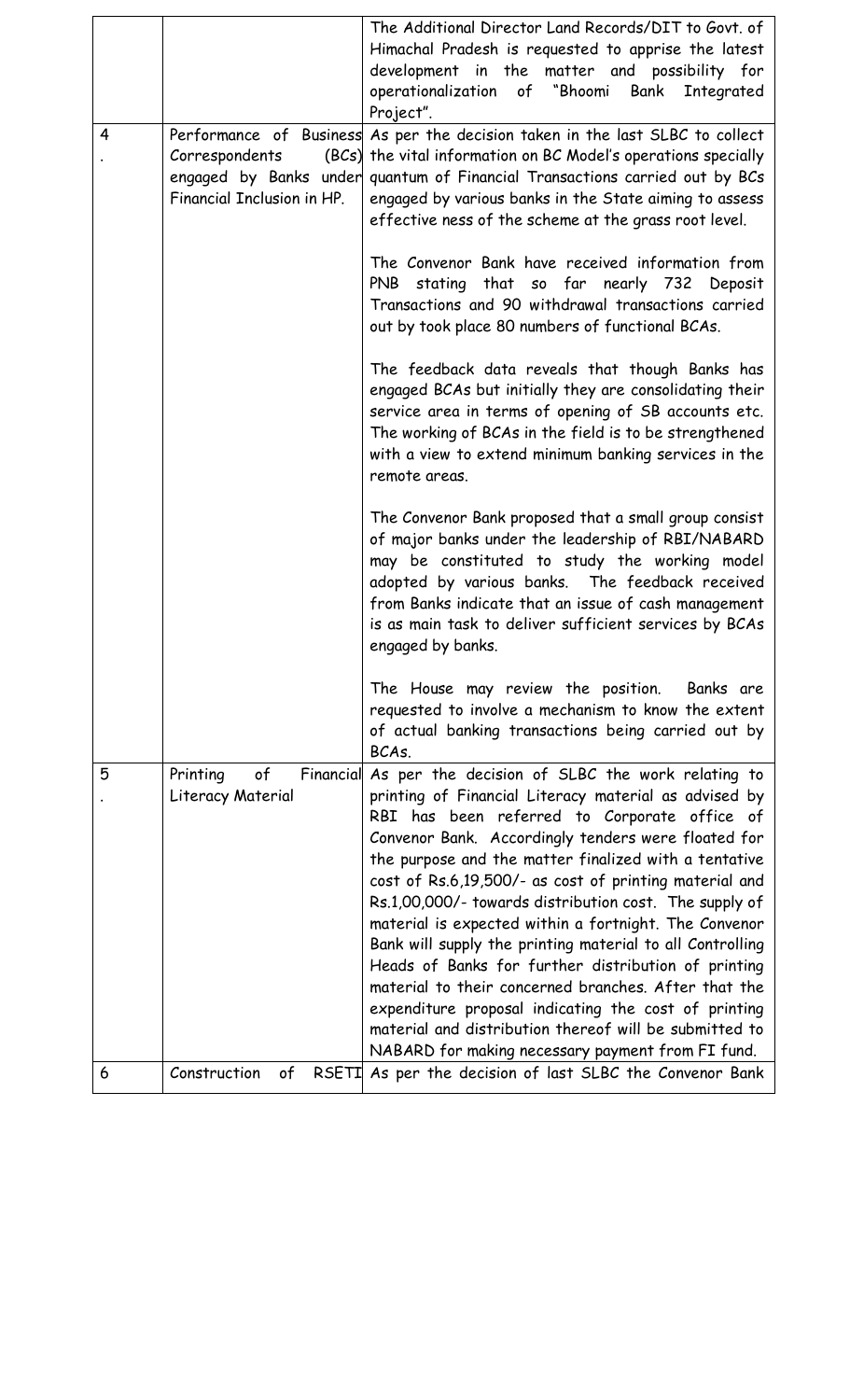|  |  |  |
|---|---|---|
|  |  | The Additional Director Land Records/DIT to Govt. of Himachal Pradesh is requested to apprise the latest development in the matter and possibility for operationalization of "Bhoomi Bank Integrated Project". |
| 4. | Performance of Business Correspondents (BCs) engaged by Banks under Financial Inclusion in HP. | As per the decision taken in the last SLBC to collect the vital information on BC Model's operations specially quantum of Financial Transactions carried out by BCs engaged by various banks in the State aiming to assess effective ness of the scheme at the grass root level.<br><br>The Convenor Bank have received information from PNB stating that so far nearly 732 Deposit Transactions and 90 withdrawal transactions carried out by took place 80 numbers of functional BCAs.<br><br>The feedback data reveals that though Banks has engaged BCAs but initially they are consolidating their service area in terms of opening of SB accounts etc. The working of BCAs in the field is to be strengthened with a view to extend minimum banking services in the remote areas.<br><br>The Convenor Bank proposed that a small group consist of major banks under the leadership of RBI/NABARD may be constituted to study the working model adopted by various banks. The feedback received from Banks indicate that an issue of cash management is as main task to deliver sufficient services by BCAs engaged by banks.<br><br>The House may review the position. Banks are requested to involve a mechanism to know the extent of actual banking transactions being carried out by BCAs. |
| 5. | Printing of Financial Literacy Material | As per the decision of SLBC the work relating to printing of Financial Literacy material as advised by RBI has been referred to Corporate office of Convenor Bank. Accordingly tenders were floated for the purpose and the matter finalized with a tentative cost of Rs.6,19,500/- as cost of printing material and Rs.1,00,000/- towards distribution cost. The supply of material is expected within a fortnight. The Convenor Bank will supply the printing material to all Controlling Heads of Banks for further distribution of printing material to their concerned branches. After that the expenditure proposal indicating the cost of printing material and distribution thereof will be submitted to NABARD for making necessary payment from FI fund. |
| 6 | Construction of RSETI | As per the decision of last SLBC the Convenor Bank |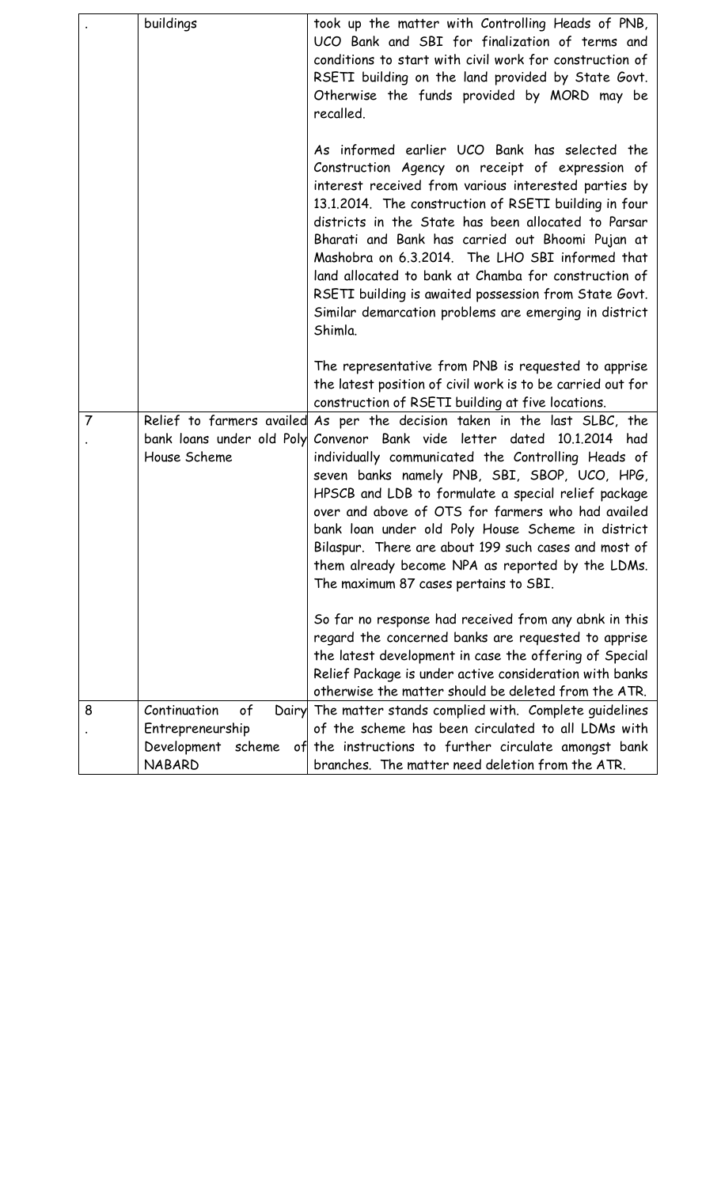| | | |
|---|---|---|
| . | buildings | took up the matter with Controlling Heads of PNB, UCO Bank and SBI for finalization of terms and conditions to start with civil work for construction of RSETI building on the land provided by State Govt. Otherwise the funds provided by MORD may be recalled.<br><br>As informed earlier UCO Bank has selected the Construction Agency on receipt of expression of interest received from various interested parties by 13.1.2014. The construction of RSETI building in four districts in the State has been allocated to Parsar Bharati and Bank has carried out Bhoomi Pujan at Mashobra on 6.3.2014. The LHO SBI informed that land allocated to bank at Chamba for construction of RSETI building is awaited possession from State Govt. Similar demarcation problems are emerging in district Shimla.<br><br>The representative from PNB is requested to apprise the latest position of civil work is to be carried out for construction of RSETI building at five locations. |
| 7. | Relief to farmers availed bank loans under old Poly House Scheme | As per the decision taken in the last SLBC, the Convenor Bank vide letter dated 10.1.2014 had individually communicated the Controlling Heads of seven banks namely PNB, SBI, SBOP, UCO, HPG, HPSCB and LDB to formulate a special relief package over and above of OTS for farmers who had availed bank loan under old Poly House Scheme in district Bilaspur. There are about 199 such cases and most of them already become NPA as reported by the LDMs. The maximum 87 cases pertains to SBI.<br><br>So far no response had received from any abnk in this regard the concerned banks are requested to apprise the latest development in case the offering of Special Relief Package is under active consideration with banks otherwise the matter should be deleted from the ATR. |
| 8. | Continuation of Dairy Entrepreneurship Development scheme of NABARD | The matter stands complied with. Complete guidelines of the scheme has been circulated to all LDMs with the instructions to further circulate amongst bank branches. The matter need deletion from the ATR. |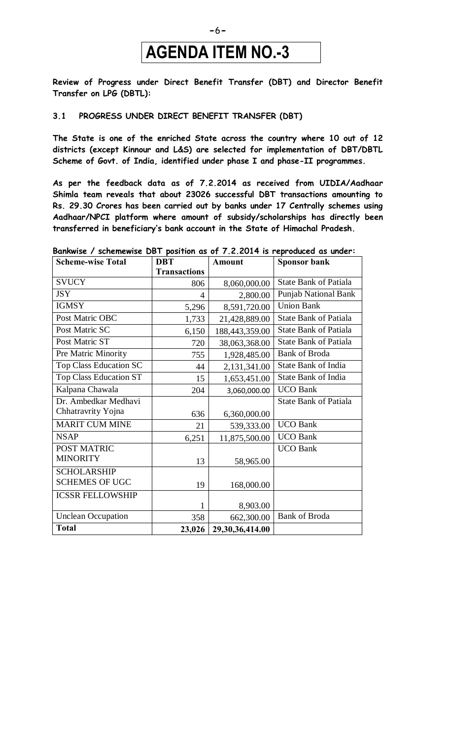# AGENDA ITEM NO.-3

**Review of Progress under Direct Benefit Transfer (DBT) and Director Benefit Transfer on LPG (DBTL):**

### 3.1 PROGRESS UNDER DIRECT BENEFIT TRANSFER (DBT)

**The State is one of the enriched State across the country where 10 out of 12 districts (except Kinnour and L&S) are selected for implementation of DBT/DBTL Scheme of Govt. of India, identified under phase I and phase-II programmes.**

**As per the feedback data as of 7.2.2014 as received from UIDIA/Aadhaar Shimla team reveals that about 23026 successful DBT transactions amounting to Rs. 29.30 Crores has been carried out by banks under 17 Centrally schemes using Aadhaar/NPCI platform where amount of subsidy/scholarships has directly been transferred in beneficiary's bank account in the State of Himachal Pradesh.**

**Bankwise / schemewise DBT position as of 7.2.2014 is reproduced as under:**

| Scheme-wise Total | DBT Transactions | Amount | Sponsor bank |
|---|---|---|---|
| SVUCY | 806 | 8,060,000.00 | State Bank of Patiala |
| JSY | 4 | 2,800.00 | Punjab National Bank |
| IGMSY | 5,296 | 8,591,720.00 | Union Bank |
| Post Matric OBC | 1,733 | 21,428,889.00 | State Bank of Patiala |
| Post Matric SC | 6,150 | 188,443,359.00 | State Bank of Patiala |
| Post Matric ST | 720 | 38,063,368.00 | State Bank of Patiala |
| Pre Matric Minority | 755 | 1,928,485.00 | Bank of Broda |
| Top Class Education SC | 44 | 2,131,341.00 | State Bank of India |
| Top Class Education ST | 15 | 1,653,451.00 | State Bank of India |
| Kalpana Chawala | 204 | 3,060,000.00 | UCO Bank |
| Dr. Ambedkar Medhavi Chhatravrity Yojna | 636 | 6,360,000.00 | State Bank of Patiala |
| MARIT CUM MINE | 21 | 539,333.00 | UCO Bank |
| NSAP | 6,251 | 11,875,500.00 | UCO Bank |
| POST MATRIC MINORITY | 13 | 58,965.00 | UCO Bank |
| SCHOLARSHIP SCHEMES OF UGC | 19 | 168,000.00 | |
| ICSSR FELLOWSHIP | 1 | 8,903.00 | |
| Unclean Occupation | 358 | 662,300.00 | Bank of Broda |
| **Total** | **23,026** | **29,30,36,414.00** | |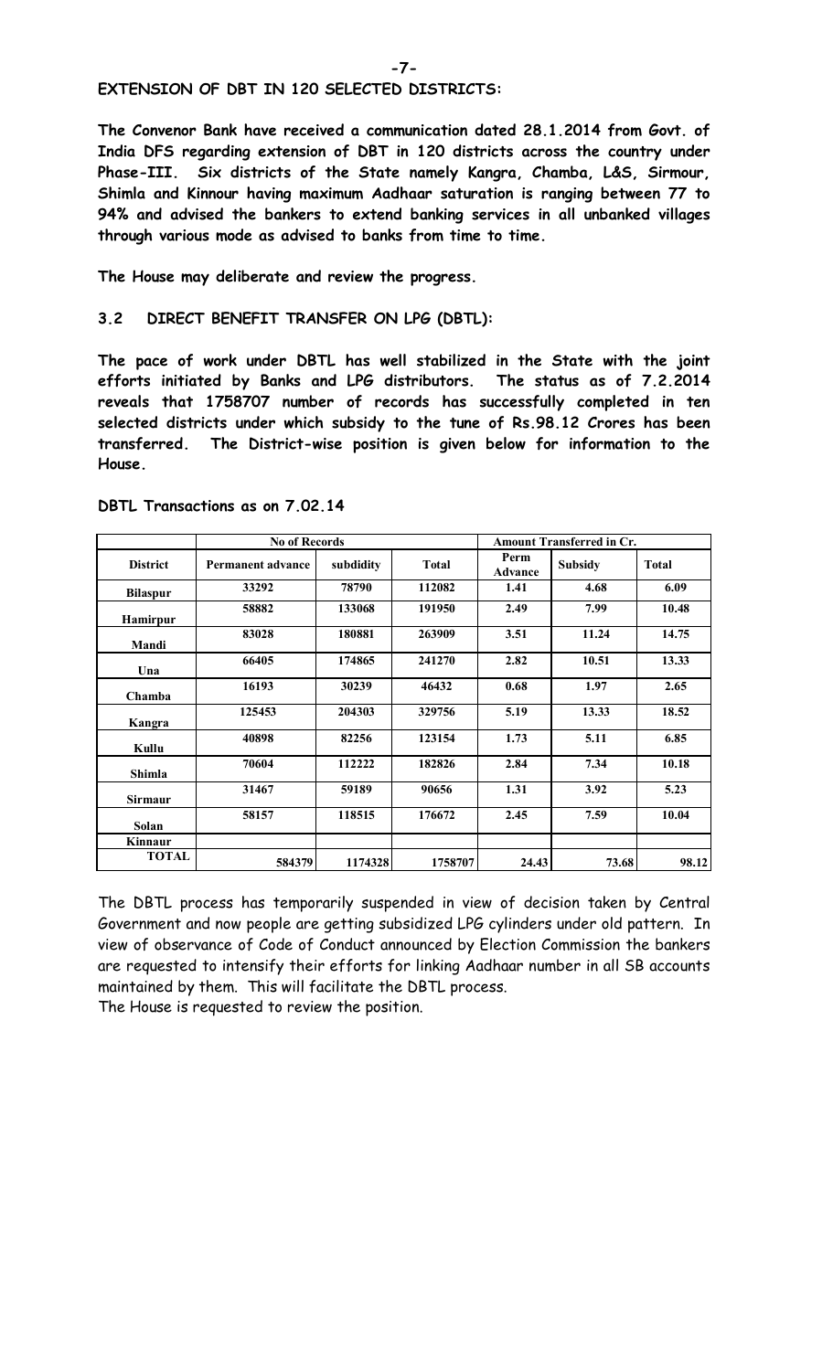**EXTENSION OF DBT IN 120 SELECTED DISTRICTS:**

**The Convenor Bank have received a communication dated 28.1.2014 from Govt. of India DFS regarding extension of DBT in 120 districts across the country under Phase-III. Six districts of the State namely Kangra, Chamba, L&S, Sirmour, Shimla and Kinnour having maximum Aadhaar saturation is ranging between 77 to 94% and advised the bankers to extend banking services in all unbanked villages through various mode as advised to banks from time to time.**

**The House may deliberate and review the progress.**

### 3.2 DIRECT BENEFIT TRANSFER ON LPG (DBTL):

**The pace of work under DBTL has well stabilized in the State with the joint efforts initiated by Banks and LPG distributors. The status as of 7.2.2014 reveals that 1758707 number of records has successfully completed in ten selected districts under which subsidy to the tune of Rs.98.12 Crores has been transferred. The District-wise position is given below for information to the House.**

**DBTL Transactions as on 7.02.14**

| | No of Records | | | Amount Transferred in Cr. | | |
|---|---|---|---|---|---|---|
| District | Permanent advance | subdidity | Total | Perm Advance | Subsidy | Total |
| Bilaspur | 33292 | 78790 | 112082 | 1.41 | 4.68 | 6.09 |
| Hamirpur | 58882 | 133068 | 191950 | 2.49 | 7.99 | 10.48 |
| Mandi | 83028 | 180881 | 263909 | 3.51 | 11.24 | 14.75 |
| Una | 66405 | 174865 | 241270 | 2.82 | 10.51 | 13.33 |
| Chamba | 16193 | 30239 | 46432 | 0.68 | 1.97 | 2.65 |
| Kangra | 125453 | 204303 | 329756 | 5.19 | 13.33 | 18.52 |
| Kullu | 40898 | 82256 | 123154 | 1.73 | 5.11 | 6.85 |
| Shimla | 70604 | 112222 | 182826 | 2.84 | 7.34 | 10.18 |
| Sirmaur | 31467 | 59189 | 90656 | 1.31 | 3.92 | 5.23 |
| Solan | 58157 | 118515 | 176672 | 2.45 | 7.59 | 10.04 |
| Kinnaur | | | | | | |
| TOTAL | 584379 | 1174328 | 1758707 | 24.43 | 73.68 | 98.12 |

The DBTL process has temporarily suspended in view of decision taken by Central Government and now people are getting subsidized LPG cylinders under old pattern. In view of observance of Code of Conduct announced by Election Commission the bankers are requested to intensify their efforts for linking Aadhaar number in all SB accounts maintained by them. This will facilitate the DBTL process.

The House is requested to review the position.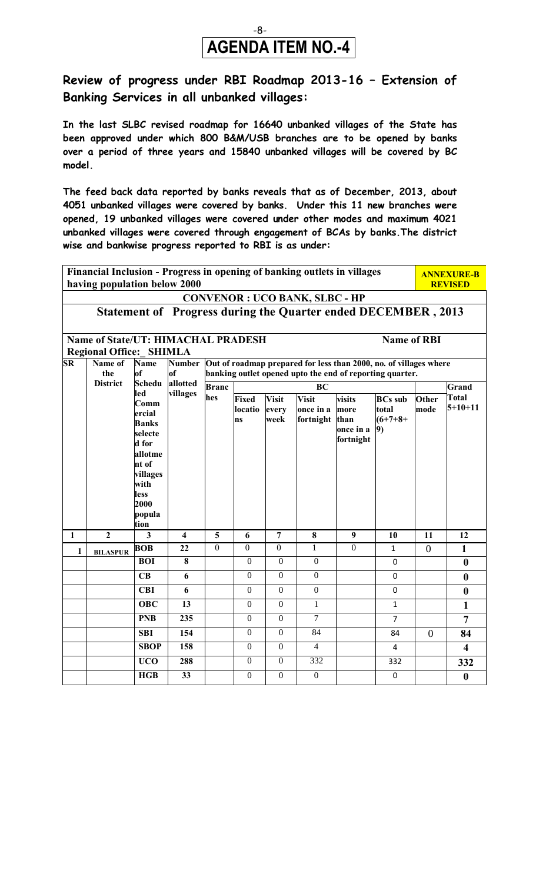# AGENDA ITEM NO.-4

## Review of progress under RBI Roadmap 2013-16 – Extension of Banking Services in all unbanked villages:

**In the last SLBC revised roadmap for 16640 unbanked villages of the State has been approved under which 800 B&M/USB branches are to be opened by banks over a period of three years and 15840 unbanked villages will be covered by BC model.**

**The feed back data reported by banks reveals that as of December, 2013, about 4051 unbanked villages were covered by banks. Under this 11 new branches were opened, 19 unbanked villages were covered under other modes and maximum 4021 unbanked villages were covered through engagement of BCAs by banks.The district wise and bankwise progress reported to RBI is as under:**

**Financial Inclusion - Progress in opening of banking outlets in villages having population below 2000** — **ANNEXURE-B REVISED**

**CONVENOR : UCO BANK, SLBC - HP**

**Statement of Progress during the Quarter ended DECEMBER , 2013**

**Name of State/UT: HIMACHAL PRADESH** — **Name of RBI Regional Office: SHIMLA**

| SR | Name of the District | Name of Scheduled Commercial Banks selected for allotment of villages with less 2000 population | Number of allotted villages | Out of roadmap prepared for less than 2000, no. of villages where banking outlet opened upto the end of reporting quarter. | | | | | | | |
|---|---|---|---|---|---|---|---|---|---|---|---|
| | | | | Branches | BC | | | | | | Grand |
| | | | | | Fixed locations | Visit every week | Visit once in a fortnight | visits more than once in a fortnight | BCs sub total (6+7+8+9) | Other mode | Total 5+10+11 |
| 1 | 2 | 3 | 4 | 5 | 6 | 7 | 8 | 9 | 10 | 11 | 12 |
| 1 | BILASPUR | BOB | 22 | 0 | 0 | 0 | 1 | 0 | 1 | 0 | 1 |
| | | BOI | 8 | | 0 | 0 | 0 | | 0 | | 0 |
| | | CB | 6 | | 0 | 0 | 0 | | 0 | | 0 |
| | | CBI | 6 | | 0 | 0 | 0 | | 0 | | 0 |
| | | OBC | 13 | | 0 | 0 | 1 | | 1 | | 1 |
| | | PNB | 235 | | 0 | 0 | 7 | | 7 | | 7 |
| | | SBI | 154 | | 0 | 0 | 84 | | 84 | 0 | 84 |
| | | SBOP | 158 | | 0 | 0 | 4 | | 4 | | 4 |
| | | UCO | 288 | | 0 | 0 | 332 | | 332 | | 332 |
| | | HGB | 33 | | 0 | 0 | 0 | | 0 | | 0 |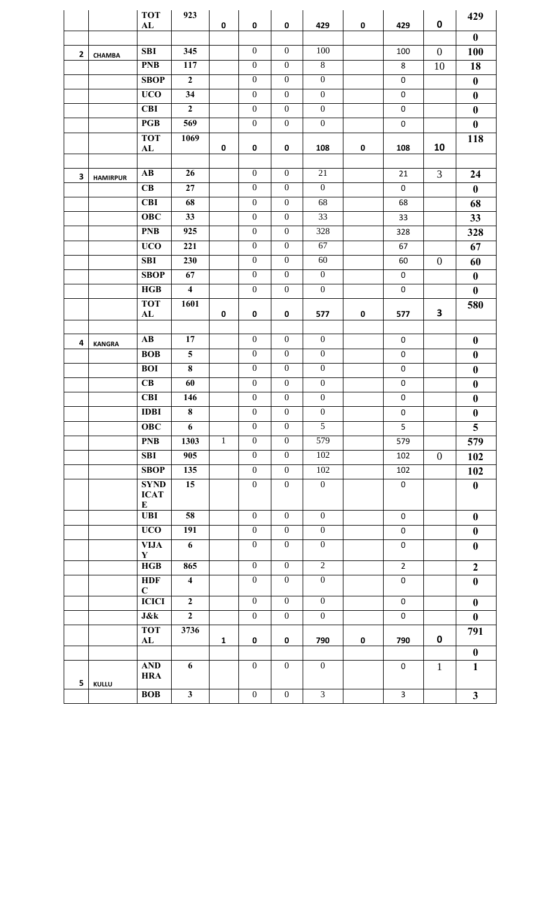| | | TOTAL | 923 | 0 | 0 | 0 | 429 | 0 | 429 | 0 | 429 |
|---|---|---|---|---|---|---|---|---|---|---|---|
| | | | | | | | | | | | 0 |
| 2 | CHAMBA | SBI | 345 | | 0 | 0 | 100 | | 100 | 0 | 100 |
| | | PNB | 117 | | 0 | 0 | 8 | | 8 | 10 | 18 |
| | | SBOP | 2 | | 0 | 0 | 0 | | 0 | | 0 |
| | | UCO | 34 | | 0 | 0 | 0 | | 0 | | 0 |
| | | CBI | 2 | | 0 | 0 | 0 | | 0 | | 0 |
| | | PGB | 569 | | 0 | 0 | 0 | | 0 | | 0 |
| | | TOTAL | 1069 | 0 | 0 | 0 | 108 | 0 | 108 | 10 | 118 |
| | | | | | | | | | | | |
| 3 | HAMIRPUR | AB | 26 | | 0 | 0 | 21 | | 21 | 3 | 24 |
| | | CB | 27 | | 0 | 0 | 0 | | 0 | | 0 |
| | | CBI | 68 | | 0 | 0 | 68 | | 68 | | 68 |
| | | OBC | 33 | | 0 | 0 | 33 | | 33 | | 33 |
| | | PNB | 925 | | 0 | 0 | 328 | | 328 | | 328 |
| | | UCO | 221 | | 0 | 0 | 67 | | 67 | | 67 |
| | | SBI | 230 | | 0 | 0 | 60 | | 60 | 0 | 60 |
| | | SBOP | 67 | | 0 | 0 | 0 | | 0 | | 0 |
| | | HGB | 4 | | 0 | 0 | 0 | | 0 | | 0 |
| | | TOTAL | 1601 | 0 | 0 | 0 | 577 | 0 | 577 | 3 | 580 |
| | | | | | | | | | | | |
| 4 | KANGRA | AB | 17 | | 0 | 0 | 0 | | 0 | | 0 |
| | | BOB | 5 | | 0 | 0 | 0 | | 0 | | 0 |
| | | BOI | 8 | | 0 | 0 | 0 | | 0 | | 0 |
| | | CB | 60 | | 0 | 0 | 0 | | 0 | | 0 |
| | | CBI | 146 | | 0 | 0 | 0 | | 0 | | 0 |
| | | IDBI | 8 | | 0 | 0 | 0 | | 0 | | 0 |
| | | OBC | 6 | | 0 | 0 | 5 | | 5 | | 5 |
| | | PNB | 1303 | 1 | 0 | 0 | 579 | | 579 | | 579 |
| | | SBI | 905 | | 0 | 0 | 102 | | 102 | 0 | 102 |
| | | SBOP | 135 | | 0 | 0 | 102 | | 102 | | 102 |
| | | SYNDICATE | 15 | | 0 | 0 | 0 | | 0 | | 0 |
| | | UBI | 58 | | 0 | 0 | 0 | | 0 | | 0 |
| | | UCO | 191 | | 0 | 0 | 0 | | 0 | | 0 |
| | | VIJAY | 6 | | 0 | 0 | 0 | | 0 | | 0 |
| | | HGB | 865 | | 0 | 0 | 2 | | 2 | | 2 |
| | | HDFC | 4 | | 0 | 0 | 0 | | 0 | | 0 |
| | | ICICI | 2 | | 0 | 0 | 0 | | 0 | | 0 |
| | | J&k | 2 | | 0 | 0 | 0 | | 0 | | 0 |
| | | TOTAL | 3736 | 1 | 0 | 0 | 790 | 0 | 790 | 0 | 791 |
| | | | | | | | | | | | 0 |
| 5 | KULLU | ANDHRA | 6 | | 0 | 0 | 0 | | 0 | 1 | 1 |
| | | BOB | 3 | | 0 | 0 | 3 | | 3 | | 3 |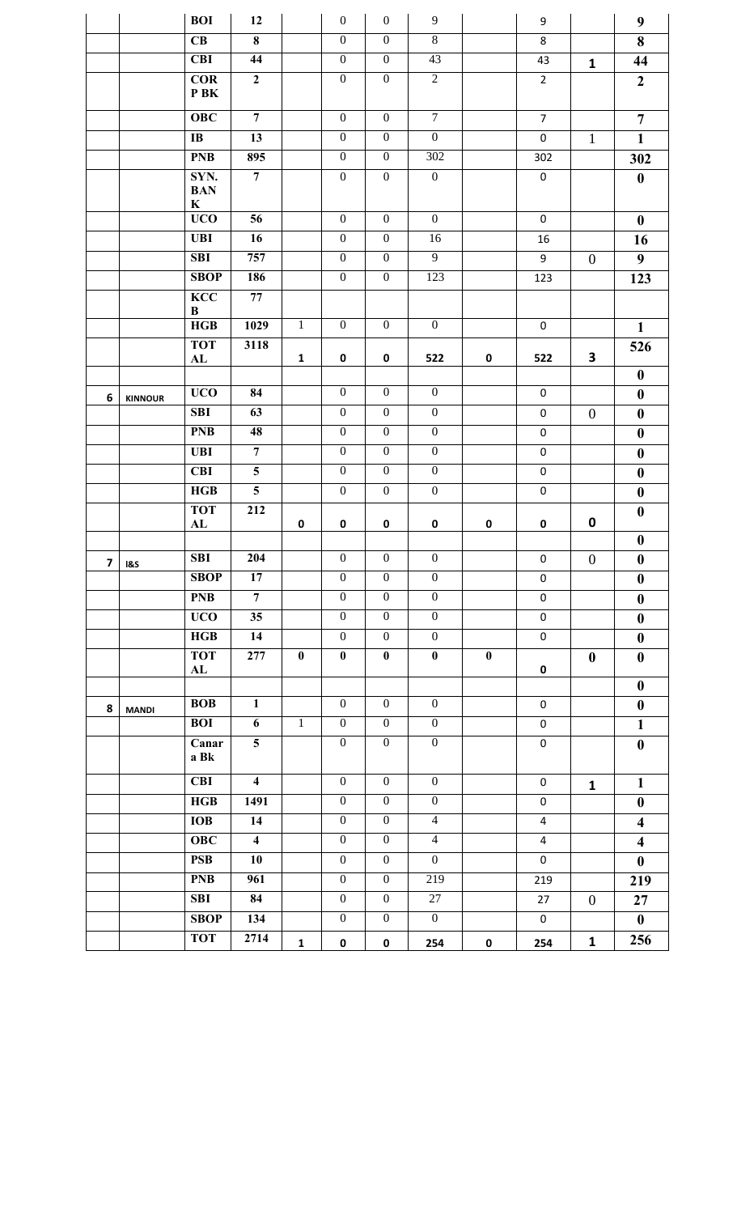| | | | | | | | | | | | |
|---|---|---|---|---|---|---|---|---|---|---|---|
| | | BOI | 12 | | 0 | 0 | 9 | | 9 | | 9 |
| | | CB | 8 | | 0 | 0 | 8 | | 8 | | 8 |
| | | CBI | 44 | | 0 | 0 | 43 | | 43 | 1 | 44 |
| | | COR P BK | 2 | | 0 | 0 | 2 | | 2 | | 2 |
| | | OBC | 7 | | 0 | 0 | 7 | | 7 | | 7 |
| | | IB | 13 | | 0 | 0 | 0 | | 0 | 1 | 1 |
| | | PNB | 895 | | 0 | 0 | 302 | | 302 | | 302 |
| | | SYN. BANK | 7 | | 0 | 0 | 0 | | 0 | | 0 |
| | | UCO | 56 | | 0 | 0 | 0 | | 0 | | 0 |
| | | UBI | 16 | | 0 | 0 | 16 | | 16 | | 16 |
| | | SBI | 757 | | 0 | 0 | 9 | | 9 | 0 | 9 |
| | | SBOP | 186 | | 0 | 0 | 123 | | 123 | | 123 |
| | | KCCB | 77 | | | | | | | | |
| | | HGB | 1029 | 1 | 0 | 0 | 0 | | 0 | | 1 |
| | | TOTAL | 3118 | 1 | 0 | 0 | 522 | 0 | 522 | 3 | 526 |
| | | | | | | | | | | | 0 |
| 6 | KINNOUR | UCO | 84 | | 0 | 0 | 0 | | 0 | | 0 |
| | | SBI | 63 | | 0 | 0 | 0 | | 0 | 0 | 0 |
| | | PNB | 48 | | 0 | 0 | 0 | | 0 | | 0 |
| | | UBI | 7 | | 0 | 0 | 0 | | 0 | | 0 |
| | | CBI | 5 | | 0 | 0 | 0 | | 0 | | 0 |
| | | HGB | 5 | | 0 | 0 | 0 | | 0 | | 0 |
| | | TOTAL | 212 | 0 | 0 | 0 | 0 | 0 | 0 | 0 | 0 |
| | | | | | | | | | | | 0 |
| 7 | I&S | SBI | 204 | | 0 | 0 | 0 | | 0 | 0 | 0 |
| | | SBOP | 17 | | 0 | 0 | 0 | | 0 | | 0 |
| | | PNB | 7 | | 0 | 0 | 0 | | 0 | | 0 |
| | | UCO | 35 | | 0 | 0 | 0 | | 0 | | 0 |
| | | HGB | 14 | | 0 | 0 | 0 | | 0 | | 0 |
| | | TOTAL | 277 | 0 | 0 | 0 | 0 | 0 | 0 | 0 | 0 |
| | | | | | | | | | | | 0 |
| 8 | MANDI | BOB | 1 | | 0 | 0 | 0 | | 0 | | 0 |
| | | BOI | 6 | 1 | 0 | 0 | 0 | | 0 | | 1 |
| | | Canara Bk | 5 | | 0 | 0 | 0 | | 0 | | 0 |
| | | CBI | 4 | | 0 | 0 | 0 | | 0 | 1 | 1 |
| | | HGB | 1491 | | 0 | 0 | 0 | | 0 | | 0 |
| | | IOB | 14 | | 0 | 0 | 4 | | 4 | | 4 |
| | | OBC | 4 | | 0 | 0 | 4 | | 4 | | 4 |
| | | PSB | 10 | | 0 | 0 | 0 | | 0 | | 0 |
| | | PNB | 961 | | 0 | 0 | 219 | | 219 | | 219 |
| | | SBI | 84 | | 0 | 0 | 27 | | 27 | 0 | 27 |
| | | SBOP | 134 | | 0 | 0 | 0 | | 0 | | 0 |
| | | TOT | 2714 | 1 | 0 | 0 | 254 | 0 | 254 | 1 | 256 |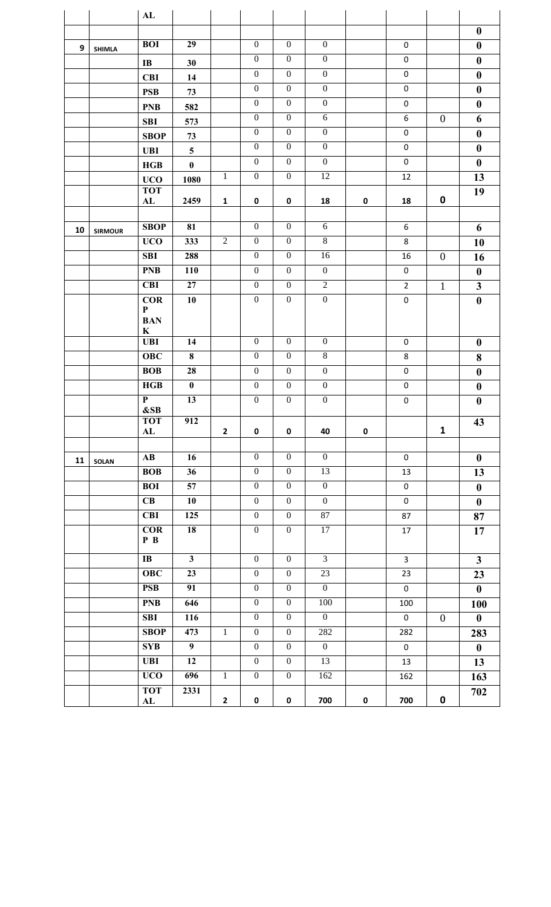| | | AL | | | | | | | | | |
|---|---|---|---|---|---|---|---|---|---|---|---|
| | | | | | | | | | | | 0 |
| 9 | SHIMLA | BOI | 29 | | 0 | 0 | 0 | | 0 | | 0 |
| | | IB | 30 | | 0 | 0 | 0 | | 0 | | 0 |
| | | CBI | 14 | | 0 | 0 | 0 | | 0 | | 0 |
| | | PSB | 73 | | 0 | 0 | 0 | | 0 | | 0 |
| | | PNB | 582 | | 0 | 0 | 0 | | 0 | | 0 |
| | | SBI | 573 | | 0 | 0 | 6 | | 6 | 0 | 6 |
| | | SBOP | 73 | | 0 | 0 | 0 | | 0 | | 0 |
| | | UBI | 5 | | 0 | 0 | 0 | | 0 | | 0 |
| | | HGB | 0 | | 0 | 0 | 0 | | 0 | | 0 |
| | | UCO | 1080 | 1 | 0 | 0 | 12 | | 12 | | 13 |
| | | TOTAL | 2459 | 1 | 0 | 0 | 18 | 0 | 18 | 0 | 19 |
| | | | | | | | | | | | |
| 10 | SIRMOUR | SBOP | 81 | | 0 | 0 | 6 | | 6 | | 6 |
| | | UCO | 333 | 2 | 0 | 0 | 8 | | 8 | | 10 |
| | | SBI | 288 | | 0 | 0 | 16 | | 16 | 0 | 16 |
| | | PNB | 110 | | 0 | 0 | 0 | | 0 | | 0 |
| | | CBI | 27 | | 0 | 0 | 2 | | 2 | 1 | 3 |
| | | CORP BANK | 10 | | 0 | 0 | 0 | | 0 | | 0 |
| | | UBI | 14 | | 0 | 0 | 0 | | 0 | | 0 |
| | | OBC | 8 | | 0 | 0 | 8 | | 8 | | 8 |
| | | BOB | 28 | | 0 | 0 | 0 | | 0 | | 0 |
| | | HGB | 0 | | 0 | 0 | 0 | | 0 | | 0 |
| | | P &SB | 13 | | 0 | 0 | 0 | | 0 | | 0 |
| | | TOTAL | 912 | 2 | 0 | 0 | 40 | 0 | | 1 | 43 |
| | | | | | | | | | | | |
| 11 | SOLAN | AB | 16 | | 0 | 0 | 0 | | 0 | | 0 |
| | | BOB | 36 | | 0 | 0 | 13 | | 13 | | 13 |
| | | BOI | 57 | | 0 | 0 | 0 | | 0 | | 0 |
| | | CB | 10 | | 0 | 0 | 0 | | 0 | | 0 |
| | | CBI | 125 | | 0 | 0 | 87 | | 87 | | 87 |
| | | CORP B | 18 | | 0 | 0 | 17 | | 17 | | 17 |
| | | IB | 3 | | 0 | 0 | 3 | | 3 | | 3 |
| | | OBC | 23 | | 0 | 0 | 23 | | 23 | | 23 |
| | | PSB | 91 | | 0 | 0 | 0 | | 0 | | 0 |
| | | PNB | 646 | | 0 | 0 | 100 | | 100 | | 100 |
| | | SBI | 116 | | 0 | 0 | 0 | | 0 | 0 | 0 |
| | | SBOP | 473 | 1 | 0 | 0 | 282 | | 282 | | 283 |
| | | SYB | 9 | | 0 | 0 | 0 | | 0 | | 0 |
| | | UBI | 12 | | 0 | 0 | 13 | | 13 | | 13 |
| | | UCO | 696 | 1 | 0 | 0 | 162 | | 162 | | 163 |
| | | TOTAL | 2331 | 2 | 0 | 0 | 700 | 0 | 700 | 0 | 702 |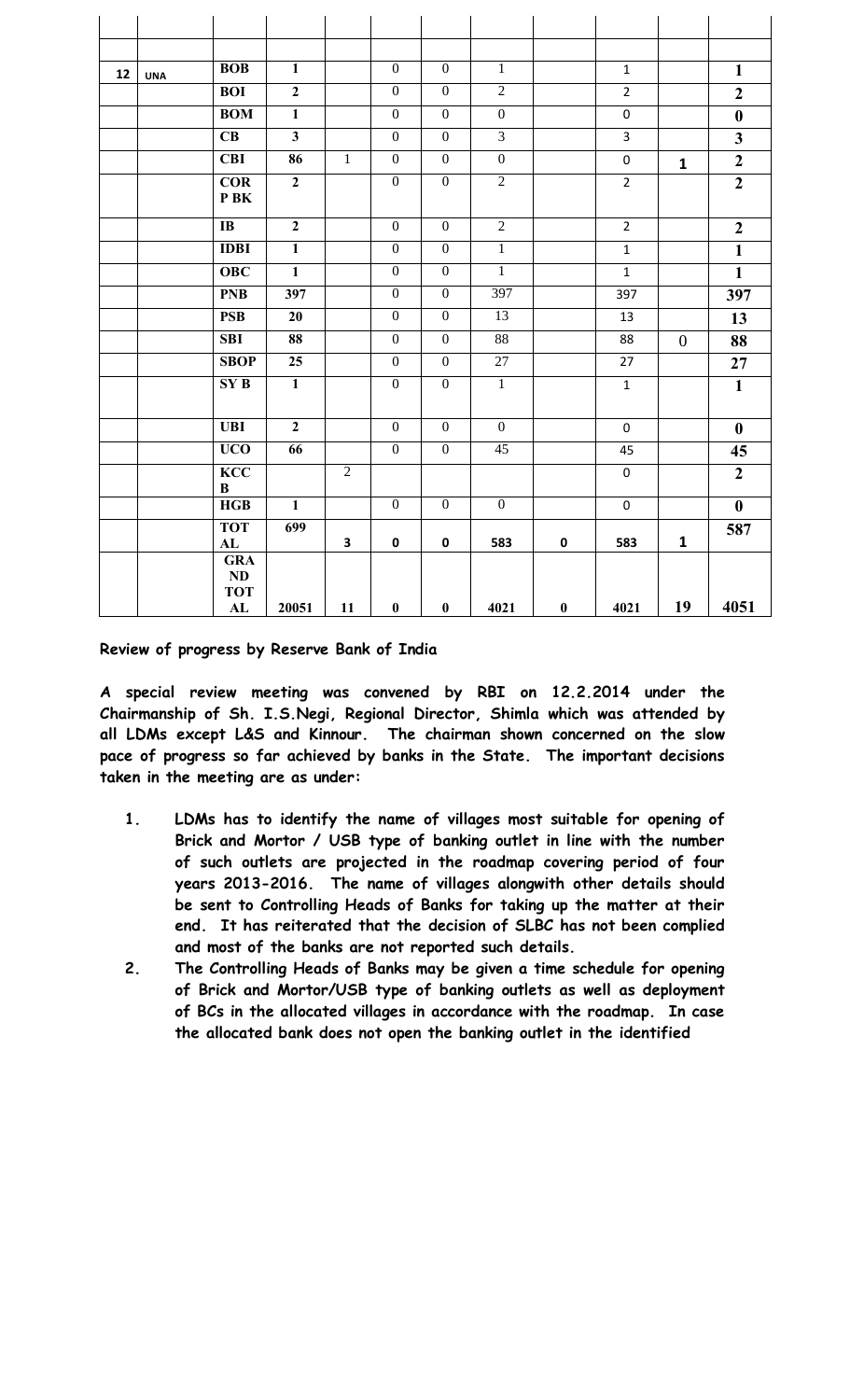| | | | | | | | | | | | |
|---|---|---|---|---|---|---|---|---|---|---|---|
| | | | | | | | | | | | |
| 12 | UNA | BOB | 1 | | 0 | 0 | 1 | | 1 | | 1 |
| | | BOI | 2 | | 0 | 0 | 2 | | 2 | | 2 |
| | | BOM | 1 | | 0 | 0 | 0 | | 0 | | 0 |
| | | CB | 3 | | 0 | 0 | 3 | | 3 | | 3 |
| | | CBI | 86 | 1 | 0 | 0 | 0 | | 0 | 1 | 2 |
| | | COR P BK | 2 | | 0 | 0 | 2 | | 2 | | 2 |
| | | IB | 2 | | 0 | 0 | 2 | | 2 | | 2 |
| | | IDBI | 1 | | 0 | 0 | 1 | | 1 | | 1 |
| | | OBC | 1 | | 0 | 0 | 1 | | 1 | | 1 |
| | | PNB | 397 | | 0 | 0 | 397 | | 397 | | 397 |
| | | PSB | 20 | | 0 | 0 | 13 | | 13 | | 13 |
| | | SBI | 88 | | 0 | 0 | 88 | | 88 | 0 | 88 |
| | | SBOP | 25 | | 0 | 0 | 27 | | 27 | | 27 |
| | | SY B | 1 | | 0 | 0 | 1 | | 1 | | 1 |
| | | UBI | 2 | | 0 | 0 | 0 | | 0 | | 0 |
| | | UCO | 66 | | 0 | 0 | 45 | | 45 | | 45 |
| | | KCC B | | 2 | | | | | 0 | | 2 |
| | | HGB | 1 | | 0 | 0 | 0 | | 0 | | 0 |
| | | TOTAL | 699 | 3 | 0 | 0 | 583 | 0 | 583 | 1 | 587 |
| | | GRAND TOTAL | 20051 | 11 | 0 | 0 | 4021 | 0 | 4021 | 19 | 4051 |

**Review of progress by Reserve Bank of India**

**A special review meeting was convened by RBI on 12.2.2014 under the Chairmanship of Sh. I.S.Negi, Regional Director, Shimla which was attended by all LDMs except L&S and Kinnour. The chairman shown concerned on the slow pace of progress so far achieved by banks in the State. The important decisions taken in the meeting are as under:**

1. **LDMs has to identify the name of villages most suitable for opening of Brick and Mortor / USB type of banking outlet in line with the number of such outlets are projected in the roadmap covering period of four years 2013-2016. The name of villages alongwith other details should be sent to Controlling Heads of Banks for taking up the matter at their end. It has reiterated that the decision of SLBC has not been complied and most of the banks are not reported such details.**
2. **The Controlling Heads of Banks may be given a time schedule for opening of Brick and Mortor/USB type of banking outlets as well as deployment of BCs in the allocated villages in accordance with the roadmap. In case the allocated bank does not open the banking outlet in the identified**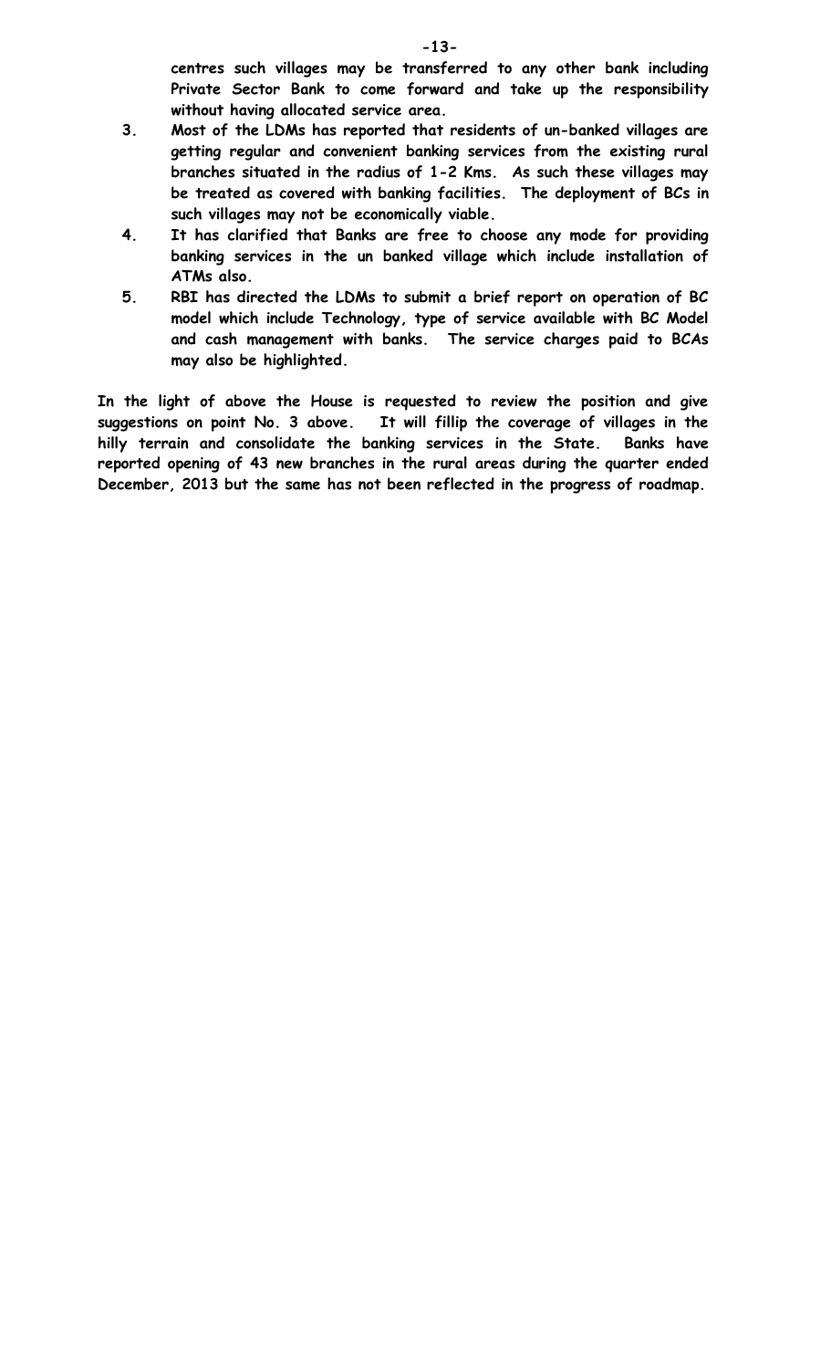centres such villages may be transferred to any other bank including Private Sector Bank to come forward and take up the responsibility without having allocated service area.

3. Most of the LDMs has reported that residents of un-banked villages are getting regular and convenient banking services from the existing rural branches situated in the radius of 1-2 Kms. As such these villages may be treated as covered with banking facilities. The deployment of BCs in such villages may not be economically viable.
4. It has clarified that Banks are free to choose any mode for providing banking services in the un banked village which include installation of ATMs also.
5. RBI has directed the LDMs to submit a brief report on operation of BC model which include Technology, type of service available with BC Model and cash management with banks. The service charges paid to BCAs may also be highlighted.

In the light of above the House is requested to review the position and give suggestions on point No. 3 above. It will fillip the coverage of villages in the hilly terrain and consolidate the banking services in the State. Banks have reported opening of 43 new branches in the rural areas during the quarter ended December, 2013 but the same has not been reflected in the progress of roadmap.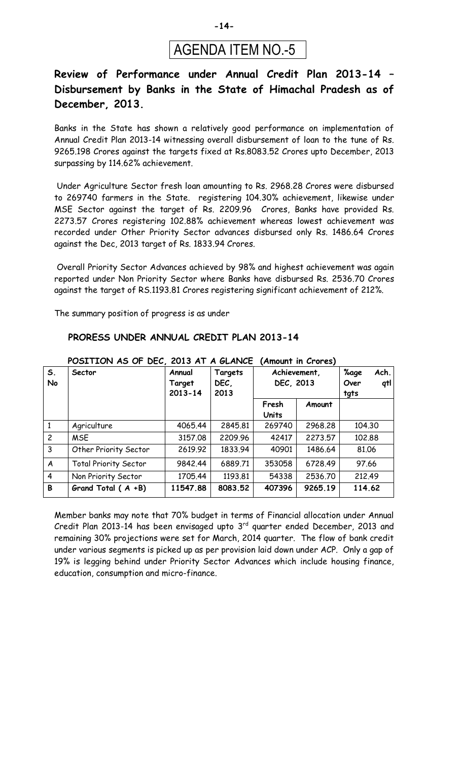# AGENDA ITEM NO.-5

## Review of Performance under Annual Credit Plan 2013-14 – Disbursement by Banks in the State of Himachal Pradesh as of December, 2013.

Banks in the State has shown a relatively good performance on implementation of Annual Credit Plan 2013-14 witnessing overall disbursement of loan to the tune of Rs. 9265.198 Crores against the targets fixed at Rs.8083.52 Crores upto December, 2013 surpassing by 114.62% achievement.

Under Agriculture Sector fresh loan amounting to Rs. 2968.28 Crores were disbursed to 269740 farmers in the State. registering 104.30% achievement, likewise under MSE Sector against the target of Rs. 2209.96 Crores, Banks have provided Rs. 2273.57 Crores registering 102.88% achievement whereas lowest achievement was recorded under Other Priority Sector advances disbursed only Rs. 1486.64 Crores against the Dec, 2013 target of Rs. 1833.94 Crores.

Overall Priority Sector Advances achieved by 98% and highest achievement was again reported under Non Priority Sector where Banks have disbursed Rs. 2536.70 Crores against the target of RS.1193.81 Crores registering significant achievement of 212%.

The summary position of progress is as under

**PRORESS UNDER ANNUAL CREDIT PLAN 2013-14**

**POSITION AS OF DEC, 2013 AT A GLANCE (Amount in Crores)**

| S. No | Sector | Annual Target 2013-14 | Targets DEC, 2013 | Achievement, DEC, 2013 | | %age Ach. Over qtl tgts |
|---|---|---|---|---|---|---|
| | | | | Fresh Units | Amount | |
| 1 | Agriculture | 4065.44 | 2845.81 | 269740 | 2968.28 | 104.30 |
| 2 | MSE | 3157.08 | 2209.96 | 42417 | 2273.57 | 102.88 |
| 3 | Other Priority Sector | 2619.92 | 1833.94 | 40901 | 1486.64 | 81.06 |
| A | Total Priority Sector | 9842.44 | 6889.71 | 353058 | 6728.49 | 97.66 |
| 4 | Non Priority Sector | 1705.44 | 1193.81 | 54338 | 2536.70 | 212.49 |
| **B** | **Grand Total ( A +B)** | **11547.88** | **8083.52** | **407396** | **9265.19** | **114.62** |

Member banks may note that 70% budget in terms of Financial allocation under Annual Credit Plan 2013-14 has been envisaged upto 3rd quarter ended December, 2013 and remaining 30% projections were set for March, 2014 quarter. The flow of bank credit under various segments is picked up as per provision laid down under ACP. Only a gap of 19% is legging behind under Priority Sector Advances which include housing finance, education, consumption and micro-finance.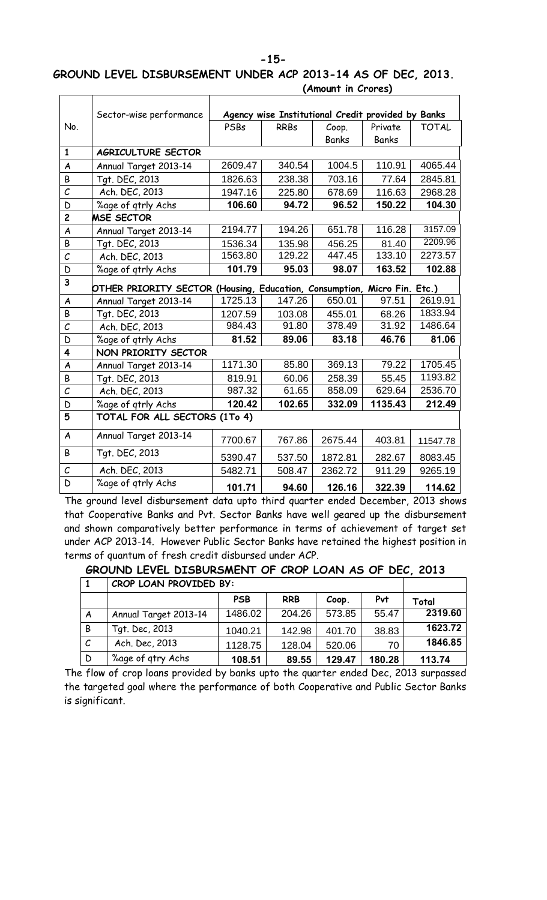## GROUND LEVEL DISBURSEMENT UNDER ACP 2013-14 AS OF DEC, 2013.

**(Amount in Crores)**

| No. | Sector-wise performance | Agency wise Institutional Credit provided by Banks | | | | |
|---|---|---|---|---|---|---|
| | | PSBs | RRBs | Coop. Banks | Private Banks | TOTAL |
| **1** | **AGRICULTURE SECTOR** | | | | | |
| A | Annual Target 2013-14 | 2609.47 | 340.54 | 1004.5 | 110.91 | 4065.44 |
| B | Tgt. DEC, 2013 | 1826.63 | 238.38 | 703.16 | 77.64 | 2845.81 |
| C | Ach. DEC, 2013 | 1947.16 | 225.80 | 678.69 | 116.63 | 2968.28 |
| D | %age of qtrly Achs | **106.60** | **94.72** | **96.52** | **150.22** | **104.30** |
| **2** | **MSE SECTOR** | | | | | |
| A | Annual Target 2013-14 | 2194.77 | 194.26 | 651.78 | 116.28 | 3157.09 |
| B | Tgt. DEC, 2013 | 1536.34 | 135.98 | 456.25 | 81.40 | 2209.96 |
| C | Ach. DEC, 2013 | 1563.80 | 129.22 | 447.45 | 133.10 | 2273.57 |
| D | %age of qtrly Achs | **101.79** | **95.03** | **98.07** | **163.52** | **102.88** |
| **3** | **OTHER PRIORITY SECTOR (Housing, Education, Consumption, Micro Fin. Etc.)** | | | | | |
| A | Annual Target 2013-14 | 1725.13 | 147.26 | 650.01 | 97.51 | 2619.91 |
| B | Tgt. DEC, 2013 | 1207.59 | 103.08 | 455.01 | 68.26 | 1833.94 |
| C | Ach. DEC, 2013 | 984.43 | 91.80 | 378.49 | 31.92 | 1486.64 |
| D | %age of qtrly Achs | **81.52** | **89.06** | **83.18** | **46.76** | **81.06** |
| **4** | **NON PRIORITY SECTOR** | | | | | |
| A | Annual Target 2013-14 | 1171.30 | 85.80 | 369.13 | 79.22 | 1705.45 |
| B | Tgt. DEC, 2013 | 819.91 | 60.06 | 258.39 | 55.45 | 1193.82 |
| C | Ach. DEC, 2013 | 987.32 | 61.65 | 858.09 | 629.64 | 2536.70 |
| D | %age of qtrly Achs | **120.42** | **102.65** | **332.09** | **1135.43** | **212.49** |
| **5** | **TOTAL FOR ALL SECTORS (1To 4)** | | | | | |
| A | Annual Target 2013-14 | 7700.67 | 767.86 | 2675.44 | 403.81 | 11547.78 |
| B | Tgt. DEC, 2013 | 5390.47 | 537.50 | 1872.81 | 282.67 | 8083.45 |
| C | Ach. DEC, 2013 | 5482.71 | 508.47 | 2362.72 | 911.29 | 9265.19 |
| D | %age of qtrly Achs | **101.71** | **94.60** | **126.16** | **322.39** | **114.62** |

The ground level disbursement data upto third quarter ended December, 2013 shows that Cooperative Banks and Pvt. Sector Banks have well geared up the disbursement and shown comparatively better performance in terms of achievement of target set under ACP 2013-14. However Public Sector Banks have retained the highest position in terms of quantum of fresh credit disbursed under ACP.

## GROUND LEVEL DISBURSMENT OF CROP LOAN AS OF DEC, 2013

| 1 | CROP LOAN PROVIDED BY: | | | | | |
|---|---|---|---|---|---|---|
| | | PSB | RRB | Coop. | Pvt | Total |
| A | Annual Target 2013-14 | 1486.02 | 204.26 | 573.85 | 55.47 | **2319.60** |
| B | Tgt. Dec, 2013 | 1040.21 | 142.98 | 401.70 | 38.83 | **1623.72** |
| C | Ach. Dec, 2013 | 1128.75 | 128.04 | 520.06 | 70 | **1846.85** |
| D | %age of qtry Achs | **108.51** | **89.55** | **129.47** | **180.28** | **113.74** |

The flow of crop loans provided by banks upto the quarter ended Dec, 2013 surpassed the targeted goal where the performance of both Cooperative and Public Sector Banks is significant.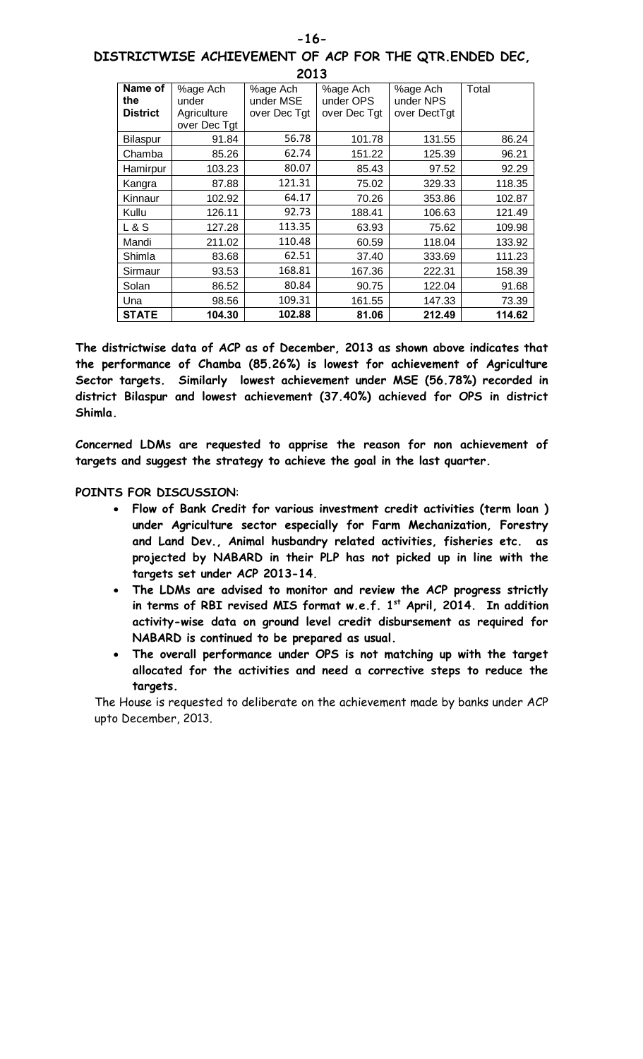# DISTRICTWISE ACHIEVEMENT OF ACP FOR THE QTR.ENDED DEC, 2013

| Name of the District | %age Ach under Agriculture over Dec Tgt | %age Ach under MSE over Dec Tgt | %age Ach under OPS over Dec Tgt | %age Ach under NPS over DectTgt | Total |
|---|---|---|---|---|---|
| Bilaspur | 91.84 | 56.78 | 101.78 | 131.55 | 86.24 |
| Chamba | 85.26 | 62.74 | 151.22 | 125.39 | 96.21 |
| Hamirpur | 103.23 | 80.07 | 85.43 | 97.52 | 92.29 |
| Kangra | 87.88 | 121.31 | 75.02 | 329.33 | 118.35 |
| Kinnaur | 102.92 | 64.17 | 70.26 | 353.86 | 102.87 |
| Kullu | 126.11 | 92.73 | 188.41 | 106.63 | 121.49 |
| L & S | 127.28 | 113.35 | 63.93 | 75.62 | 109.98 |
| Mandi | 211.02 | 110.48 | 60.59 | 118.04 | 133.92 |
| Shimla | 83.68 | 62.51 | 37.40 | 333.69 | 111.23 |
| Sirmaur | 93.53 | 168.81 | 167.36 | 222.31 | 158.39 |
| Solan | 86.52 | 80.84 | 90.75 | 122.04 | 91.68 |
| Una | 98.56 | 109.31 | 161.55 | 147.33 | 73.39 |
| **STATE** | **104.30** | **102.88** | **81.06** | **212.49** | **114.62** |

**The districtwise data of ACP as of December, 2013 as shown above indicates that the performance of Chamba (85.26%) is lowest for achievement of Agriculture Sector targets. Similarly lowest achievement under MSE (56.78%) recorded in district Bilaspur and lowest achievement (37.40%) achieved for OPS in district Shimla.**

**Concerned LDMs are requested to apprise the reason for non achievement of targets and suggest the strategy to achieve the goal in the last quarter.**

**POINTS FOR DISCUSSION**:

- **Flow of Bank Credit for various investment credit activities (term loan ) under Agriculture sector especially for Farm Mechanization, Forestry and Land Dev., Animal husbandry related activities, fisheries etc. as projected by NABARD in their PLP has not picked up in line with the targets set under ACP 2013-14.**
- **The LDMs are advised to monitor and review the ACP progress strictly in terms of RBI revised MIS format w.e.f. 1st April, 2014. In addition activity-wise data on ground level credit disbursement as required for NABARD is continued to be prepared as usual.**
- **The overall performance under OPS is not matching up with the target allocated for the activities and need a corrective steps to reduce the targets.**

The House is requested to deliberate on the achievement made by banks under ACP upto December, 2013.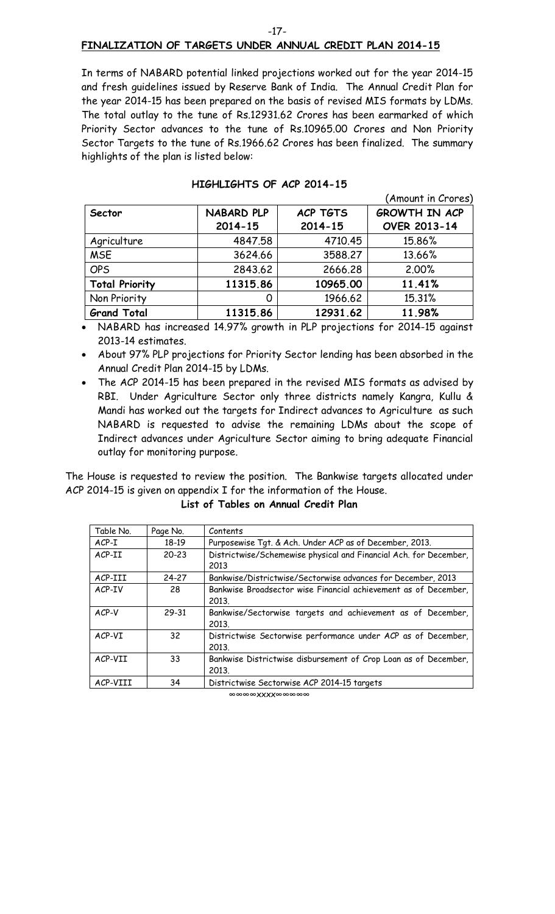## FINALIZATION OF TARGETS UNDER ANNUAL CREDIT PLAN 2014-15

In terms of NABARD potential linked projections worked out for the year 2014-15 and fresh guidelines issued by Reserve Bank of India. The Annual Credit Plan for the year 2014-15 has been prepared on the basis of revised MIS formats by LDMs. The total outlay to the tune of Rs.12931.62 Crores has been earmarked of which Priority Sector advances to the tune of Rs.10965.00 Crores and Non Priority Sector Targets to the tune of Rs.1966.62 Crores has been finalized. The summary highlights of the plan is listed below:

### HIGHLIGHTS OF ACP 2014-15

(Amount in Crores)

| Sector | NABARD PLP 2014-15 | ACP TGTS 2014-15 | GROWTH IN ACP OVER 2013-14 |
|---|---|---|---|
| Agriculture | 4847.58 | 4710.45 | 15.86% |
| MSE | 3624.66 | 3588.27 | 13.66% |
| OPS | 2843.62 | 2666.28 | 2.00% |
| **Total Priority** | **11315.86** | **10965.00** | **11.41%** |
| Non Priority | 0 | 1966.62 | 15.31% |
| **Grand Total** | **11315.86** | **12931.62** | **11.98%** |

- NABARD has increased 14.97% growth in PLP projections for 2014-15 against 2013-14 estimates.
- About 97% PLP projections for Priority Sector lending has been absorbed in the Annual Credit Plan 2014-15 by LDMs.
- The ACP 2014-15 has been prepared in the revised MIS formats as advised by RBI. Under Agriculture Sector only three districts namely Kangra, Kullu & Mandi has worked out the targets for Indirect advances to Agriculture as such NABARD is requested to advise the remaining LDMs about the scope of Indirect advances under Agriculture Sector aiming to bring adequate Financial outlay for monitoring purpose.

The House is requested to review the position. The Bankwise targets allocated under ACP 2014-15 is given on appendix I for the information of the House.

### List of Tables on Annual Credit Plan

| Table No. | Page No. | Contents |
|---|---|---|
| ACP-I | 18-19 | Purposewise Tgt. & Ach. Under ACP as of December, 2013. |
| ACP-II | 20-23 | Districtwise/Schemewise physical and Financial Ach. for December, 2013 |
| ACP-III | 24-27 | Bankwise/Districtwise/Sectorwise advances for December, 2013 |
| ACP-IV | 28 | Bankwise Broadsector wise Financial achievement as of December, 2013. |
| ACP-V | 29-31 | Bankwise/Sectorwise targets and achievement as of December, 2013. |
| ACP-VI | 32 | Districtwise Sectorwise performance under ACP as of December, 2013. |
| ACP-VII | 33 | Bankwise Districtwise disbursement of Crop Loan as of December, 2013. |
| ACP-VIII | 34 | Districtwise Sectorwise ACP 2014-15 targets |

∞∞∞∞xxxx∞∞∞∞∞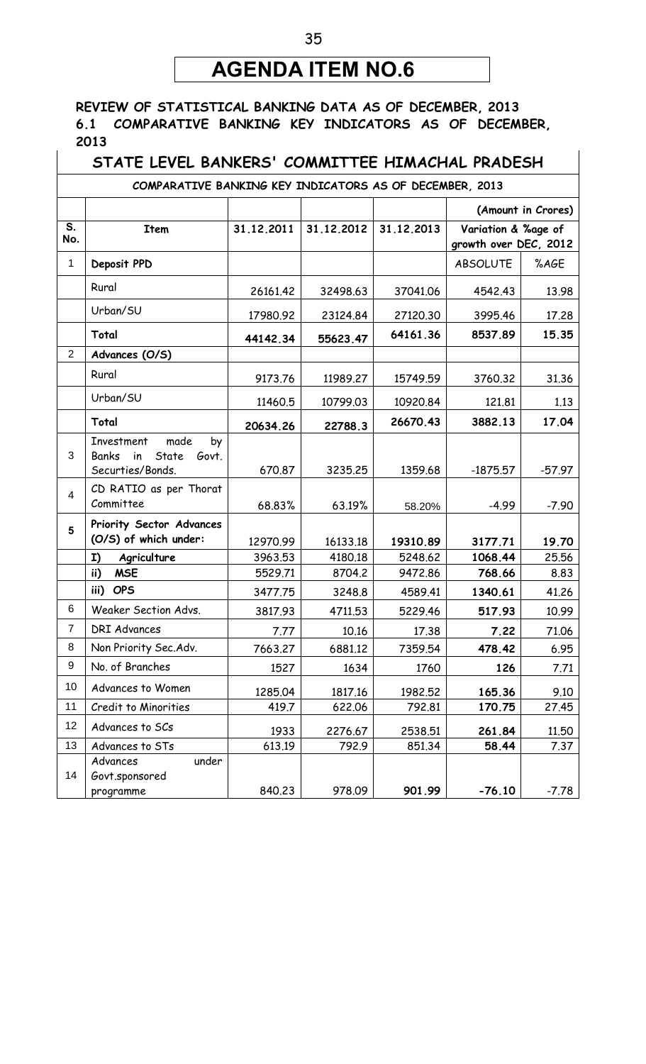# AGENDA ITEM NO.6

**REVIEW OF STATISTICAL BANKING DATA AS OF DECEMBER, 2013**

**6.1 COMPARATIVE BANKING KEY INDICATORS AS OF DECEMBER, 2013**

## STATE LEVEL BANKERS' COMMITTEE HIMACHAL PRADESH

**COMPARATIVE BANKING KEY INDICATORS AS OF DECEMBER, 2013**

| | | | | | (Amount in Crores) | |
|---|---|---|---|---|---|---|
| **S. No.** | **Item** | **31.12.2011** | **31.12.2012** | **31.12.2013** | **Variation & %age of growth over DEC, 2012** | |
| 1 | **Deposit PPD** | | | | ABSOLUTE | %AGE |
| | Rural | 26161.42 | 32498.63 | 37041.06 | 4542.43 | 13.98 |
| | Urban/SU | 17980.92 | 23124.84 | 27120.30 | 3995.46 | 17.28 |
| | **Total** | **44142.34** | **55623.47** | **64161.36** | **8537.89** | **15.35** |
| 2 | **Advances (O/S)** | | | | | |
| | Rural | 9173.76 | 11989.27 | 15749.59 | 3760.32 | 31.36 |
| | Urban/SU | 11460.5 | 10799.03 | 10920.84 | 121.81 | 1.13 |
| | **Total** | **20634.26** | **22788.3** | **26670.43** | **3882.13** | **17.04** |
| 3 | Investment made by Banks in State Govt. Securties/Bonds. | 670.87 | 3235.25 | 1359.68 | -1875.57 | -57.97 |
| 4 | CD RATIO as per Thorat Committee | 68.83% | 63.19% | 58.20% | -4.99 | -7.90 |
| 5 | **Priority Sector Advances (O/S) of which under:** | 12970.99 | 16133.18 | **19310.89** | **3177.71** | **19.70** |
| | **I) Agriculture** | 3963.53 | 4180.18 | 5248.62 | **1068.44** | 25.56 |
| | **ii) MSE** | 5529.71 | 8704.2 | 9472.86 | 768.66 | 8.83 |
| | **iii) OPS** | 3477.75 | 3248.8 | 4589.41 | **1340.61** | 41.26 |
| 6 | Weaker Section Advs. | 3817.93 | 4711.53 | 5229.46 | **517.93** | 10.99 |
| 7 | DRI Advances | 7.77 | 10.16 | 17.38 | **7.22** | 71.06 |
| 8 | Non Priority Sec.Adv. | 7663.27 | 6881.12 | 7359.54 | **478.42** | 6.95 |
| 9 | No. of Branches | 1527 | 1634 | 1760 | **126** | 7.71 |
| 10 | Advances to Women | 1285.04 | 1817.16 | 1982.52 | **165.36** | 9.10 |
| 11 | Credit to Minorities | 419.7 | 622.06 | 792.81 | **170.75** | 27.45 |
| 12 | Advances to SCs | 1933 | 2276.67 | 2538.51 | **261.84** | 11.50 |
| 13 | Advances to STs | 613.19 | 792.9 | 851.34 | **58.44** | 7.37 |
| 14 | Advances under Govt.sponsored programme | 840.23 | 978.09 | **901.99** | **-76.10** | -7.78 |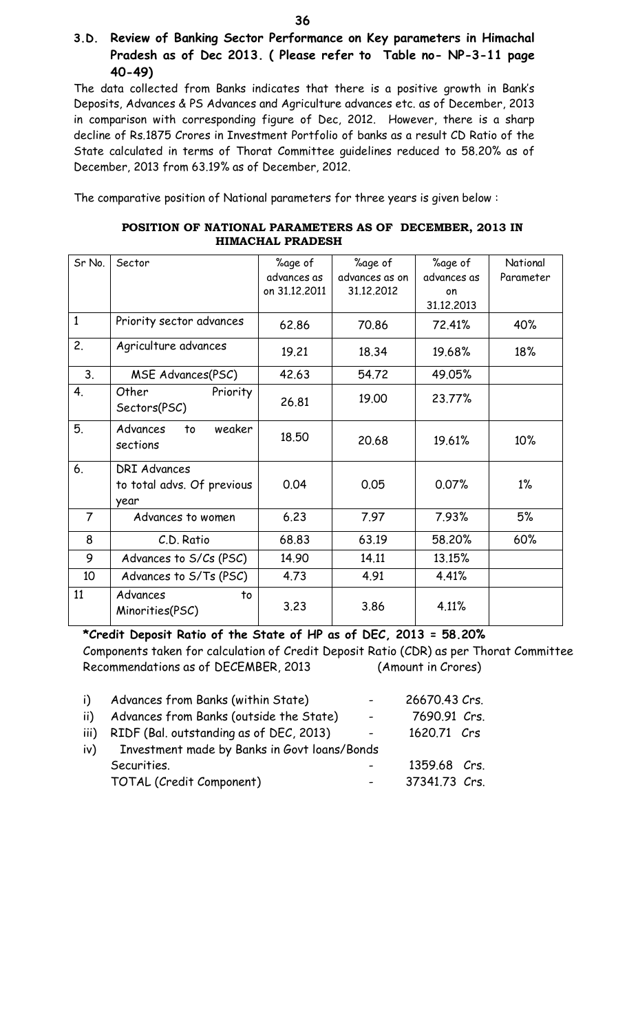### 3.D. Review of Banking Sector Performance on Key parameters in Himachal Pradesh as of Dec 2013. ( Please refer to Table no- NP-3-11 page 40-49)

The data collected from Banks indicates that there is a positive growth in Bank's Deposits, Advances & PS Advances and Agriculture advances etc. as of December, 2013 in comparison with corresponding figure of Dec, 2012. However, there is a sharp decline of Rs.1875 Crores in Investment Portfolio of banks as a result CD Ratio of the State calculated in terms of Thorat Committee guidelines reduced to 58.20% as of December, 2013 from 63.19% as of December, 2012.

The comparative position of National parameters for three years is given below :

**POSITION OF NATIONAL PARAMETERS AS OF DECEMBER, 2013 IN HIMACHAL PRADESH**

| Sr No. | Sector | %age of advances as on 31.12.2011 | %age of advances as on 31.12.2012 | %age of advances as on 31.12.2013 | National Parameter |
|---|---|---|---|---|---|
| 1 | Priority sector advances | 62.86 | 70.86 | 72.41% | 40% |
| 2. | Agriculture advances | 19.21 | 18.34 | 19.68% | 18% |
| 3. | MSE Advances(PSC) | 42.63 | 54.72 | 49.05% | |
| 4. | Other Priority Sectors(PSC) | 26.81 | 19.00 | 23.77% | |
| 5. | Advances to weaker sections | 18.50 | 20.68 | 19.61% | 10% |
| 6. | DRI Advances to total advs. Of previous year | 0.04 | 0.05 | 0.07% | 1% |
| 7 | Advances to women | 6.23 | 7.97 | 7.93% | 5% |
| 8 | C.D. Ratio | 68.83 | 63.19 | 58.20% | 60% |
| 9 | Advances to S/Cs (PSC) | 14.90 | 14.11 | 13.15% | |
| 10 | Advances to S/Ts (PSC) | 4.73 | 4.91 | 4.41% | |
| 11 | Advances to Minorities(PSC) | 3.23 | 3.86 | 4.11% | |

**\*Credit Deposit Ratio of the State of HP as of DEC, 2013 = 58.20%**

Components taken for calculation of Credit Deposit Ratio (CDR) as per Thorat Committee Recommendations as of DECEMBER, 2013 (Amount in Crores)

| | | | |
|---|---|---|---|
| i) | Advances from Banks (within State) | - | 26670.43 Crs. |
| ii) | Advances from Banks (outside the State) | - | 7690.91 Crs. |
| iii) | RIDF (Bal. outstanding as of DEC, 2013) | - | 1620.71 Crs |
| iv) | Investment made by Banks in Govt loans/Bonds Securities. | - | 1359.68 Crs. |
| | TOTAL (Credit Component) | - | 37341.73 Crs. |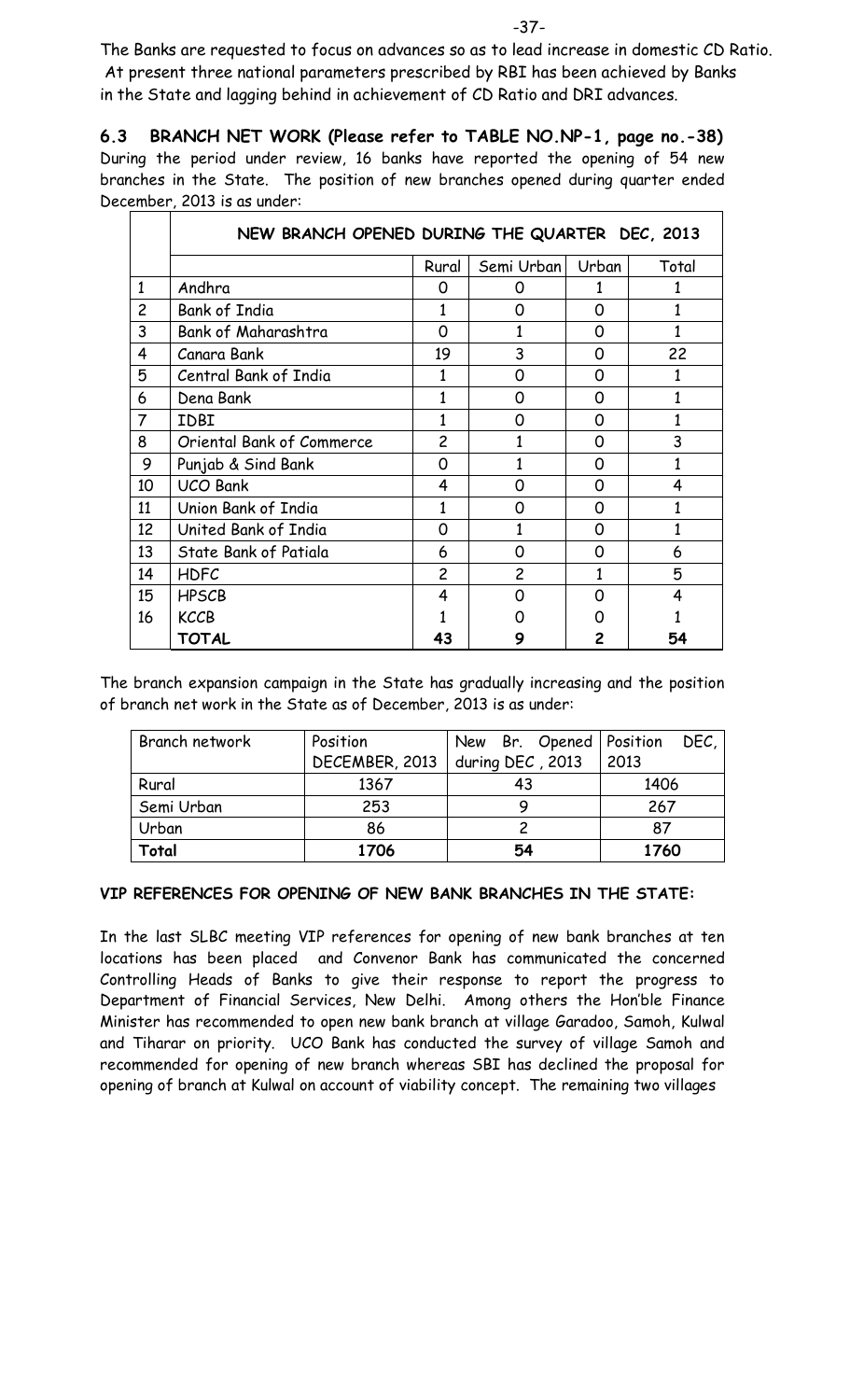The Banks are requested to focus on advances so as to lead increase in domestic CD Ratio. At present three national parameters prescribed by RBI has been achieved by Banks in the State and lagging behind in achievement of CD Ratio and DRI advances.

**6.3 BRANCH NET WORK (Please refer to TABLE NO.NP-1, page no.-38)**

During the period under review, 16 banks have reported the opening of 54 new branches in the State. The position of new branches opened during quarter ended December, 2013 is as under:

| | NEW BRANCH OPENED DURING THE QUARTER DEC, 2013 | | | | |
|---|---|---|---|---|---|
| | | Rural | Semi Urban | Urban | Total |
| 1 | Andhra | 0 | 0 | 1 | 1 |
| 2 | Bank of India | 1 | 0 | 0 | 1 |
| 3 | Bank of Maharashtra | 0 | 1 | 0 | 1 |
| 4 | Canara Bank | 19 | 3 | 0 | 22 |
| 5 | Central Bank of India | 1 | 0 | 0 | 1 |
| 6 | Dena Bank | 1 | 0 | 0 | 1 |
| 7 | IDBI | 1 | 0 | 0 | 1 |
| 8 | Oriental Bank of Commerce | 2 | 1 | 0 | 3 |
| 9 | Punjab & Sind Bank | 0 | 1 | 0 | 1 |
| 10 | UCO Bank | 4 | 0 | 0 | 4 |
| 11 | Union Bank of India | 1 | 0 | 0 | 1 |
| 12 | United Bank of India | 0 | 1 | 0 | 1 |
| 13 | State Bank of Patiala | 6 | 0 | 0 | 6 |
| 14 | HDFC | 2 | 2 | 1 | 5 |
| 15 | HPSCB | 4 | 0 | 0 | 4 |
| 16 | KCCB | 1 | 0 | 0 | 1 |
| | **TOTAL** | **43** | **9** | **2** | **54** |

The branch expansion campaign in the State has gradually increasing and the position of branch net work in the State as of December, 2013 is as under:

| Branch network | Position DECEMBER, 2013 | New Br. Opened during DEC , 2013 | Position DEC, 2013 |
|---|---|---|---|
| Rural | 1367 | 43 | 1406 |
| Semi Urban | 253 | 9 | 267 |
| Urban | 86 | 2 | 87 |
| **Total** | **1706** | **54** | **1760** |

**VIP REFERENCES FOR OPENING OF NEW BANK BRANCHES IN THE STATE:**

In the last SLBC meeting VIP references for opening of new bank branches at ten locations has been placed and Convenor Bank has communicated the concerned Controlling Heads of Banks to give their response to report the progress to Department of Financial Services, New Delhi. Among others the Hon'ble Finance Minister has recommended to open new bank branch at village Garadoo, Samoh, Kulwal and Tiharar on priority. UCO Bank has conducted the survey of village Samoh and recommended for opening of new branch whereas SBI has declined the proposal for opening of branch at Kulwal on account of viability concept. The remaining two villages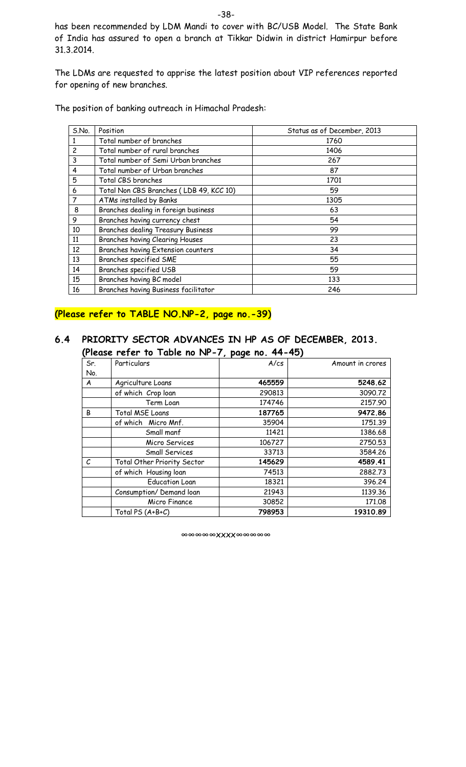has been recommended by LDM Mandi to cover with BC/USB Model. The State Bank of India has assured to open a branch at Tikkar Didwin in district Hamirpur before 31.3.2014.

The LDMs are requested to apprise the latest position about VIP references reported for opening of new branches.

The position of banking outreach in Himachal Pradesh:

| S.No. | Position | Status as of December, 2013 |
|---|---|---|
| 1 | Total number of branches | 1760 |
| 2 | Total number of rural branches | 1406 |
| 3 | Total number of Semi Urban branches | 267 |
| 4 | Total number of Urban branches | 87 |
| 5 | Total CBS branches | 1701 |
| 6 | Total Non CBS Branches ( LDB 49, KCC 10) | 59 |
| 7 | ATMs installed by Banks | 1305 |
| 8 | Branches dealing in foreign business | 63 |
| 9 | Branches having currency chest | 54 |
| 10 | Branches dealing Treasury Business | 99 |
| 11 | Branches having Clearing Houses | 23 |
| 12 | Branches having Extension counters | 34 |
| 13 | Branches specified SME | 55 |
| 14 | Branches specified USB | 59 |
| 15 | Branches having BC model | 133 |
| 16 | Branches having Business facilitator | 246 |

**(Please refer to TABLE NO.NP-2, page no.-39)**

## 6.4 PRIORITY SECTOR ADVANCES IN HP AS OF DECEMBER, 2013.

**(Please refer to Table no NP-7, page no. 44-45)**

| Sr. No. | Particulars | A/cs | Amount in crores |
|---|---|---|---|
| A | Agriculture Loans | **465559** | **5248.62** |
| | of which Crop loan | 290813 | 3090.72 |
| | Term Loan | 174746 | 2157.90 |
| B | Total MSE Loans | **187765** | **9472.86** |
| | of which Micro Mnf. | 35904 | 1751.39 |
| | Small manf | 11421 | 1386.68 |
| | Micro Services | 106727 | 2750.53 |
| | Small Services | 33713 | 3584.26 |
| C | Total Other Priority Sector | **145629** | **4589.41** |
| | of which Housing loan | 74513 | 2882.73 |
| | Education Loan | 18321 | 396.24 |
| | Consumption/ Demand loan | 21943 | 1139.36 |
| | Micro Finance | 30852 | 171.08 |
| | Total PS (A+B+C) | **798953** | **19310.89** |

∞∞∞∞∞XXXX∞∞∞∞∞∞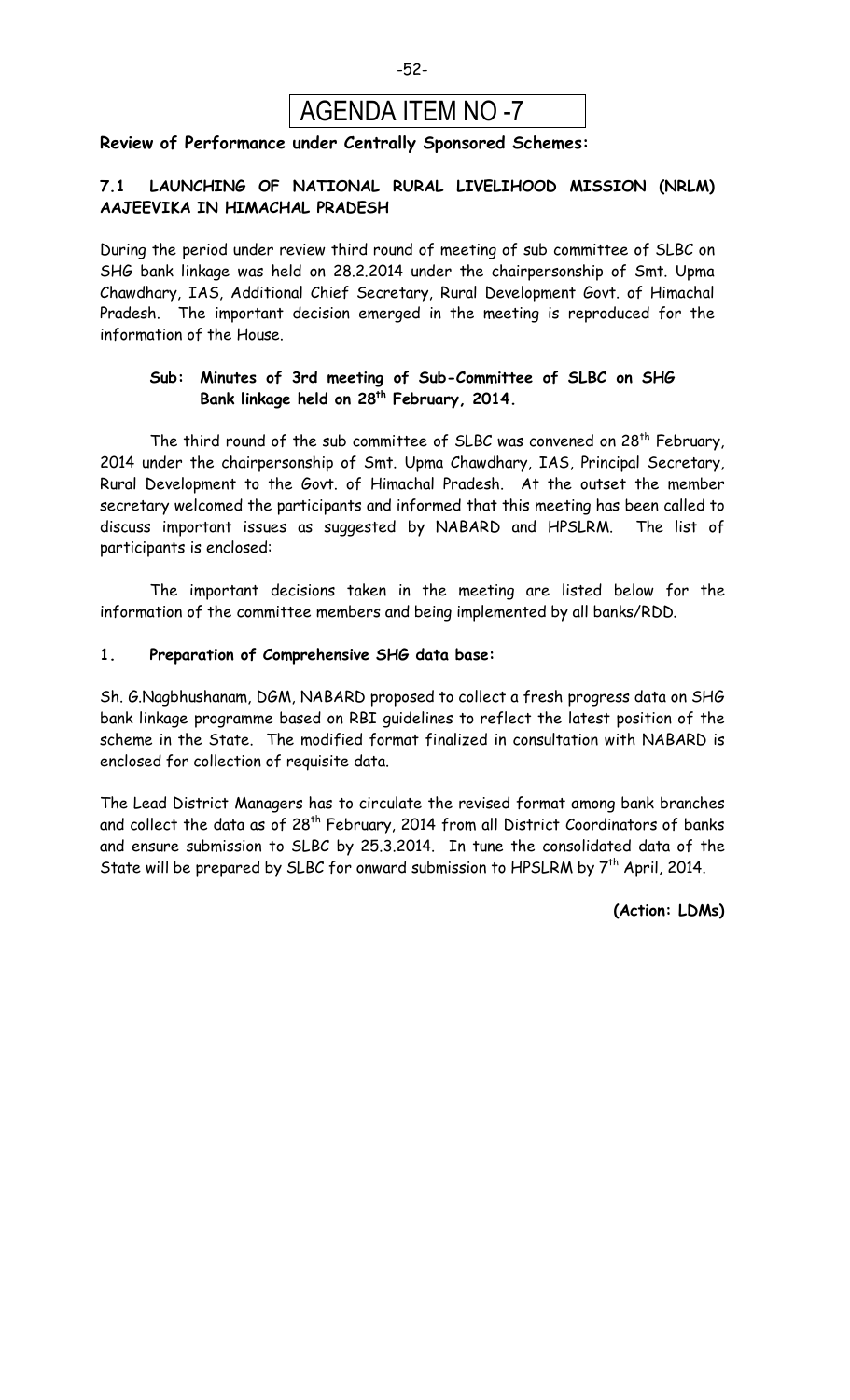# AGENDA ITEM NO -7

**Review of Performance under Centrally Sponsored Schemes:**

## 7.1 LAUNCHING OF NATIONAL RURAL LIVELIHOOD MISSION (NRLM) AAJEEVIKA IN HIMACHAL PRADESH

During the period under review third round of meeting of sub committee of SLBC on SHG bank linkage was held on 28.2.2014 under the chairpersonship of Smt. Upma Chawdhary, IAS, Additional Chief Secretary, Rural Development Govt. of Himachal Pradesh. The important decision emerged in the meeting is reproduced for the information of the House.

**Sub: Minutes of 3rd meeting of Sub-Committee of SLBC on SHG Bank linkage held on 28th February, 2014.**

The third round of the sub committee of SLBC was convened on 28th February, 2014 under the chairpersonship of Smt. Upma Chawdhary, IAS, Principal Secretary, Rural Development to the Govt. of Himachal Pradesh. At the outset the member secretary welcomed the participants and informed that this meeting has been called to discuss important issues as suggested by NABARD and HPSLRM. The list of participants is enclosed:

The important decisions taken in the meeting are listed below for the information of the committee members and being implemented by all banks/RDD.

**1. Preparation of Comprehensive SHG data base:**

Sh. G.Nagbhushanam, DGM, NABARD proposed to collect a fresh progress data on SHG bank linkage programme based on RBI guidelines to reflect the latest position of the scheme in the State. The modified format finalized in consultation with NABARD is enclosed for collection of requisite data.

The Lead District Managers has to circulate the revised format among bank branches and collect the data as of 28th February, 2014 from all District Coordinators of banks and ensure submission to SLBC by 25.3.2014. In tune the consolidated data of the State will be prepared by SLBC for onward submission to HPSLRM by 7th April, 2014.

**(Action: LDMs)**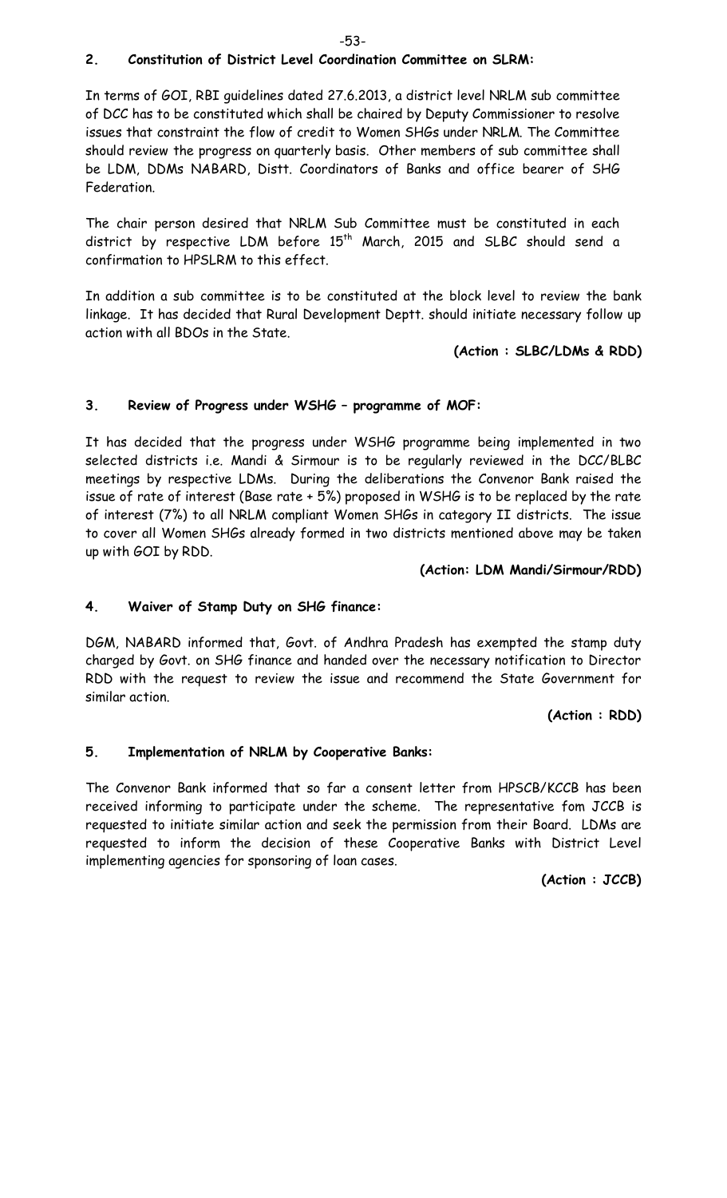**2. Constitution of District Level Coordination Committee on SLRM:**

In terms of GOI, RBI guidelines dated 27.6.2013, a district level NRLM sub committee of DCC has to be constituted which shall be chaired by Deputy Commissioner to resolve issues that constraint the flow of credit to Women SHGs under NRLM. The Committee should review the progress on quarterly basis. Other members of sub committee shall be LDM, DDMs NABARD, Distt. Coordinators of Banks and office bearer of SHG Federation.

The chair person desired that NRLM Sub Committee must be constituted in each district by respective LDM before 15th March, 2015 and SLBC should send a confirmation to HPSLRM to this effect.

In addition a sub committee is to be constituted at the block level to review the bank linkage. It has decided that Rural Development Deptt. should initiate necessary follow up action with all BDOs in the State.

**(Action : SLBC/LDMs & RDD)**

**3. Review of Progress under WSHG – programme of MOF:**

It has decided that the progress under WSHG programme being implemented in two selected districts i.e. Mandi & Sirmour is to be regularly reviewed in the DCC/BLBC meetings by respective LDMs. During the deliberations the Convenor Bank raised the issue of rate of interest (Base rate + 5%) proposed in WSHG is to be replaced by the rate of interest (7%) to all NRLM compliant Women SHGs in category II districts. The issue to cover all Women SHGs already formed in two districts mentioned above may be taken up with GOI by RDD.

**(Action: LDM Mandi/Sirmour/RDD)**

**4. Waiver of Stamp Duty on SHG finance:**

DGM, NABARD informed that, Govt. of Andhra Pradesh has exempted the stamp duty charged by Govt. on SHG finance and handed over the necessary notification to Director RDD with the request to review the issue and recommend the State Government for similar action.

**(Action : RDD)**

**5. Implementation of NRLM by Cooperative Banks:**

The Convenor Bank informed that so far a consent letter from HPSCB/KCCB has been received informing to participate under the scheme. The representative fom JCCB is requested to initiate similar action and seek the permission from their Board. LDMs are requested to inform the decision of these Cooperative Banks with District Level implementing agencies for sponsoring of loan cases.

**(Action : JCCB)**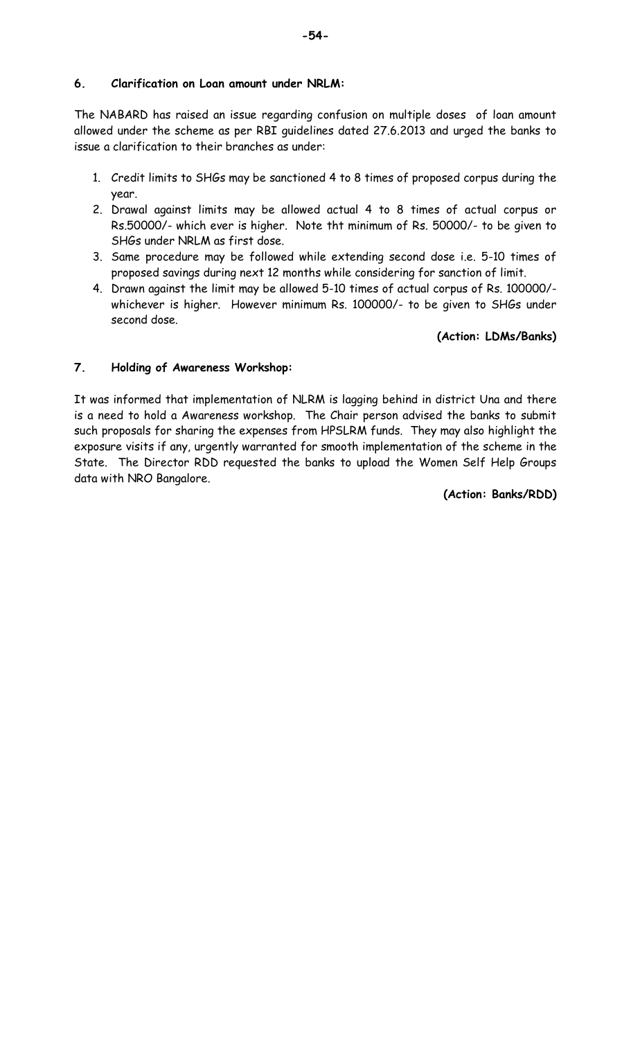### 6. Clarification on Loan amount under NRLM:

The NABARD has raised an issue regarding confusion on multiple doses of loan amount allowed under the scheme as per RBI guidelines dated 27.6.2013 and urged the banks to issue a clarification to their branches as under:

1. Credit limits to SHGs may be sanctioned 4 to 8 times of proposed corpus during the year.
2. Drawal against limits may be allowed actual 4 to 8 times of actual corpus or Rs.50000/- which ever is higher. Note tht minimum of Rs. 50000/- to be given to SHGs under NRLM as first dose.
3. Same procedure may be followed while extending second dose i.e. 5-10 times of proposed savings during next 12 months while considering for sanction of limit.
4. Drawn against the limit may be allowed 5-10 times of actual corpus of Rs. 100000/- whichever is higher. However minimum Rs. 100000/- to be given to SHGs under second dose.

**(Action: LDMs/Banks)**

### 7. Holding of Awareness Workshop:

It was informed that implementation of NLRM is lagging behind in district Una and there is a need to hold a Awareness workshop. The Chair person advised the banks to submit such proposals for sharing the expenses from HPSLRM funds. They may also highlight the exposure visits if any, urgently warranted for smooth implementation of the scheme in the State. The Director RDD requested the banks to upload the Women Self Help Groups data with NRO Bangalore.

**(Action: Banks/RDD)**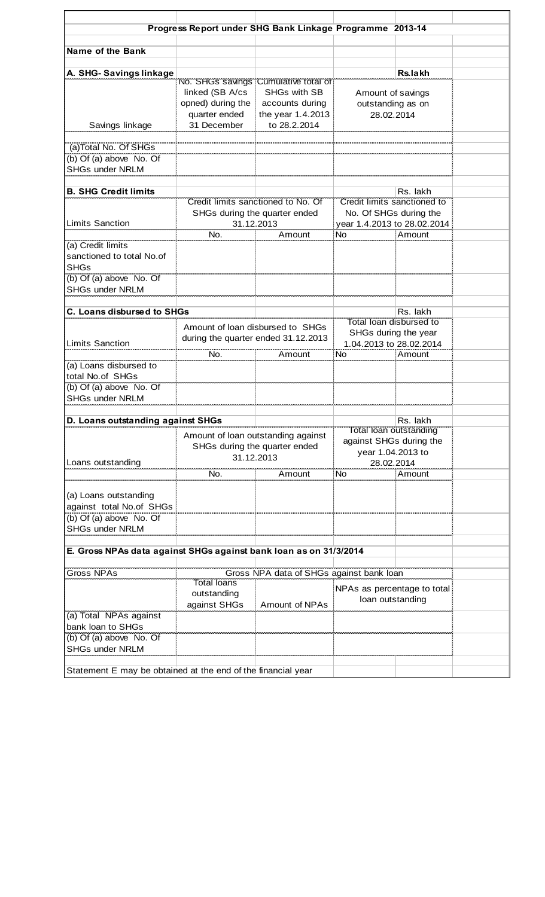## Progress Report under SHG Bank Linkage Programme 2013-14

**Name of the Bank**

**A. SHG- Savings linkage** — Rs.lakh

| Savings linkage | No. SHGs savings linked (SB A/cs opned) during the quarter ended 31 December | Cumulative total of SHGs with SB accounts during the year 1.4.2013 to 28.2.2014 | Amount of savings outstanding as on 28.02.2014 |
|---|---|---|---|
| (a)Total No. Of SHGs | | | |
| (b) Of (a) above No. Of SHGs under NRLM | | | |

**B. SHG Credit limits** — Rs. lakh

| Limits Sanction | Credit limits sanctioned to No. Of SHGs during the quarter ended 31.12.2013 | | Credit limits sanctioned to No. Of SHGs during the year 1.4.2013 to 28.02.2014 | |
|---|---|---|---|---|
| | No. | Amount | No | Amount |
| (a) Credit limits sanctioned to total No.of SHGs | | | | |
| (b) Of (a) above No. Of SHGs under NRLM | | | | |

**C. Loans disbursed to SHGs** — Rs. lakh

| Limits Sanction | Amount of loan disbursed to SHGs during the quarter ended 31.12.2013 | | Total loan disbursed to SHGs during the year 1.04.2013 to 28.02.2014 | |
|---|---|---|---|---|
| | No. | Amount | No | Amount |
| (a) Loans disbursed to total No.of SHGs | | | | |
| (b) Of (a) above No. Of SHGs under NRLM | | | | |

**D. Loans outstanding against SHGs** — Rs. lakh

| Loans outstanding | Amount of loan outstanding against SHGs during the quarter ended 31.12.2013 | | Total loan outstanding against SHGs during the year 1.04.2013 to 28.02.2014 | |
|---|---|---|---|---|
| | No. | Amount | No | Amount |
| (a) Loans outstanding against total No.of SHGs | | | | |
| (b) Of (a) above No. Of SHGs under NRLM | | | | |

**E. Gross NPAs data against SHGs against bank loan as on 31/3/2014**

| Gross NPAs | Gross NPA data of SHGs against bank loan | | |
|---|---|---|---|
| | Total loans outstanding against SHGs | Amount of NPAs | NPAs as percentage to total loan outstanding |
| (a) Total NPAs against bank loan to SHGs | | | |
| (b) Of (a) above No. Of SHGs under NRLM | | | |

Statement E may be obtained at the end of the financial year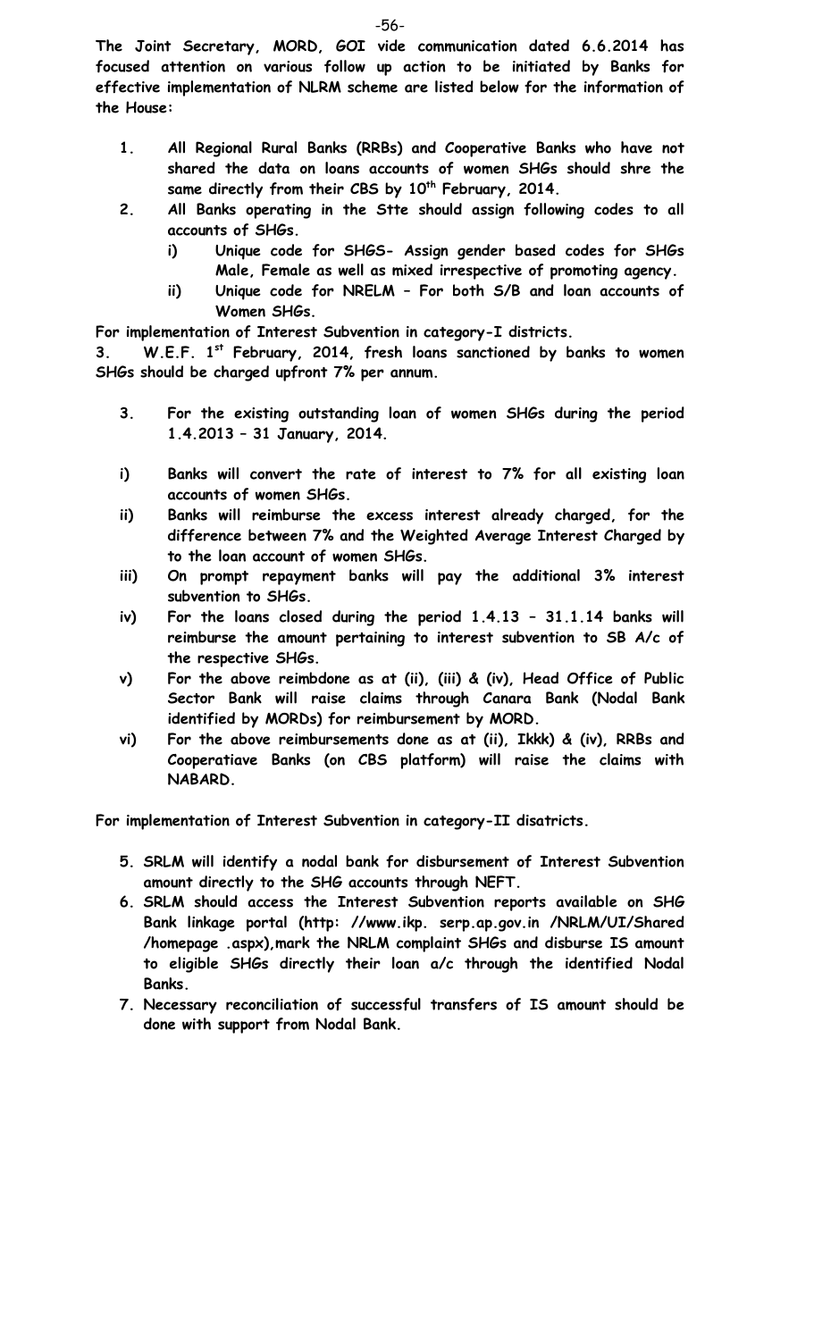**The Joint Secretary, MORD, GOI vide communication dated 6.6.2014 has focused attention on various follow up action to be initiated by Banks for effective implementation of NLRM scheme are listed below for the information of the House:**

1. **All Regional Rural Banks (RRBs) and Cooperative Banks who have not shared the data on loans accounts of women SHGs should shre the same directly from their CBS by 10th February, 2014.**
2. **All Banks operating in the Stte should assign following codes to all accounts of SHGs.**
   - i) **Unique code for SHGS- Assign gender based codes for SHGs Male, Female as well as mixed irrespective of promoting agency.**
   - ii) **Unique code for NRELM – For both S/B and loan accounts of Women SHGs.**

**For implementation of Interest Subvention in category-I districts.**

**3. W.E.F. 1st February, 2014, fresh loans sanctioned by banks to women SHGs should be charged upfront 7% per annum.**

**3. For the existing outstanding loan of women SHGs during the period 1.4.2013 – 31 January, 2014.**

- i) **Banks will convert the rate of interest to 7% for all existing loan accounts of women SHGs.**
- ii) **Banks will reimburse the excess interest already charged, for the difference between 7% and the Weighted Average Interest Charged by to the loan account of women SHGs.**
- iii) **On prompt repayment banks will pay the additional 3% interest subvention to SHGs.**
- iv) **For the loans closed during the period 1.4.13 – 31.1.14 banks will reimburse the amount pertaining to interest subvention to SB A/c of the respective SHGs.**
- v) **For the above reimbdone as at (ii), (iii) & (iv), Head Office of Public Sector Bank will raise claims through Canara Bank (Nodal Bank identified by MORDs) for reimbursement by MORD.**
- vi) **For the above reimbursements done as at (ii), Ikkk) & (iv), RRBs and Cooperatiave Banks (on CBS platform) will raise the claims with NABARD.**

**For implementation of Interest Subvention in category-II disatricts.**

5. **SRLM will identify a nodal bank for disbursement of Interest Subvention amount directly to the SHG accounts through NEFT.**
6. **SRLM should access the Interest Subvention reports available on SHG Bank linkage portal (http: //www.ikp. serp.ap.gov.in /NRLM/UI/Shared /homepage .aspx),mark the NRLM complaint SHGs and disburse IS amount to eligible SHGs directly their loan a/c through the identified Nodal Banks.**
7. **Necessary reconciliation of successful transfers of IS amount should be done with support from Nodal Bank.**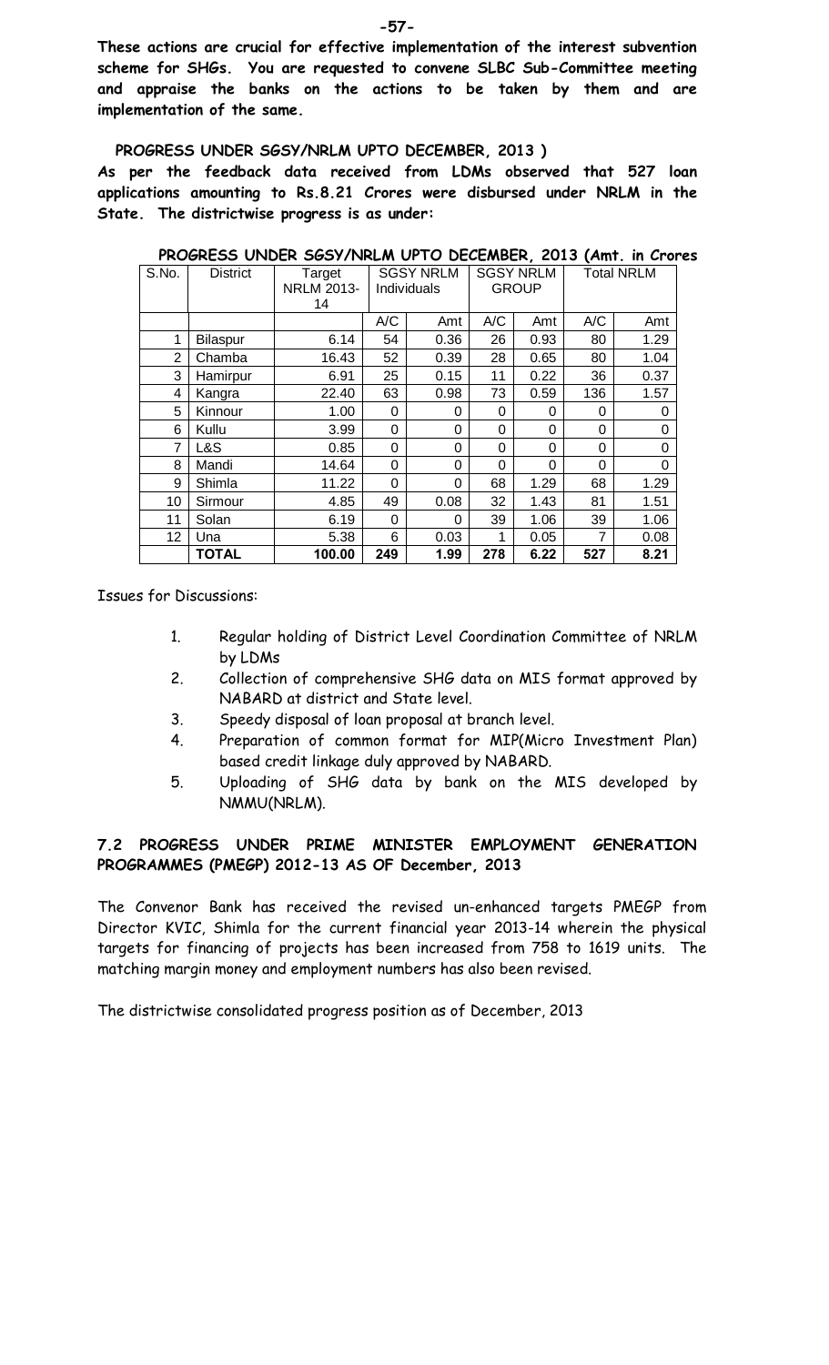**These actions are crucial for effective implementation of the interest subvention scheme for SHGs. You are requested to convene SLBC Sub-Committee meeting and appraise the banks on the actions to be taken by them and are implementation of the same.**

**PROGRESS UNDER SGSY/NRLM UPTO DECEMBER, 2013 )**

**As per the feedback data received from LDMs observed that 527 loan applications amounting to Rs.8.21 Crores were disbursed under NRLM in the State. The districtwise progress is as under:**

**PROGRESS UNDER SGSY/NRLM UPTO DECEMBER, 2013 (Amt. in Crores**

| S.No. | District | Target NRLM 2013-14 | SGSY NRLM Individuals | | SGSY NRLM GROUP | | Total NRLM | |
|---|---|---|---|---|---|---|---|---|
| | | | A/C | Amt | A/C | Amt | A/C | Amt |
| 1 | Bilaspur | 6.14 | 54 | 0.36 | 26 | 0.93 | 80 | 1.29 |
| 2 | Chamba | 16.43 | 52 | 0.39 | 28 | 0.65 | 80 | 1.04 |
| 3 | Hamirpur | 6.91 | 25 | 0.15 | 11 | 0.22 | 36 | 0.37 |
| 4 | Kangra | 22.40 | 63 | 0.98 | 73 | 0.59 | 136 | 1.57 |
| 5 | Kinnour | 1.00 | 0 | 0 | 0 | 0 | 0 | 0 |
| 6 | Kullu | 3.99 | 0 | 0 | 0 | 0 | 0 | 0 |
| 7 | L&S | 0.85 | 0 | 0 | 0 | 0 | 0 | 0 |
| 8 | Mandi | 14.64 | 0 | 0 | 0 | 0 | 0 | 0 |
| 9 | Shimla | 11.22 | 0 | 0 | 68 | 1.29 | 68 | 1.29 |
| 10 | Sirmour | 4.85 | 49 | 0.08 | 32 | 1.43 | 81 | 1.51 |
| 11 | Solan | 6.19 | 0 | 0 | 39 | 1.06 | 39 | 1.06 |
| 12 | Una | 5.38 | 6 | 0.03 | 1 | 0.05 | 7 | 0.08 |
| | **TOTAL** | **100.00** | **249** | **1.99** | **278** | **6.22** | **527** | **8.21** |

Issues for Discussions:

1. Regular holding of District Level Coordination Committee of NRLM by LDMs
2. Collection of comprehensive SHG data on MIS format approved by NABARD at district and State level.
3. Speedy disposal of loan proposal at branch level.
4. Preparation of common format for MIP(Micro Investment Plan) based credit linkage duly approved by NABARD.
5. Uploading of SHG data by bank on the MIS developed by NMMU(NRLM).

## 7.2 PROGRESS UNDER PRIME MINISTER EMPLOYMENT GENERATION PROGRAMMES (PMEGP) 2012-13 AS OF December, 2013

The Convenor Bank has received the revised un-enhanced targets PMEGP from Director KVIC, Shimla for the current financial year 2013-14 wherein the physical targets for financing of projects has been increased from 758 to 1619 units. The matching margin money and employment numbers has also been revised.

The districtwise consolidated progress position as of December, 2013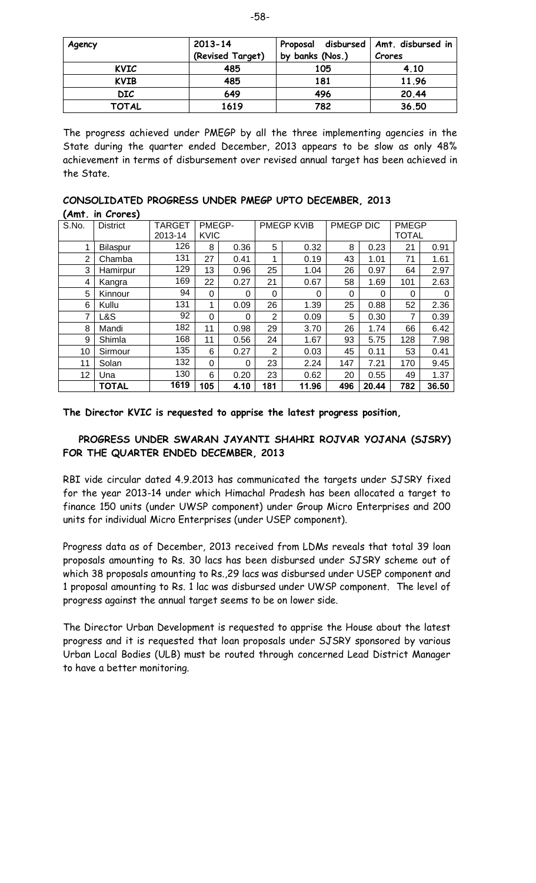| Agency | 2013-14 (Revised Target) | Proposal disbursed by banks (Nos.) | Amt. disbursed in Crores |
|---|---|---|---|
| KVIC | 485 | 105 | 4.10 |
| KVIB | 485 | 181 | 11.96 |
| DIC | 649 | 496 | 20.44 |
| TOTAL | 1619 | 782 | 36.50 |

The progress achieved under PMEGP by all the three implementing agencies in the State during the quarter ended December, 2013 appears to be slow as only 48% achievement in terms of disbursement over revised annual target has been achieved in the State.

**CONSOLIDATED PROGRESS UNDER PMEGP UPTO DECEMBER, 2013**
**(Amt. in Crores)**

| S.No. | District | TARGET 2013-14 | PMEGP-KVIC | | PMEGP KVIB | | PMEGP DIC | | PMEGP TOTAL | |
|---|---|---|---|---|---|---|---|---|---|---|
| 1 | Bilaspur | 126 | 8 | 0.36 | 5 | 0.32 | 8 | 0.23 | 21 | 0.91 |
| 2 | Chamba | 131 | 27 | 0.41 | 1 | 0.19 | 43 | 1.01 | 71 | 1.61 |
| 3 | Hamirpur | 129 | 13 | 0.96 | 25 | 1.04 | 26 | 0.97 | 64 | 2.97 |
| 4 | Kangra | 169 | 22 | 0.27 | 21 | 0.67 | 58 | 1.69 | 101 | 2.63 |
| 5 | Kinnour | 94 | 0 | 0 | 0 | 0 | 0 | 0 | 0 | 0 |
| 6 | Kullu | 131 | 1 | 0.09 | 26 | 1.39 | 25 | 0.88 | 52 | 2.36 |
| 7 | L&S | 92 | 0 | 0 | 2 | 0.09 | 5 | 0.30 | 7 | 0.39 |
| 8 | Mandi | 182 | 11 | 0.98 | 29 | 3.70 | 26 | 1.74 | 66 | 6.42 |
| 9 | Shimla | 168 | 11 | 0.56 | 24 | 1.67 | 93 | 5.75 | 128 | 7.98 |
| 10 | Sirmour | 135 | 6 | 0.27 | 2 | 0.03 | 45 | 0.11 | 53 | 0.41 |
| 11 | Solan | 132 | 0 | 0 | 23 | 2.24 | 147 | 7.21 | 170 | 9.45 |
| 12 | Una | 130 | 6 | 0.20 | 23 | 0.62 | 20 | 0.55 | 49 | 1.37 |
| | **TOTAL** | **1619** | **105** | **4.10** | **181** | **11.96** | **496** | **20.44** | **782** | **36.50** |

**The Director KVIC is requested to apprise the latest progress position,**

**PROGRESS UNDER SWARAN JAYANTI SHAHRI ROJVAR YOJANA (SJSRY) FOR THE QUARTER ENDED DECEMBER, 2013**

RBI vide circular dated 4.9.2013 has communicated the targets under SJSRY fixed for the year 2013-14 under which Himachal Pradesh has been allocated a target to finance 150 units (under UWSP component) under Group Micro Enterprises and 200 units for individual Micro Enterprises (under USEP component).

Progress data as of December, 2013 received from LDMs reveals that total 39 loan proposals amounting to Rs. 30 lacs has been disbursed under SJSRY scheme out of which 38 proposals amounting to Rs.,29 lacs was disbursed under USEP component and 1 proposal amounting to Rs. 1 lac was disbursed under UWSP component. The level of progress against the annual target seems to be on lower side.

The Director Urban Development is requested to apprise the House about the latest progress and it is requested that loan proposals under SJSRY sponsored by various Urban Local Bodies (ULB) must be routed through concerned Lead District Manager to have a better monitoring.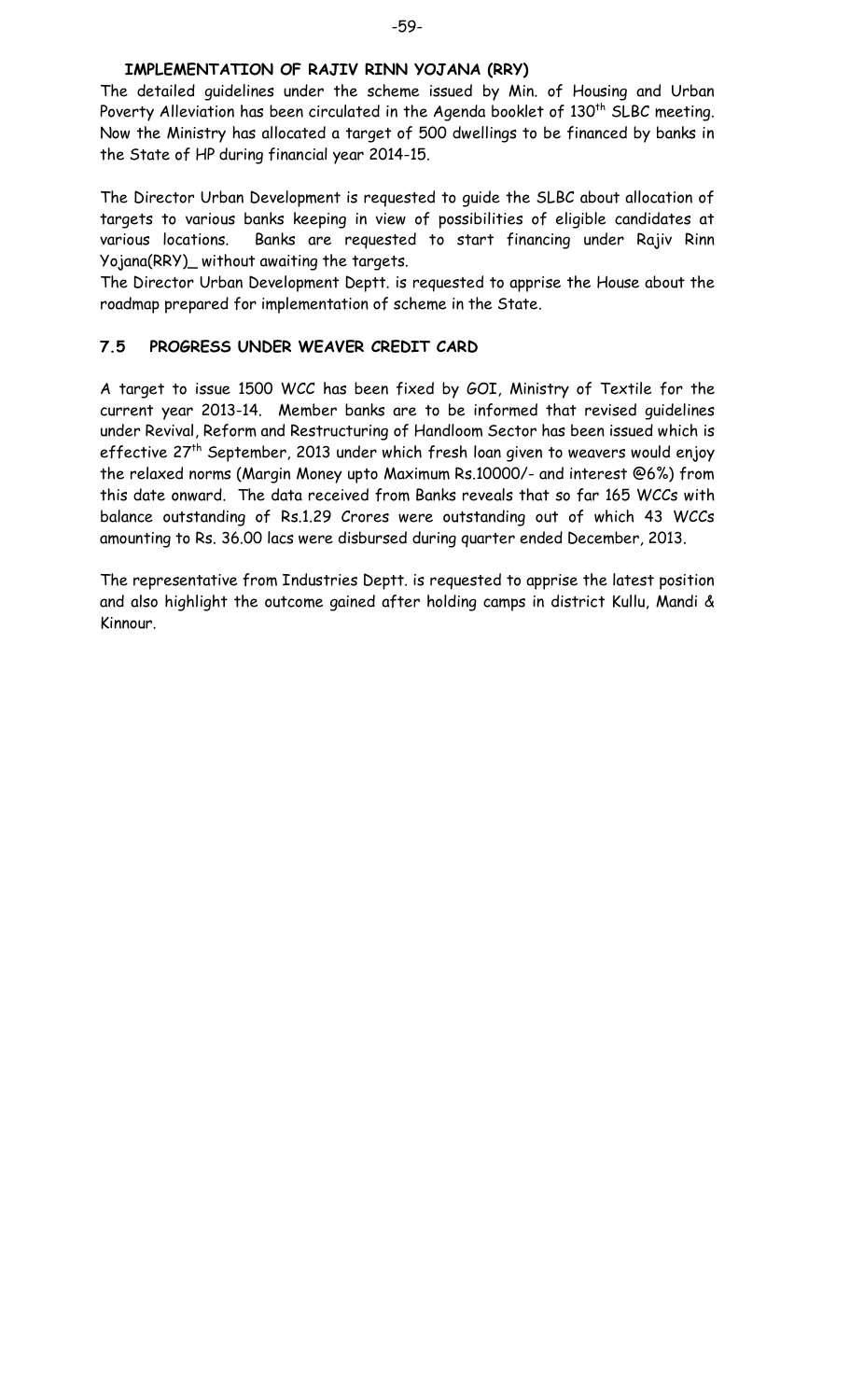## IMPLEMENTATION OF RAJIV RINN YOJANA (RRY)

The detailed guidelines under the scheme issued by Min. of Housing and Urban Poverty Alleviation has been circulated in the Agenda booklet of 130th SLBC meeting. Now the Ministry has allocated a target of 500 dwellings to be financed by banks in the State of HP during financial year 2014-15.

The Director Urban Development is requested to guide the SLBC about allocation of targets to various banks keeping in view of possibilities of eligible candidates at various locations. Banks are requested to start financing under Rajiv Rinn Yojana(RRY)_ without awaiting the targets.

The Director Urban Development Deptt. is requested to apprise the House about the roadmap prepared for implementation of scheme in the State.

## 7.5 PROGRESS UNDER WEAVER CREDIT CARD

A target to issue 1500 WCC has been fixed by GOI, Ministry of Textile for the current year 2013-14. Member banks are to be informed that revised guidelines under Revival, Reform and Restructuring of Handloom Sector has been issued which is effective 27th September, 2013 under which fresh loan given to weavers would enjoy the relaxed norms (Margin Money upto Maximum Rs.10000/- and interest @6%) from this date onward. The data received from Banks reveals that so far 165 WCCs with balance outstanding of Rs.1.29 Crores were outstanding out of which 43 WCCs amounting to Rs. 36.00 lacs were disbursed during quarter ended December, 2013.

The representative from Industries Deptt. is requested to apprise the latest position and also highlight the outcome gained after holding camps in district Kullu, Mandi & Kinnour.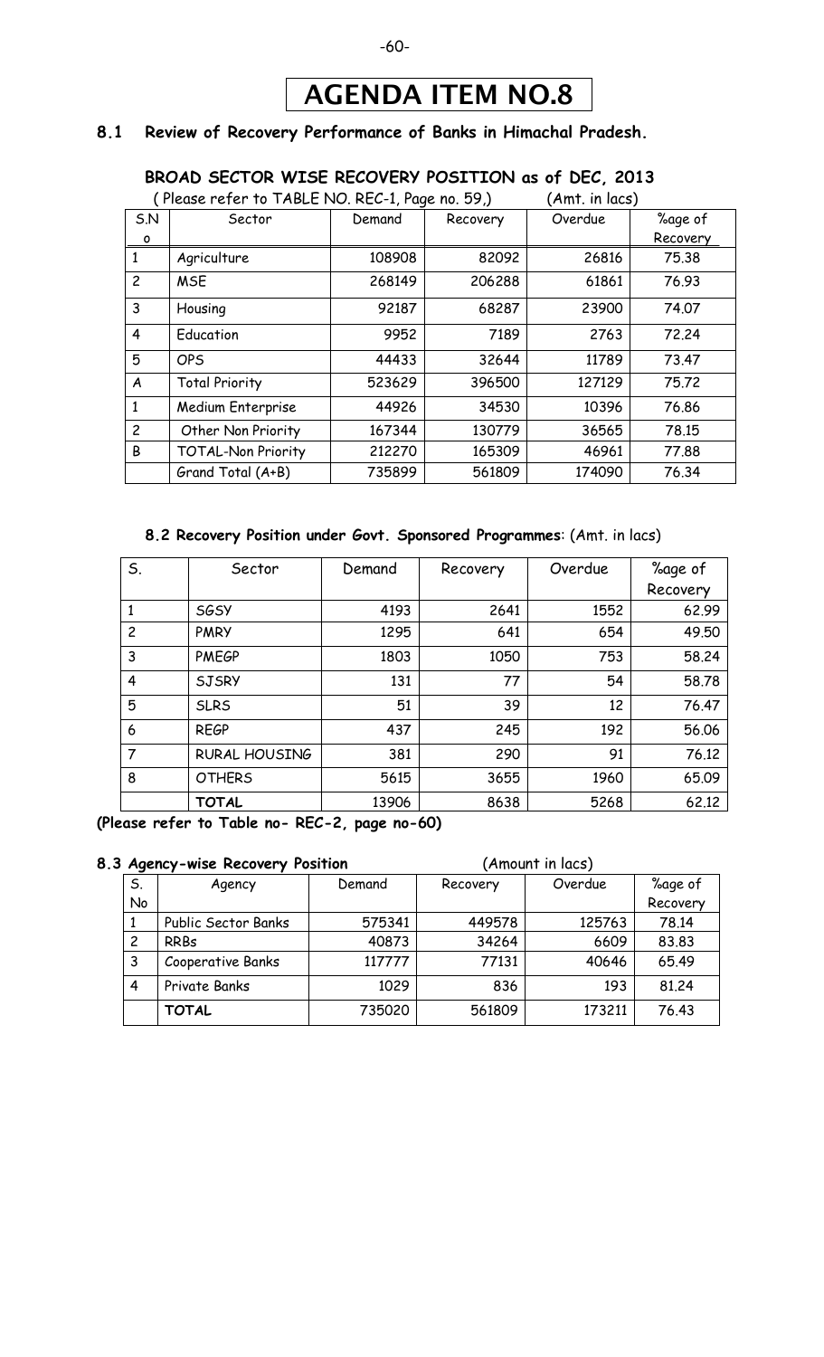# AGENDA ITEM NO.8

## 8.1 Review of Recovery Performance of Banks in Himachal Pradesh.

### BROAD SECTOR WISE RECOVERY POSITION as of DEC, 2013

( Please refer to TABLE NO. REC-1, Page no. 59,) (Amt. in lacs)

| S.No | Sector | Demand | Recovery | Overdue | %age of Recovery |
|---|---|---|---|---|---|
| 1 | Agriculture | 108908 | 82092 | 26816 | 75.38 |
| 2 | MSE | 268149 | 206288 | 61861 | 76.93 |
| 3 | Housing | 92187 | 68287 | 23900 | 74.07 |
| 4 | Education | 9952 | 7189 | 2763 | 72.24 |
| 5 | OPS | 44433 | 32644 | 11789 | 73.47 |
| A | Total Priority | 523629 | 396500 | 127129 | 75.72 |
| 1 | Medium Enterprise | 44926 | 34530 | 10396 | 76.86 |
| 2 | Other Non Priority | 167344 | 130779 | 36565 | 78.15 |
| B | TOTAL-Non Priority | 212270 | 165309 | 46961 | 77.88 |
| | Grand Total (A+B) | 735899 | 561809 | 174090 | 76.34 |

### 8.2 Recovery Position under Govt. Sponsored Programmes: (Amt. in lacs)

| S. | Sector | Demand | Recovery | Overdue | %age of Recovery |
|---|---|---|---|---|---|
| 1 | SGSY | 4193 | 2641 | 1552 | 62.99 |
| 2 | PMRY | 1295 | 641 | 654 | 49.50 |
| 3 | PMEGP | 1803 | 1050 | 753 | 58.24 |
| 4 | SJSRY | 131 | 77 | 54 | 58.78 |
| 5 | SLRS | 51 | 39 | 12 | 76.47 |
| 6 | REGP | 437 | 245 | 192 | 56.06 |
| 7 | RURAL HOUSING | 381 | 290 | 91 | 76.12 |
| 8 | OTHERS | 5615 | 3655 | 1960 | 65.09 |
| | **TOTAL** | 13906 | 8638 | 5268 | 62.12 |

**(Please refer to Table no- REC-2, page no-60)**

### 8.3 Agency-wise Recovery Position (Amount in lacs)

| S. No | Agency | Demand | Recovery | Overdue | %age of Recovery |
|---|---|---|---|---|---|
| 1 | Public Sector Banks | 575341 | 449578 | 125763 | 78.14 |
| 2 | RRBs | 40873 | 34264 | 6609 | 83.83 |
| 3 | Cooperative Banks | 117777 | 77131 | 40646 | 65.49 |
| 4 | Private Banks | 1029 | 836 | 193 | 81.24 |
| | **TOTAL** | 735020 | 561809 | 173211 | 76.43 |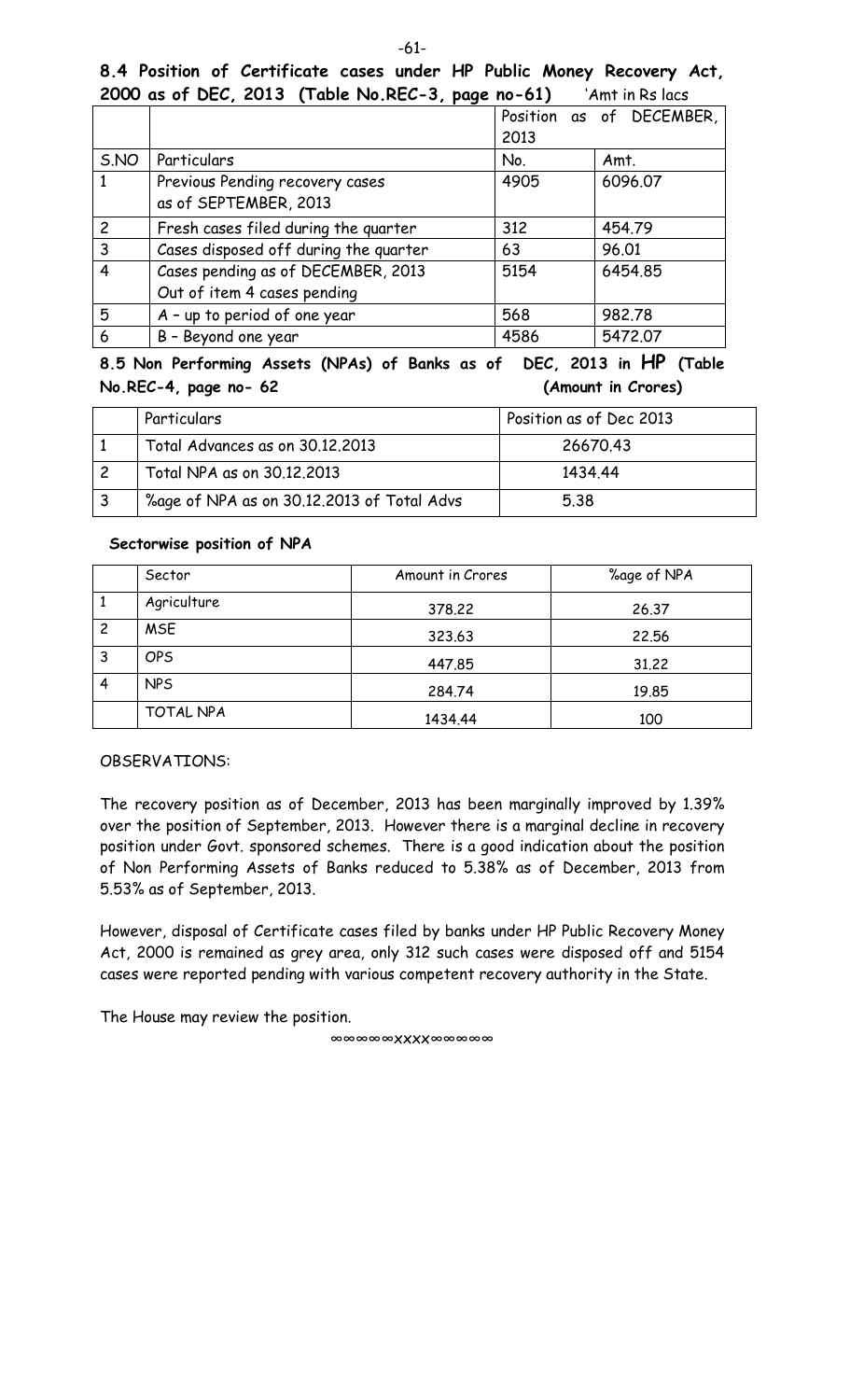**8.4 Position of Certificate cases under HP Public Money Recovery Act, 2000 as of DEC, 2013 (Table No.REC-3, page no-61)** 'Amt in Rs lacs

| | | Position as of DECEMBER, 2013 | |
|---|---|---|---|
| S.NO | Particulars | No. | Amt. |
| 1 | Previous Pending recovery cases as of SEPTEMBER, 2013 | 4905 | 6096.07 |
| 2 | Fresh cases filed during the quarter | 312 | 454.79 |
| 3 | Cases disposed off during the quarter | 63 | 96.01 |
| 4 | Cases pending as of DECEMBER, 2013 Out of item 4 cases pending | 5154 | 6454.85 |
| 5 | A – up to period of one year | 568 | 982.78 |
| 6 | B – Beyond one year | 4586 | 5472.07 |

**8.5 Non Performing Assets (NPAs) of Banks as of DEC, 2013 in HP (Table No.REC-4, page no- 62** **(Amount in Crores)**

| | Particulars | Position as of Dec 2013 |
|---|---|---|
| 1 | Total Advances as on 30.12.2013 | 26670.43 |
| 2 | Total NPA as on 30.12.2013 | 1434.44 |
| 3 | %age of NPA as on 30.12.2013 of Total Advs | 5.38 |

**Sectorwise position of NPA**

| | Sector | Amount in Crores | %age of NPA |
|---|---|---|---|
| 1 | Agriculture | 378.22 | 26.37 |
| 2 | MSE | 323.63 | 22.56 |
| 3 | OPS | 447.85 | 31.22 |
| 4 | NPS | 284.74 | 19.85 |
| | TOTAL NPA | 1434.44 | 100 |

OBSERVATIONS:

The recovery position as of December, 2013 has been marginally improved by 1.39% over the position of September, 2013. However there is a marginal decline in recovery position under Govt. sponsored schemes. There is a good indication about the position of Non Performing Assets of Banks reduced to 5.38% as of December, 2013 from 5.53% as of September, 2013.

However, disposal of Certificate cases filed by banks under HP Public Recovery Money Act, 2000 is remained as grey area, only 312 such cases were disposed off and 5154 cases were reported pending with various competent recovery authority in the State.

The House may review the position.

∞∞∞∞∞XXXX∞∞∞∞∞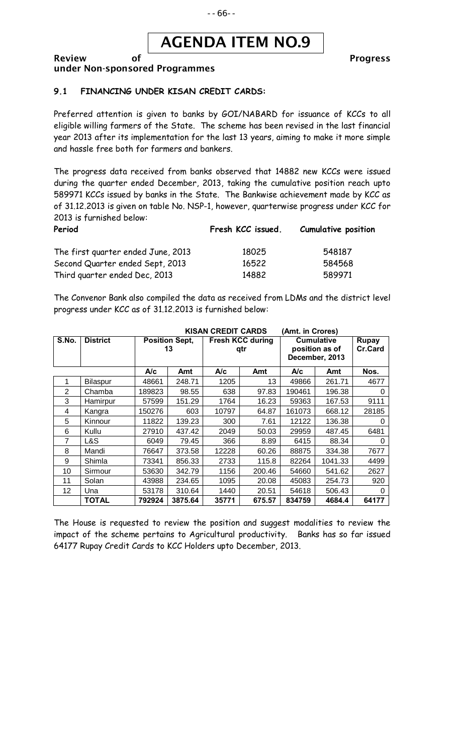# AGENDA ITEM NO.9

## Review of Progress under Non-sponsored Programmes

### 9.1 FINANCING UNDER KISAN CREDIT CARDS:

Preferred attention is given to banks by GOI/NABARD for issuance of KCCs to all eligible willing farmers of the State. The scheme has been revised in the last financial year 2013 after its implementation for the last 13 years, aiming to make it more simple and hassle free both for farmers and bankers.

The progress data received from banks observed that 14882 new KCCs were issued during the quarter ended December, 2013, taking the cumulative position reach upto 589971 KCCs issued by banks in the State. The Bankwise achievement made by KCC as of 31.12.2013 is given on table No. NSP-1, however, quarterwise progress under KCC for 2013 is furnished below:

| Period | Fresh KCC issued. | Cumulative position |
|---|---|---|
| The first quarter ended June, 2013 | 18025 | 548187 |
| Second Quarter ended Sept, 2013 | 16522 | 584568 |
| Third quarter ended Dec, 2013 | 14882 | 589971 |

The Convenor Bank also compiled the data as received from LDMs and the district level progress under KCC as of 31.12.2013 is furnished below:

**KISAN CREDIT CARDS (Amt. in Crores)**

| S.No. | District | Position Sept, 13 | | Fresh KCC during qtr | | Cumulative position as of December, 2013 | | Rupay Cr.Card |
|---|---|---|---|---|---|---|---|---|
| | | A/c | Amt | A/c | Amt | A/c | Amt | Nos. |
| 1 | Bilaspur | 48661 | 248.71 | 1205 | 13 | 49866 | 261.71 | 4677 |
| 2 | Chamba | 189823 | 98.55 | 638 | 97.83 | 190461 | 196.38 | 0 |
| 3 | Hamirpur | 57599 | 151.29 | 1764 | 16.23 | 59363 | 167.53 | 9111 |
| 4 | Kangra | 150276 | 603 | 10797 | 64.87 | 161073 | 668.12 | 28185 |
| 5 | Kinnour | 11822 | 139.23 | 300 | 7.61 | 12122 | 136.38 | 0 |
| 6 | Kullu | 27910 | 437.42 | 2049 | 50.03 | 29959 | 487.45 | 6481 |
| 7 | L&S | 6049 | 79.45 | 366 | 8.89 | 6415 | 88.34 | 0 |
| 8 | Mandi | 76647 | 373.58 | 12228 | 60.26 | 88875 | 334.38 | 7677 |
| 9 | Shimla | 73341 | 856.33 | 2733 | 115.8 | 82264 | 1041.33 | 4499 |
| 10 | Sirmour | 53630 | 342.79 | 1156 | 200.46 | 54660 | 541.62 | 2627 |
| 11 | Solan | 43988 | 234.65 | 1095 | 20.08 | 45083 | 254.73 | 920 |
| 12 | Una | 53178 | 310.64 | 1440 | 20.51 | 54618 | 506.43 | 0 |
| | **TOTAL** | **792924** | **3875.64** | **35771** | **675.57** | **834759** | **4684.4** | **64177** |

The House is requested to review the position and suggest modalities to review the impact of the scheme pertains to Agricultural productivity. Banks has so far issued 64177 Rupay Credit Cards to KCC Holders upto December, 2013.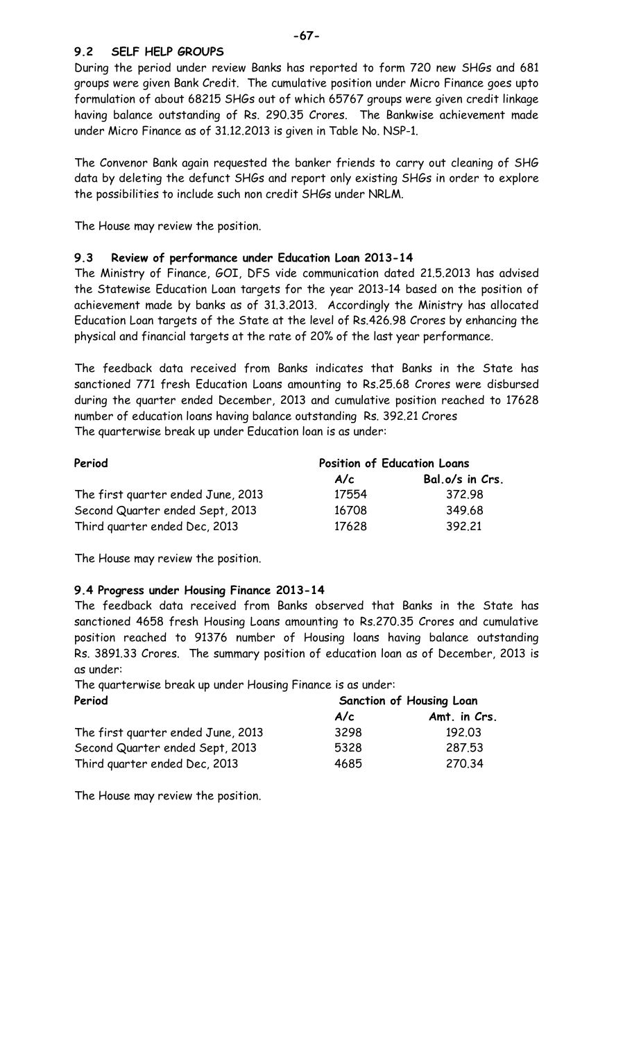### 9.2 SELF HELP GROUPS

During the period under review Banks has reported to form 720 new SHGs and 681 groups were given Bank Credit. The cumulative position under Micro Finance goes upto formulation of about 68215 SHGs out of which 65767 groups were given credit linkage having balance outstanding of Rs. 290.35 Crores. The Bankwise achievement made under Micro Finance as of 31.12.2013 is given in Table No. NSP-1.

The Convenor Bank again requested the banker friends to carry out cleaning of SHG data by deleting the defunct SHGs and report only existing SHGs in order to explore the possibilities to include such non credit SHGs under NRLM.

The House may review the position.

### 9.3 Review of performance under Education Loan 2013-14

The Ministry of Finance, GOI, DFS vide communication dated 21.5.2013 has advised the Statewise Education Loan targets for the year 2013-14 based on the position of achievement made by banks as of 31.3.2013. Accordingly the Ministry has allocated Education Loan targets of the State at the level of Rs.426.98 Crores by enhancing the physical and financial targets at the rate of 20% of the last year performance.

The feedback data received from Banks indicates that Banks in the State has sanctioned 771 fresh Education Loans amounting to Rs.25.68 Crores were disbursed during the quarter ended December, 2013 and cumulative position reached to 17628 number of education loans having balance outstanding Rs. 392.21 Crores

The quarterwise break up under Education loan is as under:

| Period | Position of Education Loans | |
|---|---|---|
| | A/c | Bal.o/s in Crs. |
| The first quarter ended June, 2013 | 17554 | 372.98 |
| Second Quarter ended Sept, 2013 | 16708 | 349.68 |
| Third quarter ended Dec, 2013 | 17628 | 392.21 |

The House may review the position.

### 9.4 Progress under Housing Finance 2013-14

The feedback data received from Banks observed that Banks in the State has sanctioned 4658 fresh Housing Loans amounting to Rs.270.35 Crores and cumulative position reached to 91376 number of Housing loans having balance outstanding Rs. 3891.33 Crores. The summary position of education loan as of December, 2013 is as under:

The quarterwise break up under Housing Finance is as under:

| Period | Sanction of Housing Loan | |
|---|---|---|
| | A/c | Amt. in Crs. |
| The first quarter ended June, 2013 | 3298 | 192.03 |
| Second Quarter ended Sept, 2013 | 5328 | 287.53 |
| Third quarter ended Dec, 2013 | 4685 | 270.34 |

The House may review the position.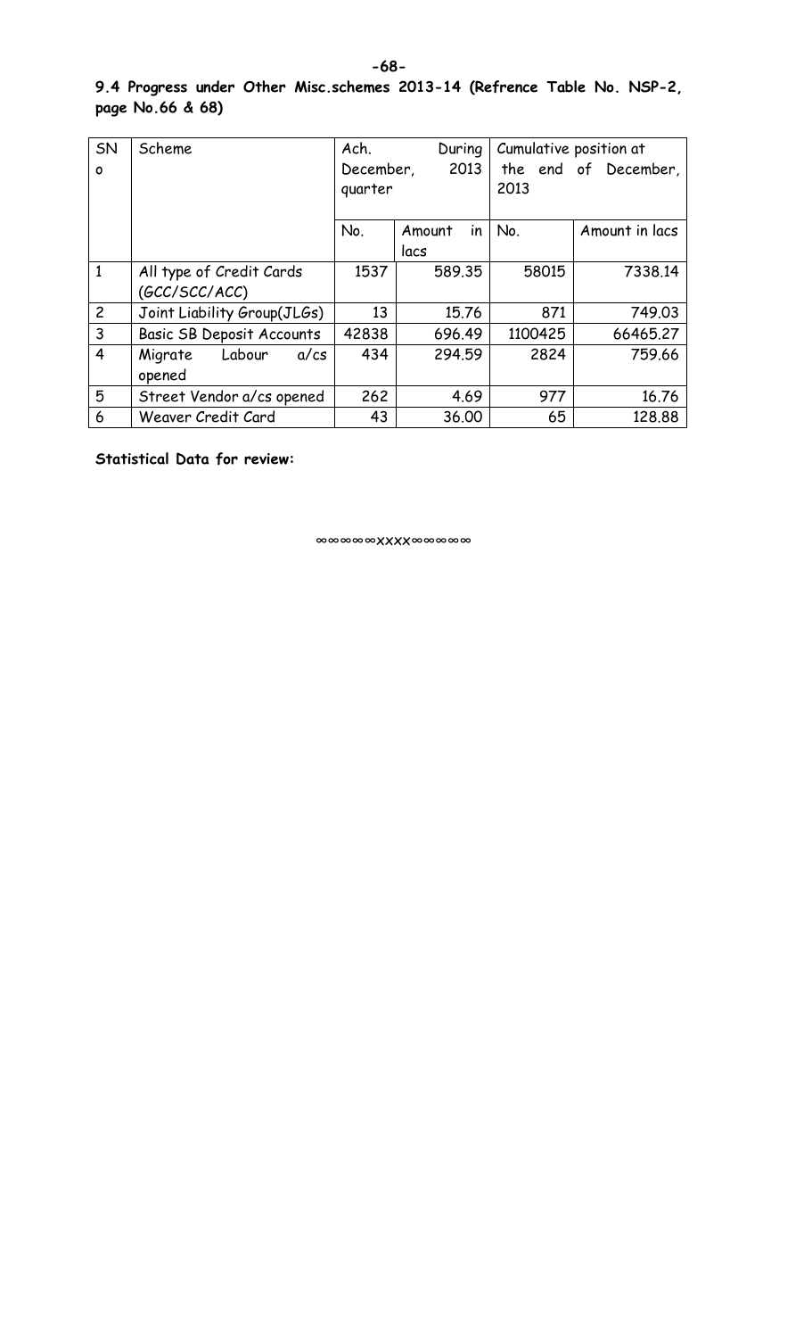### 9.4 Progress under Other Misc.schemes 2013-14 (Refrence Table No. NSP-2, page No.66 & 68)

| SNo | Scheme | Ach. During December, 2013 quarter | | Cumulative position at the end of December, 2013 | |
|---|---|---|---|---|---|
| | | No. | Amount in lacs | No. | Amount in lacs |
| 1 | All type of Credit Cards (GCC/SCC/ACC) | 1537 | 589.35 | 58015 | 7338.14 |
| 2 | Joint Liability Group(JLGs) | 13 | 15.76 | 871 | 749.03 |
| 3 | Basic SB Deposit Accounts | 42838 | 696.49 | 1100425 | 66465.27 |
| 4 | Migrate Labour a/cs opened | 434 | 294.59 | 2824 | 759.66 |
| 5 | Street Vendor a/cs opened | 262 | 4.69 | 977 | 16.76 |
| 6 | Weaver Credit Card | 43 | 36.00 | 65 | 128.88 |

**Statistical Data for review:**

∞∞∞∞∞xxxx∞∞∞∞∞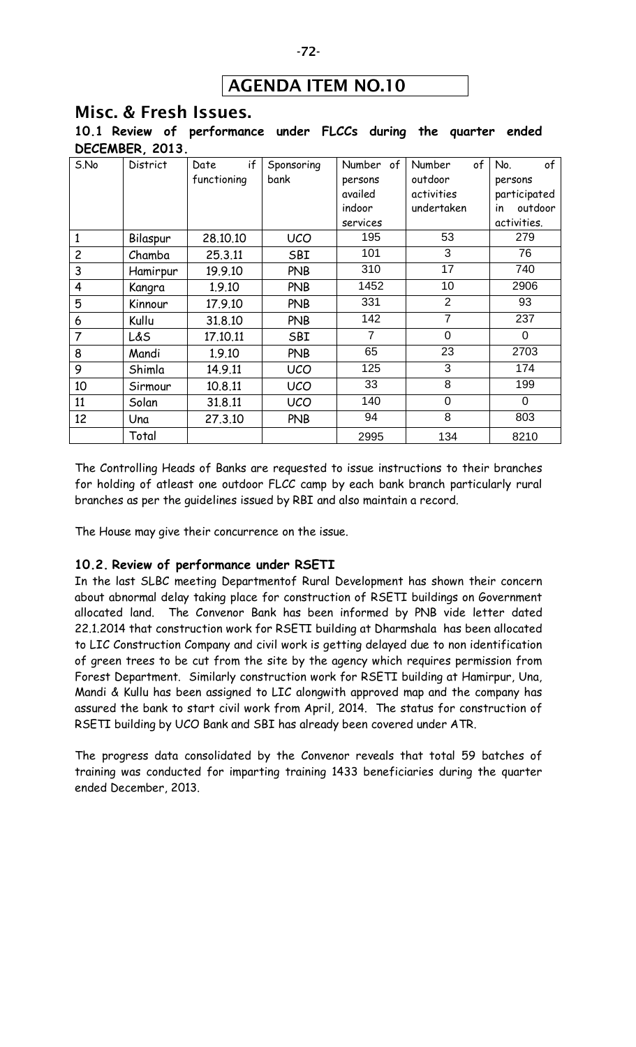# AGENDA ITEM NO.10

## Misc. & Fresh Issues.

### 10.1 Review of performance under FLCCs during the quarter ended DECEMBER, 2013.

| S.No | District | Date if functioning | Sponsoring bank | Number of persons availed indoor services | Number of outdoor activities undertaken | No. of persons participated in outdoor activities. |
|---|---|---|---|---|---|---|
| 1 | Bilaspur | 28.10.10 | UCO | 195 | 53 | 279 |
| 2 | Chamba | 25.3.11 | SBI | 101 | 3 | 76 |
| 3 | Hamirpur | 19.9.10 | PNB | 310 | 17 | 740 |
| 4 | Kangra | 1.9.10 | PNB | 1452 | 10 | 2906 |
| 5 | Kinnour | 17.9.10 | PNB | 331 | 2 | 93 |
| 6 | Kullu | 31.8.10 | PNB | 142 | 7 | 237 |
| 7 | L&S | 17.10.11 | SBI | 7 | 0 | 0 |
| 8 | Mandi | 1.9.10 | PNB | 65 | 23 | 2703 |
| 9 | Shimla | 14.9.11 | UCO | 125 | 3 | 174 |
| 10 | Sirmour | 10.8.11 | UCO | 33 | 8 | 199 |
| 11 | Solan | 31.8.11 | UCO | 140 | 0 | 0 |
| 12 | Una | 27.3.10 | PNB | 94 | 8 | 803 |
| | Total | | | 2995 | 134 | 8210 |

The Controlling Heads of Banks are requested to issue instructions to their branches for holding of atleast one outdoor FLCC camp by each bank branch particularly rural branches as per the guidelines issued by RBI and also maintain a record.

The House may give their concurrence on the issue.

### 10.2. Review of performance under RSETI

In the last SLBC meeting Departmentof Rural Development has shown their concern about abnormal delay taking place for construction of RSETI buildings on Government allocated land. The Convenor Bank has been informed by PNB vide letter dated 22.1.2014 that construction work for RSETI building at Dharmshala has been allocated to LIC Construction Company and civil work is getting delayed due to non identification of green trees to be cut from the site by the agency which requires permission from Forest Department. Similarly construction work for RSETI building at Hamirpur, Una, Mandi & Kullu has been assigned to LIC alongwith approved map and the company has assured the bank to start civil work from April, 2014. The status for construction of RSETI building by UCO Bank and SBI has already been covered under ATR.

The progress data consolidated by the Convenor reveals that total 59 batches of training was conducted for imparting training 1433 beneficiaries during the quarter ended December, 2013.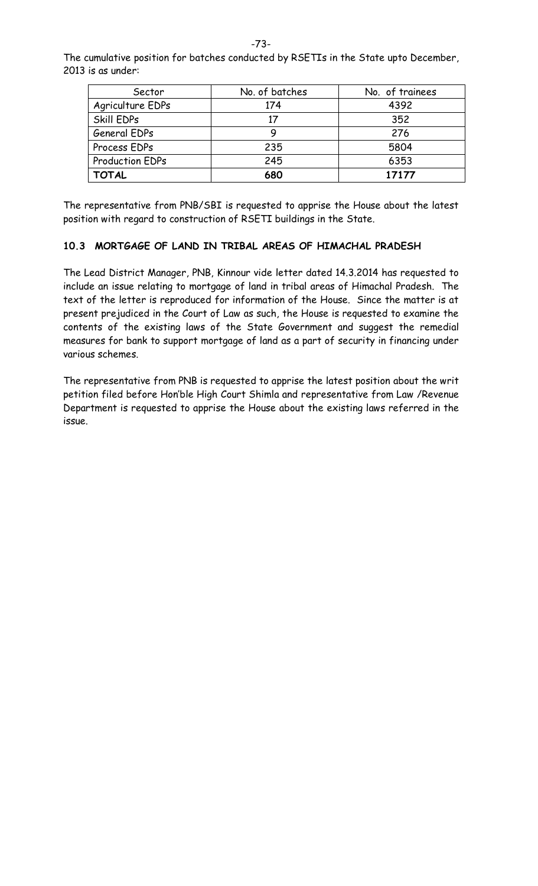The cumulative position for batches conducted by RSETIs in the State upto December, 2013 is as under:

| Sector | No. of batches | No. of trainees |
|---|---|---|
| Agriculture EDPs | 174 | 4392 |
| Skill EDPs | 17 | 352 |
| General EDPs | 9 | 276 |
| Process EDPs | 235 | 5804 |
| Production EDPs | 245 | 6353 |
| **TOTAL** | **680** | **17177** |

The representative from PNB/SBI is requested to apprise the House about the latest position with regard to construction of RSETI buildings in the State.

### 10.3 MORTGAGE OF LAND IN TRIBAL AREAS OF HIMACHAL PRADESH

The Lead District Manager, PNB, Kinnour vide letter dated 14.3.2014 has requested to include an issue relating to mortgage of land in tribal areas of Himachal Pradesh. The text of the letter is reproduced for information of the House. Since the matter is at present prejudiced in the Court of Law as such, the House is requested to examine the contents of the existing laws of the State Government and suggest the remedial measures for bank to support mortgage of land as a part of security in financing under various schemes.

The representative from PNB is requested to apprise the latest position about the writ petition filed before Hon'ble High Court Shimla and representative from Law /Revenue Department is requested to apprise the House about the existing laws referred in the issue.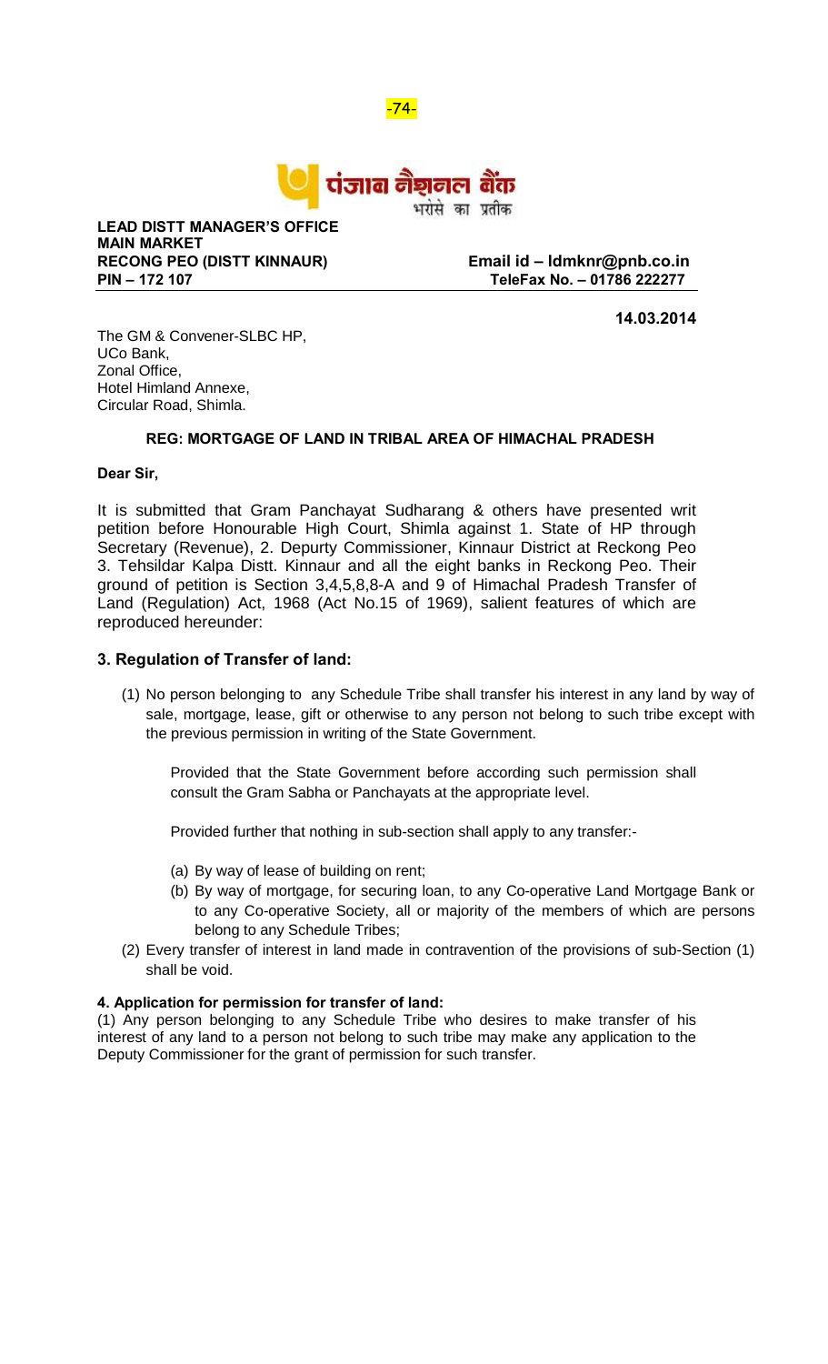पंजाब नैशनल बैंक
भरोसे का प्रतीक

**LEAD DISTT MANAGER'S OFFICE**
**MAIN MARKET**
**RECONG PEO (DISTT KINNAUR)** **Email id – ldmknr@pnb.co.in**
**PIN – 172 107** **TeleFax No. – 01786 222277**

**14.03.2014**

The GM & Convener-SLBC HP,
UCo Bank,
Zonal Office,
Hotel Himland Annexe,
Circular Road, Shimla.

**REG: MORTGAGE OF LAND IN TRIBAL AREA OF HIMACHAL PRADESH**

**Dear Sir,**

It is submitted that Gram Panchayat Sudharang & others have presented writ petition before Honourable High Court, Shimla against 1. State of HP through Secretary (Revenue), 2. Depurty Commissioner, Kinnaur District at Reckong Peo 3. Tehsildar Kalpa Distt. Kinnaur and all the eight banks in Reckong Peo. Their ground of petition is Section 3,4,5,8,8-A and 9 of Himachal Pradesh Transfer of Land (Regulation) Act, 1968 (Act No.15 of 1969), salient features of which are reproduced hereunder:

### 3. Regulation of Transfer of land:

(1) No person belonging to any Schedule Tribe shall transfer his interest in any land by way of sale, mortgage, lease, gift or otherwise to any person not belong to such tribe except with the previous permission in writing of the State Government.

Provided that the State Government before according such permission shall consult the Gram Sabha or Panchayats at the appropriate level.

Provided further that nothing in sub-section shall apply to any transfer:-

(a) By way of lease of building on rent;
(b) By way of mortgage, for securing loan, to any Co-operative Land Mortgage Bank or to any Co-operative Society, all or majority of the members of which are persons belong to any Schedule Tribes;

(2) Every transfer of interest in land made in contravention of the provisions of sub-Section (1) shall be void.

**4. Application for permission for transfer of land:**

(1) Any person belonging to any Schedule Tribe who desires to make transfer of his interest of any land to a person not belong to such tribe may make any application to the Deputy Commissioner for the grant of permission for such transfer.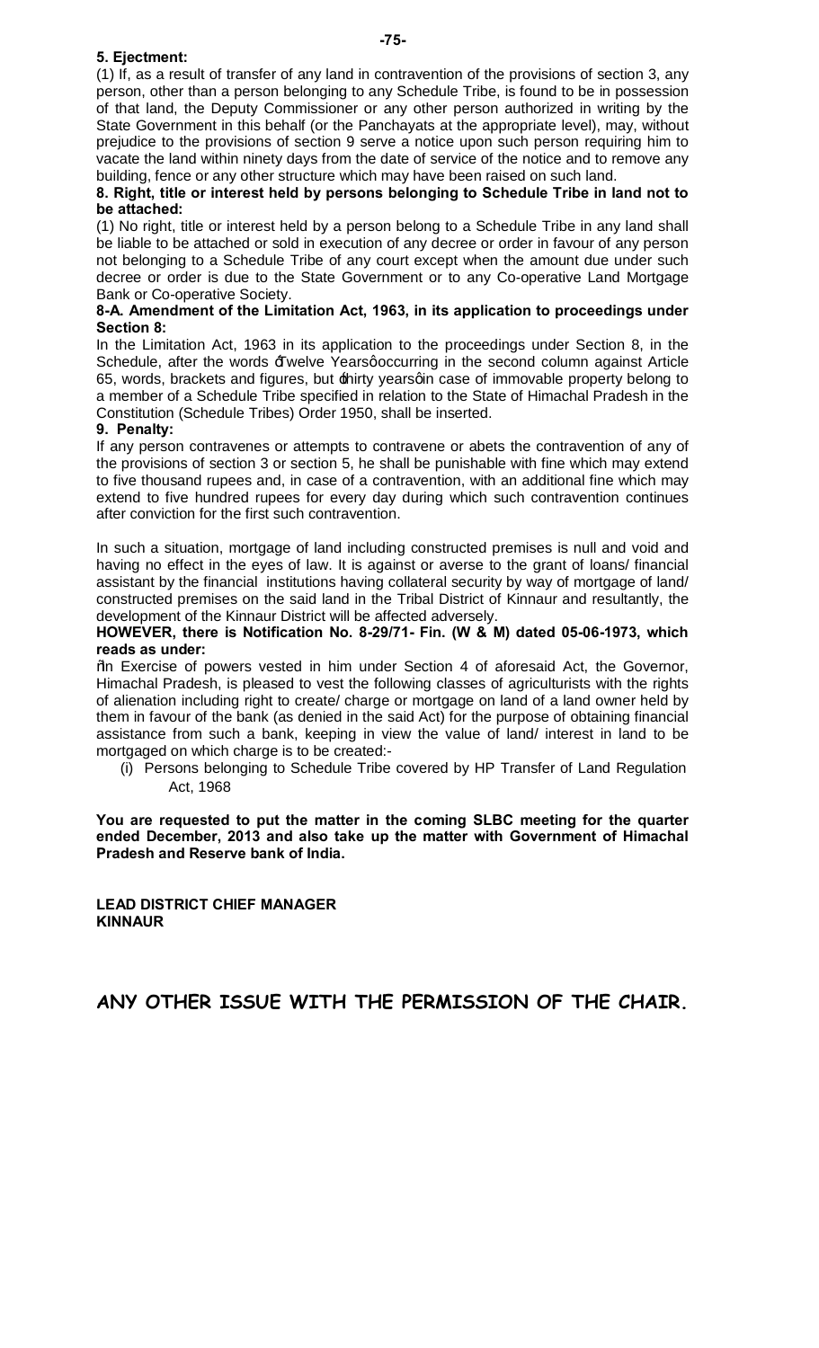**5. Ejectment:**

(1) If, as a result of transfer of any land in contravention of the provisions of section 3, any person, other than a person belonging to any Schedule Tribe, is found to be in possession of that land, the Deputy Commissioner or any other person authorized in writing by the State Government in this behalf (or the Panchayats at the appropriate level), may, without prejudice to the provisions of section 9 serve a notice upon such person requiring him to vacate the land within ninety days from the date of service of the notice and to remove any building, fence or any other structure which may have been raised on such land.

**8. Right, title or interest held by persons belonging to Schedule Tribe in land not to be attached:**

(1) No right, title or interest held by a person belong to a Schedule Tribe in any land shall be liable to be attached or sold in execution of any decree or order in favour of any person not belonging to a Schedule Tribe of any court except when the amount due under such decree or order is due to the State Government or to any Co-operative Land Mortgage Bank or Co-operative Society.

**8-A. Amendment of the Limitation Act, 1963, in its application to proceedings under Section 8:**

In the Limitation Act, 1963 in its application to the proceedings under Section 8, in the Schedule, after the words "Twelve Years" occurring in the second column against Article 65, words, brackets and figures, but 'thirty years' in case of immovable property belong to a member of a Schedule Tribe specified in relation to the State of Himachal Pradesh in the Constitution (Schedule Tribes) Order 1950, shall be inserted.

**9. Penalty:**

If any person contravenes or attempts to contravene or abets the contravention of any of the provisions of section 3 or section 5, he shall be punishable with fine which may extend to five thousand rupees and, in case of a contravention, with an additional fine which may extend to five hundred rupees for every day during which such contravention continues after conviction for the first such contravention.

In such a situation, mortgage of land including constructed premises is null and void and having no effect in the eyes of law. It is against or averse to the grant of loans/ financial assistant by the financial institutions having collateral security by way of mortgage of land/ constructed premises on the said land in the Tribal District of Kinnaur and resultantly, the development of the Kinnaur District will be affected adversely.

**HOWEVER, there is Notification No. 8-29/71- Fin. (W & M) dated 05-06-1973, which reads as under:**

"In Exercise of powers vested in him under Section 4 of aforesaid Act, the Governor, Himachal Pradesh, is pleased to vest the following classes of agriculturists with the rights of alienation including right to create/ charge or mortgage on land of a land owner held by them in favour of the bank (as denied in the said Act) for the purpose of obtaining financial assistance from such a bank, keeping in view the value of land/ interest in land to be mortgaged on which charge is to be created:-

(i) Persons belonging to Schedule Tribe covered by HP Transfer of Land Regulation Act, 1968

**You are requested to put the matter in the coming SLBC meeting for the quarter ended December, 2013 and also take up the matter with Government of Himachal Pradesh and Reserve bank of India.**

**LEAD DISTRICT CHIEF MANAGER**
**KINNAUR**

## ANY OTHER ISSUE WITH THE PERMISSION OF THE CHAIR.